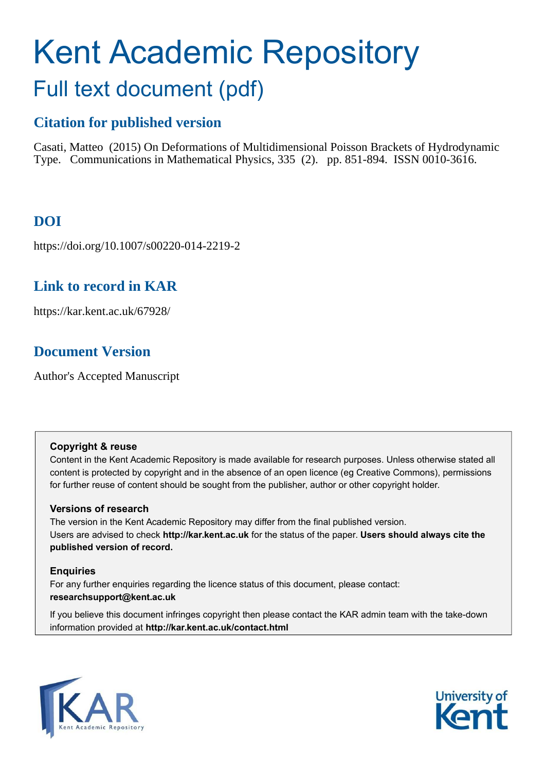# Kent Academic Repository

## Full text document (pdf)

### Citation for published version

Casati, Matteo (2015) On Deformations of Multidimensional Poisson Brackets of Hydrodynamic Type. Communications in Mathematical Physics, 335 (2). pp. 851-894. ISSN 0010-3616.

### DOI

https://doi.org/10.1007/s00220-014-2219-2

### Link to record in KAR

https://kar.kent.ac.uk/67928/

### Document Version

Author's Accepted Manuscript

**Copyright & reuse**

Content in the Kent Academic Repository is made available for research purposes. Unless otherwise stated all content is protected by copyright and in the absence of an open licence (eg Creative Commons), permissions for further reuse of content should be sought from the publisher, author or other copyright holder.

**Versions of research**

The version in the Kent Academic Repository may differ from the final published version. Users are advised to check **http://kar.kent.ac.uk** for the status of the paper. **Users should always cite the published version of record.**

**Enquiries**

For any further enquiries regarding the licence status of this document, please contact: **researchsupport@kent.ac.uk**

If you believe this document infringes copyright then please contact the KAR admin team with the take-down information provided at **http://kar.kent.ac.uk/contact.html**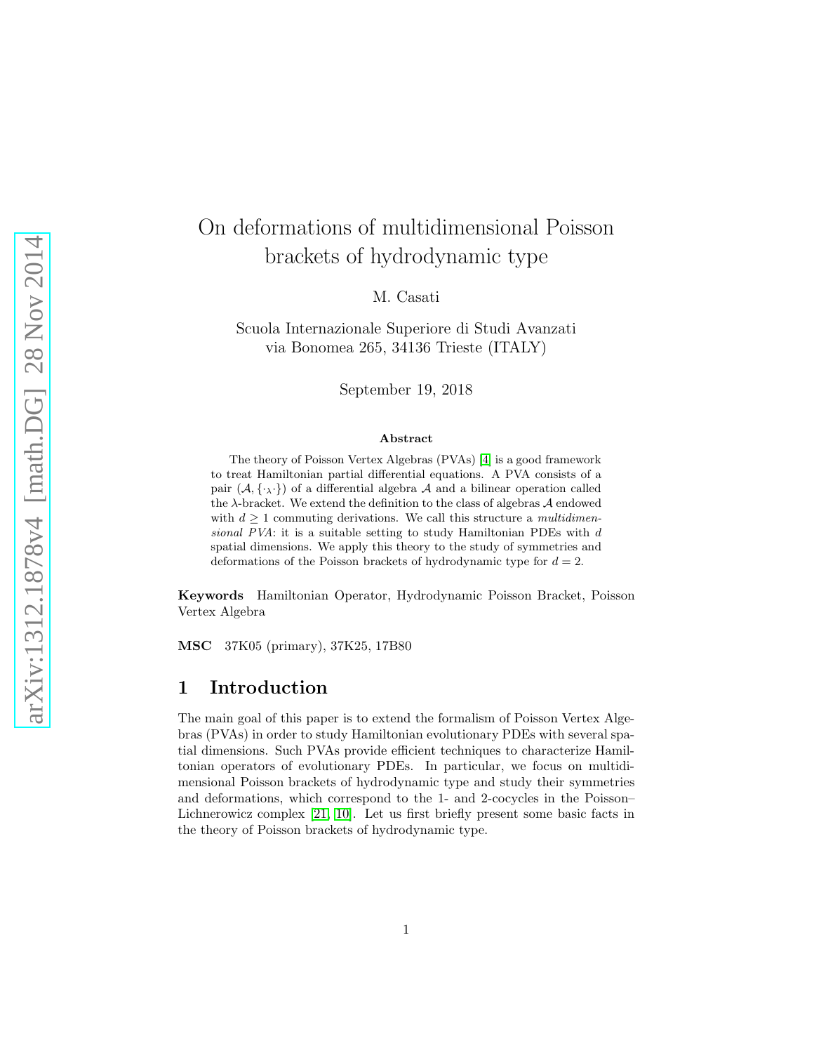# On deformations of multidimensional Poisson brackets of hydrodynamic type

M. Casati

Scuola Internazionale Superiore di Studi Avanzati
via Bonomea 265, 34136 Trieste (ITALY)

September 19, 2018

**Abstract**

The theory of Poisson Vertex Algebras (PVAs) [4] is a good framework to treat Hamiltonian partial differential equations. A PVA consists of a pair $(\mathcal{A}, \{\cdot_\lambda\cdot\})$ of a differential algebra $\mathcal{A}$ and a bilinear operation called the $\lambda$-bracket. We extend the definition to the class of algebras $\mathcal{A}$ endowed with $d \geq 1$ commuting derivations. We call this structure a *multidimensional PVA*: it is a suitable setting to study Hamiltonian PDEs with $d$ spatial dimensions. We apply this theory to the study of symmetries and deformations of the Poisson brackets of hydrodynamic type for $d = 2$.

**Keywords** Hamiltonian Operator, Hydrodynamic Poisson Bracket, Poisson Vertex Algebra

**MSC** 37K05 (primary), 37K25, 17B80

## 1 Introduction

The main goal of this paper is to extend the formalism of Poisson Vertex Algebras (PVAs) in order to study Hamiltonian evolutionary PDEs with several spatial dimensions. Such PVAs provide efficient techniques to characterize Hamiltonian operators of evolutionary PDEs. In particular, we focus on multidimensional Poisson brackets of hydrodynamic type and study their symmetries and deformations, which correspond to the 1- and 2-cocycles in the Poisson–Lichnerowicz complex [21, 10]. Let us first briefly present some basic facts in the theory of Poisson brackets of hydrodynamic type.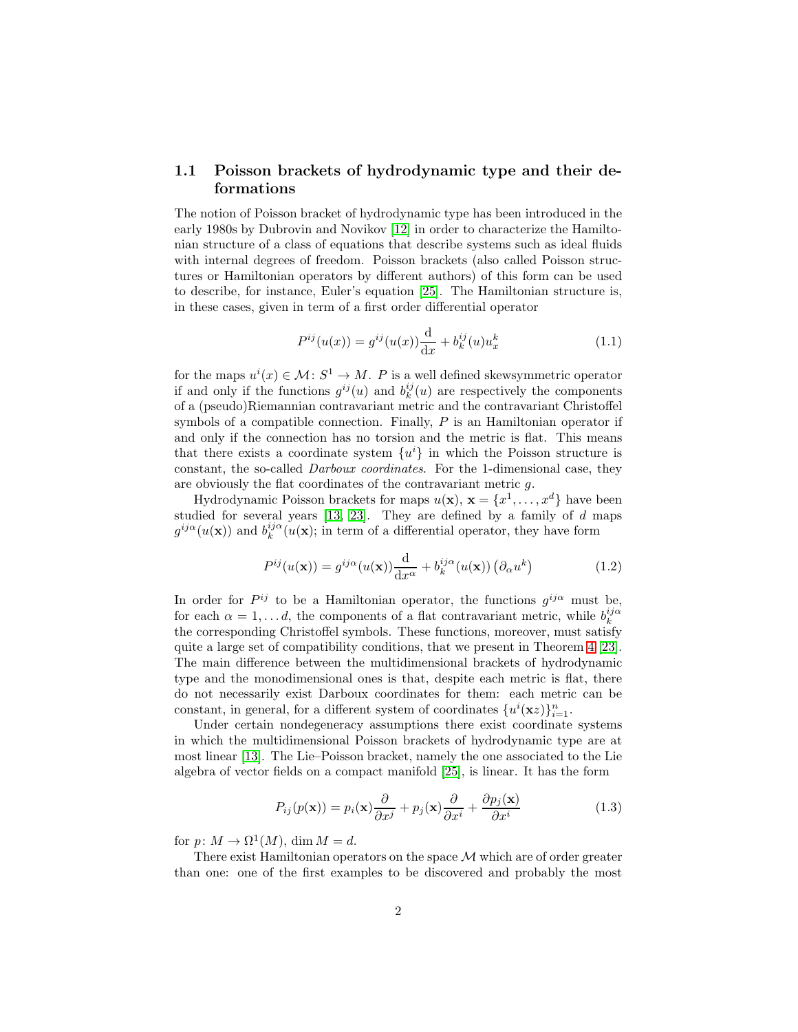### 1.1 Poisson brackets of hydrodynamic type and their deformations

The notion of Poisson bracket of hydrodynamic type has been introduced in the early 1980s by Dubrovin and Novikov [12] in order to characterize the Hamiltonian structure of a class of equations that describe systems such as ideal fluids with internal degrees of freedom. Poisson brackets (also called Poisson structures or Hamiltonian operators by different authors) of this form can be used to describe, for instance, Euler's equation [25]. The Hamiltonian structure is, in these cases, given in term of a first order differential operator

$$P^{ij}(u(x)) = g^{ij}(u(x))\frac{\mathrm{d}}{\mathrm{d}x} + b^{ij}_k(u)u^k_x \tag{1.1}$$

for the maps $u^i(x) \in \mathcal{M}\colon S^1 \to M$. $P$ is a well defined skewsymmetric operator if and only if the functions $g^{ij}(u)$ and $b^{ij}_k(u)$ are respectively the components of a (pseudo)Riemannian contravariant metric and the contravariant Christoffel symbols of a compatible connection. Finally, $P$ is an Hamiltonian operator if and only if the connection has no torsion and the metric is flat. This means that there exists a coordinate system $\{u^i\}$ in which the Poisson structure is constant, the so-called *Darboux coordinates*. For the 1-dimensional case, they are obviously the flat coordinates of the contravariant metric $g$.

Hydrodynamic Poisson brackets for maps $u(\mathbf{x})$, $\mathbf{x} = \{x^1, \dots, x^d\}$ have been studied for several years [13, 23]. They are defined by a family of $d$ maps $g^{ij\alpha}(u(\mathbf{x}))$ and $b^{ij\alpha}_k(u(\mathbf{x})$; in term of a differential operator, they have form

$$P^{ij}(u(\mathbf{x})) = g^{ij\alpha}(u(\mathbf{x}))\frac{\mathrm{d}}{\mathrm{d}x^\alpha} + b^{ij\alpha}_k(u(\mathbf{x}))\left(\partial_\alpha u^k\right) \tag{1.2}$$

In order for $P^{ij}$ to be a Hamiltonian operator, the functions $g^{ij\alpha}$ must be, for each $\alpha = 1, \dots d$, the components of a flat contravariant metric, while $b^{ij\alpha}_k$ the corresponding Christoffel symbols. These functions, moreover, must satisfy quite a large set of compatibility conditions, that we present in Theorem 4 [23]. The main difference between the multidimensional brackets of hydrodynamic type and the monodimensional ones is that, despite each metric is flat, there do not necessarily exist Darboux coordinates for them: each metric can be constant, in general, for a different system of coordinates $\{u^i(\mathbf{x}z)\}_{i=1}^n$.

Under certain nondegeneracy assumptions there exist coordinate systems in which the multidimensional Poisson brackets of hydrodynamic type are at most linear [13]. The Lie–Poisson bracket, namely the one associated to the Lie algebra of vector fields on a compact manifold [25], is linear. It has the form

$$P_{ij}(p(\mathbf{x})) = p_i(\mathbf{x})\frac{\partial}{\partial x^j} + p_j(\mathbf{x})\frac{\partial}{\partial x^i} + \frac{\partial p_j(\mathbf{x})}{\partial x^i} \tag{1.3}$$

for $p\colon M \to \Omega^1(M)$, $\dim M = d$.

There exist Hamiltonian operators on the space $\mathcal{M}$ which are of order greater than one: one of the first examples to be discovered and probably the most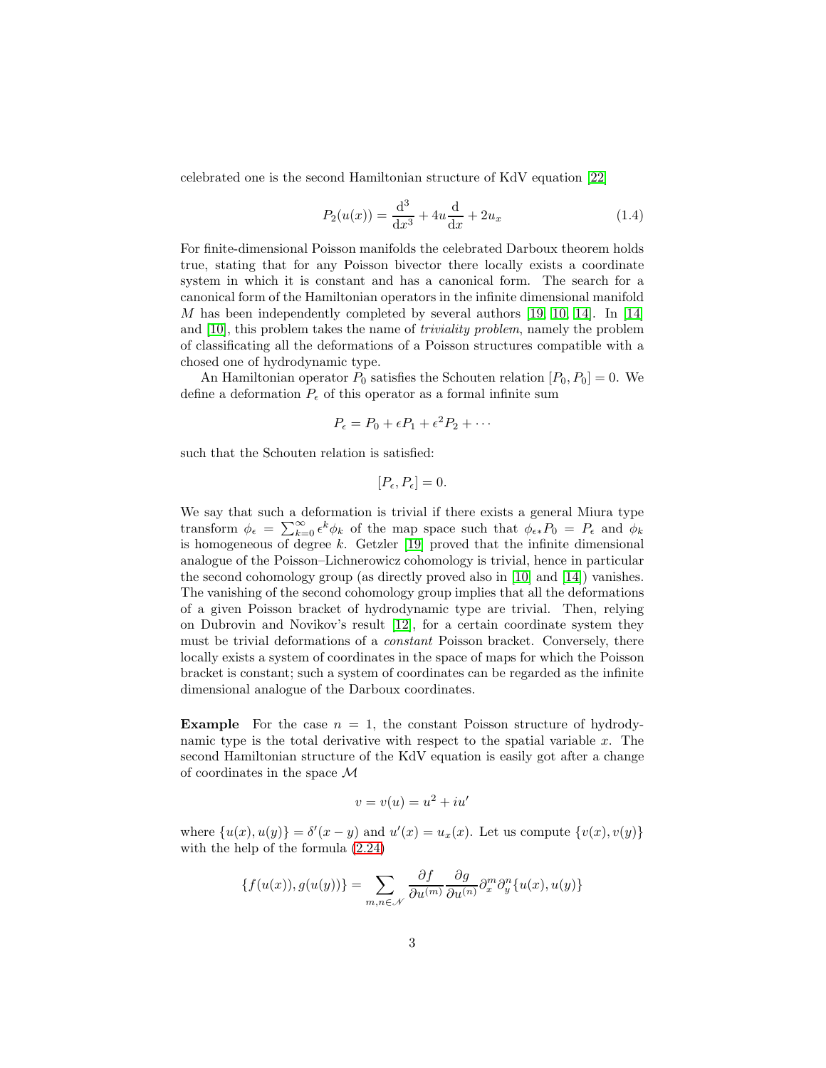celebrated one is the second Hamiltonian structure of KdV equation [22]

$$P_2(u(x)) = \frac{\mathrm{d}^3}{\mathrm{d}x^3} + 4u\frac{\mathrm{d}}{\mathrm{d}x} + 2u_x \tag{1.4}$$

For finite-dimensional Poisson manifolds the celebrated Darboux theorem holds true, stating that for any Poisson bivector there locally exists a coordinate system in which it is constant and has a canonical form. The search for a canonical form of the Hamiltonian operators in the infinite dimensional manifold $M$ has been independently completed by several authors [19, 10, 14]. In [14] and [10], this problem takes the name of *triviality problem*, namely the problem of classificating all the deformations of a Poisson structures compatible with a chosed one of hydrodynamic type.

An Hamiltonian operator $P_0$ satisfies the Schouten relation $[P_0, P_0] = 0$. We define a deformation $P_\epsilon$ of this operator as a formal infinite sum

$$P_\epsilon = P_0 + \epsilon P_1 + \epsilon^2 P_2 + \cdots$$

such that the Schouten relation is satisfied:

$$[P_\epsilon, P_\epsilon] = 0.$$

We say that such a deformation is trivial if there exists a general Miura type transform $\phi_\epsilon = \sum_{k=0}^{\infty} \epsilon^k \phi_k$ of the map space such that $\phi_{\epsilon *} P_0 = P_\epsilon$ and $\phi_k$ is homogeneous of degree $k$. Getzler [19] proved that the infinite dimensional analogue of the Poisson–Lichnerowicz cohomology is trivial, hence in particular the second cohomology group (as directly proved also in [10] and [14]) vanishes. The vanishing of the second cohomology group implies that all the deformations of a given Poisson bracket of hydrodynamic type are trivial. Then, relying on Dubrovin and Novikov's result [12], for a certain coordinate system they must be trivial deformations of a *constant* Poisson bracket. Conversely, there locally exists a system of coordinates in the space of maps for which the Poisson bracket is constant; such a system of coordinates can be regarded as the infinite dimensional analogue of the Darboux coordinates.

**Example** For the case $n = 1$, the constant Poisson structure of hydrodynamic type is the total derivative with respect to the spatial variable $x$. The second Hamiltonian structure of the KdV equation is easily got after a change of coordinates in the space $\mathcal{M}$

$$v = v(u) = u^2 + iu'$$

where $\{u(x), u(y)\} = \delta'(x - y)$ and $u'(x) = u_x(x)$. Let us compute $\{v(x), v(y)\}$ with the help of the formula (2.24)

$$\{f(u(x)), g(u(y))\} = \sum_{m,n \in \mathscr{N}} \frac{\partial f}{\partial u^{(m)}} \frac{\partial g}{\partial u^{(n)}} \partial_x^m \partial_y^n \{u(x), u(y)\}$$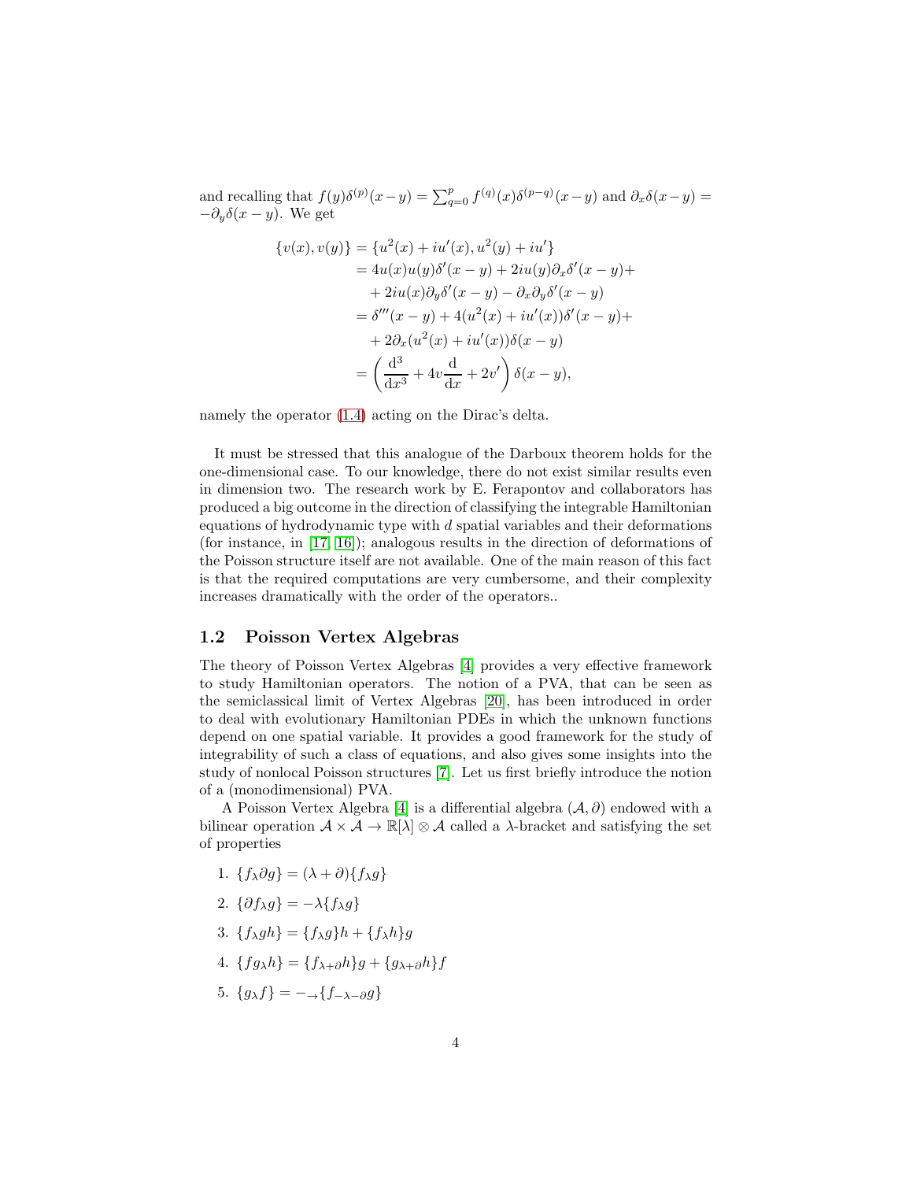and recalling that $f(y)\delta^{(p)}(x-y) = \sum_{q=0}^{p} f^{(q)}(x)\delta^{(p-q)}(x-y)$ and $\partial_x \delta(x-y) = -\partial_y \delta(x-y)$. We get

$$
\begin{aligned}
\{v(x), v(y)\} &= \{u^2(x) + iu'(x), u^2(y) + iu'\} \\
&= 4u(x)u(y)\delta'(x-y) + 2iu(y)\partial_x\delta'(x-y) + \\
&\quad + 2iu(x)\partial_y\delta'(x-y) - \partial_x\partial_y\delta'(x-y) \\
&= \delta'''(x-y) + 4(u^2(x) + iu'(x))\delta'(x-y) + \\
&\quad + 2\partial_x(u^2(x) + iu'(x))\delta(x-y) \\
&= \left(\frac{\mathrm{d}^3}{\mathrm{d}x^3} + 4v\frac{\mathrm{d}}{\mathrm{d}x} + 2v'\right)\delta(x-y),
\end{aligned}
$$

namely the operator (1.4) acting on the Dirac's delta.

It must be stressed that this analogue of the Darboux theorem holds for the one-dimensional case. To our knowledge, there do not exist similar results even in dimension two. The research work by E. Ferapontov and collaborators has produced a big outcome in the direction of classifying the integrable Hamiltonian equations of hydrodynamic type with $d$ spatial variables and their deformations (for instance, in [17, 16]); analogous results in the direction of deformations of the Poisson structure itself are not available. One of the main reason of this fact is that the required computations are very cumbersome, and their complexity increases dramatically with the order of the operators..

## 1.2 Poisson Vertex Algebras

The theory of Poisson Vertex Algebras [4] provides a very effective framework to study Hamiltonian operators. The notion of a PVA, that can be seen as the semiclassical limit of Vertex Algebras [20], has been introduced in order to deal with evolutionary Hamiltonian PDEs in which the unknown functions depend on one spatial variable. It provides a good framework for the study of integrability of such a class of equations, and also gives some insights into the study of nonlocal Poisson structures [7]. Let us first briefly introduce the notion of a (monodimensional) PVA.

A Poisson Vertex Algebra [4] is a differential algebra $(\mathcal{A}, \partial)$ endowed with a bilinear operation $\mathcal{A} \times \mathcal{A} \to \mathbb{R}[\lambda] \otimes \mathcal{A}$ called a $\lambda$-bracket and satisfying the set of properties

1. $\{f_\lambda \partial g\} = (\lambda + \partial)\{f_\lambda g\}$
2. $\{\partial f_\lambda g\} = -\lambda\{f_\lambda g\}$
3. $\{f_\lambda gh\} = \{f_\lambda g\}h + \{f_\lambda h\}g$
4. $\{fg_\lambda h\} = \{f_{\lambda+\partial} h\}g + \{g_{\lambda+\partial} h\}f$
5. $\{g_\lambda f\} = -{}_{\to}\{f_{-\lambda-\partial} g\}$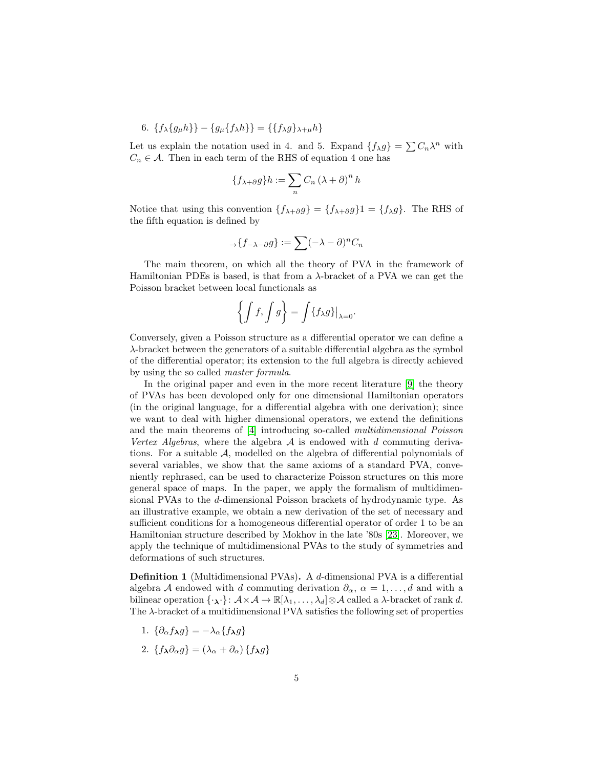6. $\{f_\lambda\{g_\mu h\}\} - \{g_\mu\{f_\lambda h\}\} = \{\{f_\lambda g\}_{\lambda+\mu} h\}$

Let us explain the notation used in 4. and 5. Expand $\{f_\lambda g\} = \sum C_n \lambda^n$ with $C_n \in \mathcal{A}$. Then in each term of the RHS of equation 4 one has

$$\{f_{\lambda+\partial} g\}h := \sum_n C_n \left(\lambda + \partial\right)^n h$$

Notice that using this convention $\{f_{\lambda+\partial} g\} = \{f_{\lambda+\partial} g\}1 = \{f_\lambda g\}$. The RHS of the fifth equation is defined by

$${}_{\to}\{f_{-\lambda-\partial} g\} := \sum (-\lambda - \partial)^n C_n$$

The main theorem, on which all the theory of PVA in the framework of Hamiltonian PDEs is based, is that from a $\lambda$-bracket of a PVA we can get the Poisson bracket between local functionals as

$$\left\{ \int f, \int g \right\} = \int \{f_\lambda g\}\big|_{\lambda=0}.$$

Conversely, given a Poisson structure as a differential operator we can define a $\lambda$-bracket between the generators of a suitable differential algebra as the symbol of the differential operator; its extension to the full algebra is directly achieved by using the so called *master formula*.

In the original paper and even in the more recent literature [9] the theory of PVAs has been devoloped only for one dimensional Hamiltonian operators (in the original language, for a differential algebra with one derivation); since we want to deal with higher dimensional operators, we extend the definitions and the main theorems of [4] introducing so-called *multidimensional Poisson Vertex Algebras*, where the algebra $\mathcal{A}$ is endowed with $d$ commuting derivations. For a suitable $\mathcal{A}$, modelled on the algebra of differential polynomials of several variables, we show that the same axioms of a standard PVA, conveniently rephrased, can be used to characterize Poisson structures on this more general space of maps. In the paper, we apply the formalism of multidimensional PVAs to the $d$-dimensional Poisson brackets of hydrodynamic type. As an illustrative example, we obtain a new derivation of the set of necessary and sufficient conditions for a homogeneous differential operator of order 1 to be an Hamiltonian structure described by Mokhov in the late '80s [23]. Moreover, we apply the technique of multidimensional PVAs to the study of symmetries and deformations of such structures.

**Definition 1** (Multidimensional PVAs)**.** A $d$-dimensional PVA is a differential algebra $\mathcal{A}$ endowed with $d$ commuting derivation $\partial_\alpha$, $\alpha = 1, \ldots, d$ and with a bilinear operation $\{\cdot_{\boldsymbol{\lambda}}\cdot\} \colon \mathcal{A} \times \mathcal{A} \to \mathbb{R}[\lambda_1, \ldots, \lambda_d] \otimes \mathcal{A}$ called a $\lambda$-bracket of rank $d$. The $\lambda$-bracket of a multidimensional PVA satisfies the following set of properties

1. $\{\partial_\alpha f_{\boldsymbol{\lambda}} g\} = -\lambda_\alpha \{f_{\boldsymbol{\lambda}} g\}$
2. $\{f_{\boldsymbol{\lambda}} \partial_\alpha g\} = (\lambda_\alpha + \partial_\alpha)\{f_{\boldsymbol{\lambda}} g\}$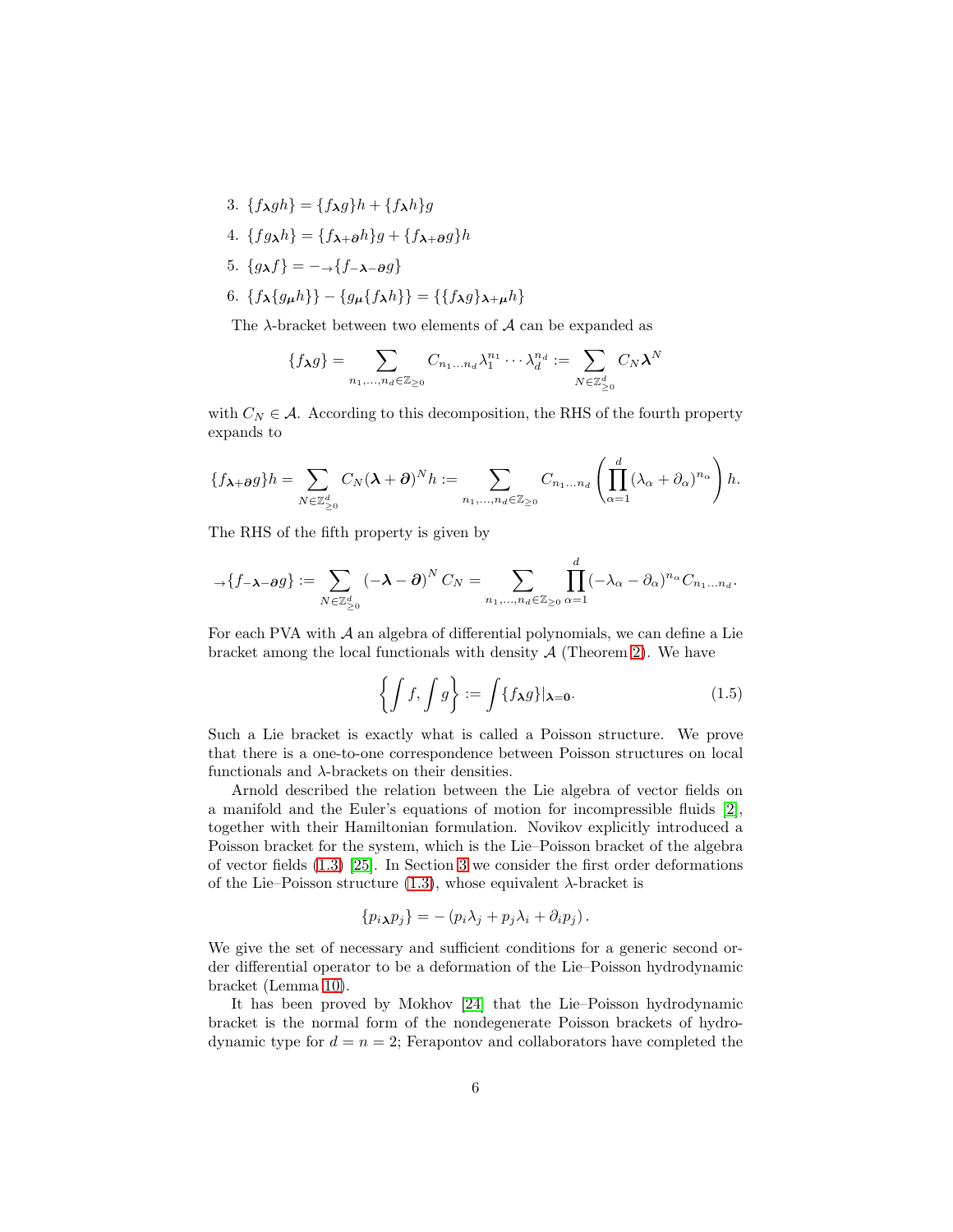3. $\{f_{\boldsymbol{\lambda}} gh\} = \{f_{\boldsymbol{\lambda}} g\}h + \{f_{\boldsymbol{\lambda}} h\}g$
4. $\{fg_{\boldsymbol{\lambda}} h\} = \{f_{\boldsymbol{\lambda}+\boldsymbol{\partial}} h\}g + \{f_{\boldsymbol{\lambda}+\boldsymbol{\partial}} g\}h$
5. $\{g_{\boldsymbol{\lambda}} f\} = -_{\rightarrow}\{f_{-\boldsymbol{\lambda}-\boldsymbol{\partial}} g\}$
6. $\{f_{\boldsymbol{\lambda}}\{g_{\boldsymbol{\mu}} h\}\} - \{g_{\boldsymbol{\mu}}\{f_{\boldsymbol{\lambda}} h\}\} = \{\{f_{\boldsymbol{\lambda}} g\}_{\boldsymbol{\lambda}+\boldsymbol{\mu}} h\}$

The $\lambda$-bracket between two elements of $\mathcal{A}$ can be expanded as

$$\{f_{\boldsymbol{\lambda}} g\} = \sum_{n_1,\ldots,n_d \in \mathbb{Z}_{\geq 0}} C_{n_1\ldots n_d} \lambda_1^{n_1} \cdots \lambda_d^{n_d} := \sum_{N \in \mathbb{Z}^d_{\geq 0}} C_N \boldsymbol{\lambda}^N$$

with $C_N \in \mathcal{A}$. According to this decomposition, the RHS of the fourth property expands to

$$\{f_{\boldsymbol{\lambda}+\boldsymbol{\partial}} g\}h = \sum_{N \in \mathbb{Z}^d_{\geq 0}} C_N (\boldsymbol{\lambda}+\boldsymbol{\partial})^N h := \sum_{n_1,\ldots,n_d \in \mathbb{Z}_{\geq 0}} C_{n_1\ldots n_d} \left( \prod_{\alpha=1}^{d} (\lambda_\alpha + \partial_\alpha)^{n_\alpha} \right) h.$$

The RHS of the fifth property is given by

$$_{\rightarrow}\{f_{-\boldsymbol{\lambda}-\boldsymbol{\partial}} g\} := \sum_{N \in \mathbb{Z}^d_{\geq 0}} \left(-\boldsymbol{\lambda}-\boldsymbol{\partial}\right)^N C_N = \sum_{n_1,\ldots,n_d \in \mathbb{Z}_{\geq 0}} \prod_{\alpha=1}^{d} (-\lambda_\alpha - \partial_\alpha)^{n_\alpha} C_{n_1\ldots n_d}.$$

For each PVA with $\mathcal{A}$ an algebra of differential polynomials, we can define a Lie bracket among the local functionals with density $\mathcal{A}$ (Theorem 2). We have

$$\left\{ \int f, \int g \right\} := \int \{f_{\boldsymbol{\lambda}} g\}|_{\boldsymbol{\lambda}=\mathbf{0}}. \tag{1.5}$$

Such a Lie bracket is exactly what is called a Poisson structure. We prove that there is a one-to-one correspondence between Poisson structures on local functionals and $\lambda$-brackets on their densities.

Arnold described the relation between the Lie algebra of vector fields on a manifold and the Euler's equations of motion for incompressible fluids [2], together with their Hamiltonian formulation. Novikov explicitly introduced a Poisson bracket for the system, which is the Lie–Poisson bracket of the algebra of vector fields (1.3) [25]. In Section 3 we consider the first order deformations of the Lie–Poisson structure (1.3), whose equivalent $\lambda$-bracket is

$$\{p_{i\boldsymbol{\lambda}} p_j\} = -\left(p_i \lambda_j + p_j \lambda_i + \partial_i p_j\right).$$

We give the set of necessary and sufficient conditions for a generic second order differential operator to be a deformation of the Lie–Poisson hydrodynamic bracket (Lemma 10).

It has been proved by Mokhov [24] that the Lie–Poisson hydrodynamic bracket is the normal form of the nondegenerate Poisson brackets of hydrodynamic type for $d = n = 2$; Ferapontov and collaborators have completed the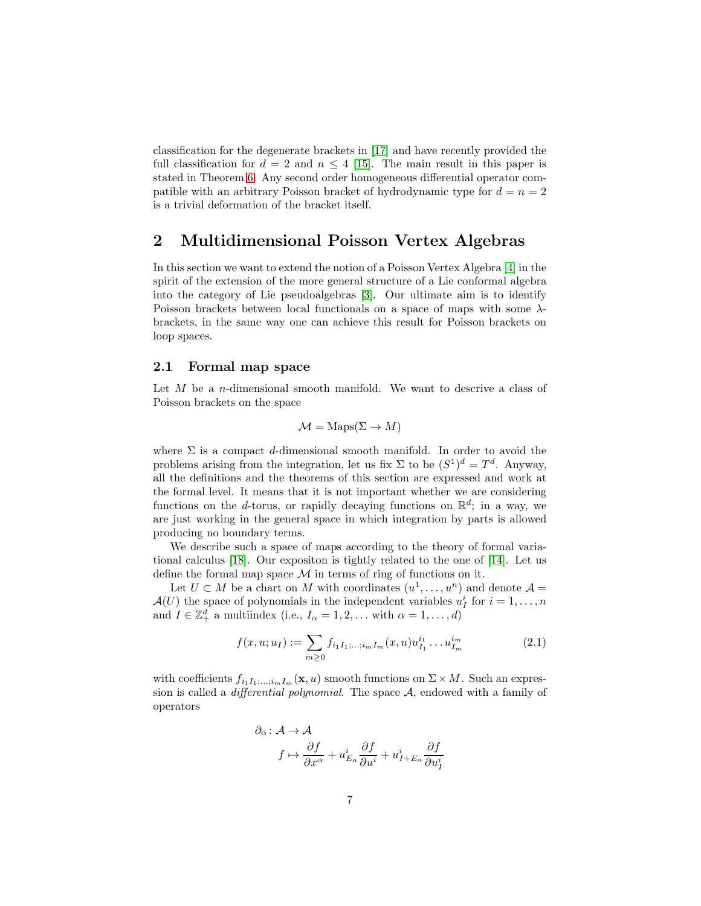classification for the degenerate brackets in [17] and have recently provided the full classification for $d = 2$ and $n \leq 4$ [15]. The main result in this paper is stated in Theorem 6. Any second order homogeneous differential operator compatible with an arbitrary Poisson bracket of hydrodynamic type for $d = n = 2$ is a trivial deformation of the bracket itself.

## 2 Multidimensional Poisson Vertex Algebras

In this section we want to extend the notion of a Poisson Vertex Algebra [4] in the spirit of the extension of the more general structure of a Lie conformal algebra into the category of Lie pseudoalgebras [3]. Our ultimate aim is to identify Poisson brackets between local functionals on a space of maps with some $\lambda$-brackets, in the same way one can achieve this result for Poisson brackets on loop spaces.

### 2.1 Formal map space

Let $M$ be a $n$-dimensional smooth manifold. We want to descrive a class of Poisson brackets on the space

$$\mathcal{M} = \mathrm{Maps}(\Sigma \to M)$$

where $\Sigma$ is a compact $d$-dimensional smooth manifold. In order to avoid the problems arising from the integration, let us fix $\Sigma$ to be $(S^1)^d = T^d$. Anyway, all the definitions and the theorems of this section are expressed and work at the formal level. It means that it is not important whether we are considering functions on the $d$-torus, or rapidly decaying functions on $\mathbb{R}^d$; in a way, we are just working in the general space in which integration by parts is allowed producing no boundary terms.

We describe such a space of maps according to the theory of formal variational calculus [18]. Our expositon is tightly related to the one of [14]. Let us define the formal map space $\mathcal{M}$ in terms of ring of functions on it.

Let $U \subset M$ be a chart on $M$ with coordinates $(u^1, \ldots, u^n)$ and denote $\mathcal{A} = \mathcal{A}(U)$ the space of polynomials in the independent variables $u^i_I$ for $i = 1, \ldots, n$ and $I \in \mathbb{Z}^d_+$ a multiindex (i.e., $I_\alpha = 1, 2, \ldots$ with $\alpha = 1, \ldots, d$)

$$f(x, u; u_I) := \sum_{m \geq 0} f_{i_1 I_1; \ldots; i_m I_m}(x, u) u^{i_1}_{I_1} \ldots u^{i_m}_{I_m} \tag{2.1}$$

with coefficients $f_{i_1 I_1; \ldots; i_m I_m}(\mathbf{x}, u)$ smooth functions on $\Sigma \times M$. Such an expression is called a *differential polynomial*. The space $\mathcal{A}$, endowed with a family of operators

$$\begin{aligned}
\partial_\alpha \colon \mathcal{A} &\to \mathcal{A} \\
f &\mapsto \frac{\partial f}{\partial x^\alpha} + u^i_{E_\alpha} \frac{\partial f}{\partial u^i} + u^i_{I + E_\alpha} \frac{\partial f}{\partial u^i_I}
\end{aligned}$$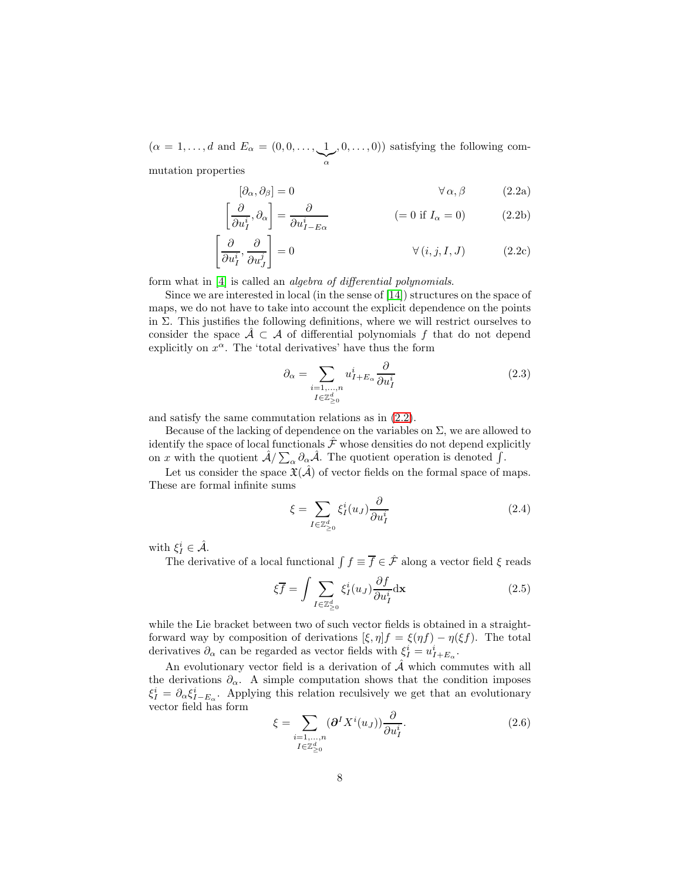($\alpha = 1, \ldots, d$ and $E_\alpha = (0, 0, \ldots, \underbrace{1}_{\alpha}, 0, \ldots, 0)$) satisfying the following commutation properties

$$[\partial_\alpha, \partial_\beta] = 0 \qquad \forall\, \alpha, \beta \tag{2.2a}$$

$$\left[\frac{\partial}{\partial u^i_I}, \partial_\alpha\right] = \frac{\partial}{\partial u^i_{I-E\alpha}} \qquad (= 0 \text{ if } I_\alpha = 0) \tag{2.2b}$$

$$\left[\frac{\partial}{\partial u^i_I}, \frac{\partial}{\partial u^j_J}\right] = 0 \qquad \forall\, (i, j, I, J) \tag{2.2c}$$

form what in [4] is called an *algebra of differential polynomials*.

Since we are interested in local (in the sense of [14]) structures on the space of maps, we do not have to take into account the explicit dependence on the points in $\Sigma$. This justifies the following definitions, where we will restrict ourselves to consider the space $\hat{\mathcal{A}} \subset \mathcal{A}$ of differential polynomials $f$ that do not depend explicitly on $x^\alpha$. The 'total derivatives' have thus the form

$$\partial_\alpha = \sum_{\substack{i=1,\ldots,n \\ I \in \mathbb{Z}^d_{\geq 0}}} u^i_{I+E_\alpha} \frac{\partial}{\partial u^i_I} \tag{2.3}$$

and satisfy the same commutation relations as in (2.2).

Because of the lacking of dependence on the variables on $\Sigma$, we are allowed to identify the space of local functionals $\hat{\mathcal{F}}$ whose densities do not depend explicitly on $x$ with the quotient $\hat{\mathcal{A}} / \sum_\alpha \partial_\alpha \hat{\mathcal{A}}$. The quotient operation is denoted $\int$.

Let us consider the space $\mathfrak{X}(\hat{\mathcal{A}})$ of vector fields on the formal space of maps. These are formal infinite sums

$$\xi = \sum_{I \in \mathbb{Z}^d_{\geq 0}} \xi^i_I(u_J) \frac{\partial}{\partial u^i_I} \tag{2.4}$$

with $\xi^i_I \in \hat{\mathcal{A}}$.

The derivative of a local functional $\int f \equiv \overline{f} \in \hat{\mathcal{F}}$ along a vector field $\xi$ reads

$$\xi \overline{f} = \int \sum_{I \in \mathbb{Z}^d_{\geq 0}} \xi^i_I(u_J) \frac{\partial f}{\partial u^i_I} \mathrm{d}\mathbf{x} \tag{2.5}$$

while the Lie bracket between two of such vector fields is obtained in a straightforward way by composition of derivations $[\xi, \eta] f = \xi(\eta f) - \eta(\xi f)$. The total derivatives $\partial_\alpha$ can be regarded as vector fields with $\xi^i_I = u^i_{I+E_\alpha}$.

An evolutionary vector field is a derivation of $\hat{\mathcal{A}}$ which commutes with all the derivations $\partial_\alpha$. A simple computation shows that the condition imposes $\xi^i_I = \partial_\alpha \xi^i_{I-E_\alpha}$. Applying this relation reculsively we get that an evolutionary vector field has form

$$\xi = \sum_{\substack{i=1,\ldots,n \\ I \in \mathbb{Z}^d_{\geq 0}}} (\boldsymbol{\partial}^I X^i(u_J)) \frac{\partial}{\partial u^i_I}. \tag{2.6}$$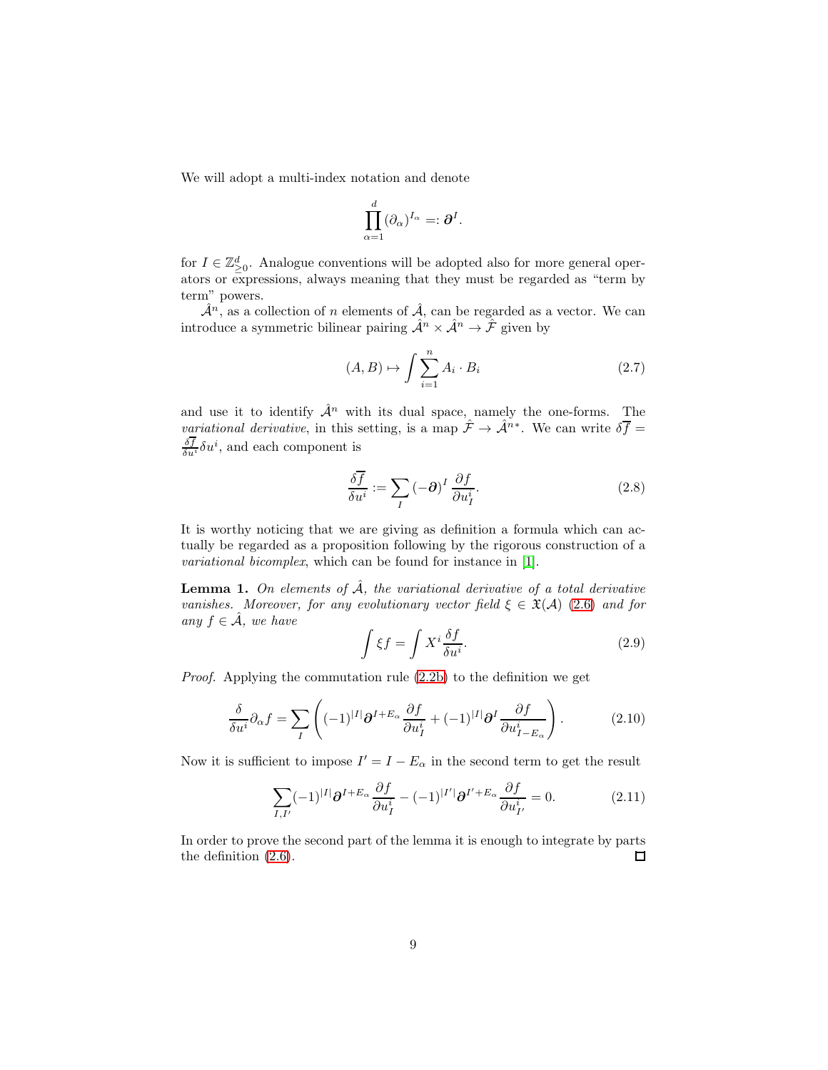We will adopt a multi-index notation and denote

$$\prod_{\alpha=1}^{d} (\partial_\alpha)^{I_\alpha} =: \boldsymbol{\partial}^I.$$

for $I \in \mathbb{Z}^d_{\geq 0}$. Analogue conventions will be adopted also for more general operators or expressions, always meaning that they must be regarded as "term by term" powers.

$\hat{\mathcal{A}}^n$, as a collection of $n$ elements of $\hat{\mathcal{A}}$, can be regarded as a vector. We can introduce a symmetric bilinear pairing $\hat{\mathcal{A}}^n \times \hat{\mathcal{A}}^n \to \hat{\mathcal{F}}$ given by

$$(A, B) \mapsto \int \sum_{i=1}^{n} A_i \cdot B_i \tag{2.7}$$

and use it to identify $\hat{\mathcal{A}}^n$ with its dual space, namely the one-forms. The *variational derivative*, in this setting, is a map $\hat{\mathcal{F}} \to \hat{\mathcal{A}}^{n*}$. We can write $\delta \overline{f} = \frac{\delta \overline{f}}{\delta u^i} \delta u^i$, and each component is

$$\frac{\delta \overline{f}}{\delta u^i} := \sum_I (-\boldsymbol{\partial})^I \frac{\partial f}{\partial u^i_I}. \tag{2.8}$$

It is worthy noticing that we are giving as definition a formula which can actually be regarded as a proposition following by the rigorous construction of a *variational bicomplex*, which can be found for instance in [1].

**Lemma 1.** *On elements of $\hat{\mathcal{A}}$, the variational derivative of a total derivative vanishes. Moreover, for any evolutionary vector field $\xi \in \mathfrak{X}(\mathcal{A})$ (2.6) and for any $f \in \hat{\mathcal{A}}$, we have*

$$\int \xi f = \int X^i \frac{\delta f}{\delta u^i}. \tag{2.9}$$

*Proof.* Applying the commutation rule (2.2b) to the definition we get

$$\frac{\delta}{\delta u^i} \partial_\alpha f = \sum_I \left( (-1)^{|I|} \boldsymbol{\partial}^{I+E_\alpha} \frac{\partial f}{\partial u^i_I} + (-1)^{|I|} \boldsymbol{\partial}^I \frac{\partial f}{\partial u^i_{I-E_\alpha}} \right). \tag{2.10}$$

Now it is sufficient to impose $I' = I - E_\alpha$ in the second term to get the result

$$\sum_{I,I'} (-1)^{|I|} \boldsymbol{\partial}^{I+E_\alpha} \frac{\partial f}{\partial u^i_I} - (-1)^{|I'|} \boldsymbol{\partial}^{I'+E_\alpha} \frac{\partial f}{\partial u^i_{I'}} = 0. \tag{2.11}$$

In order to prove the second part of the lemma it is enough to integrate by parts the definition (2.6). □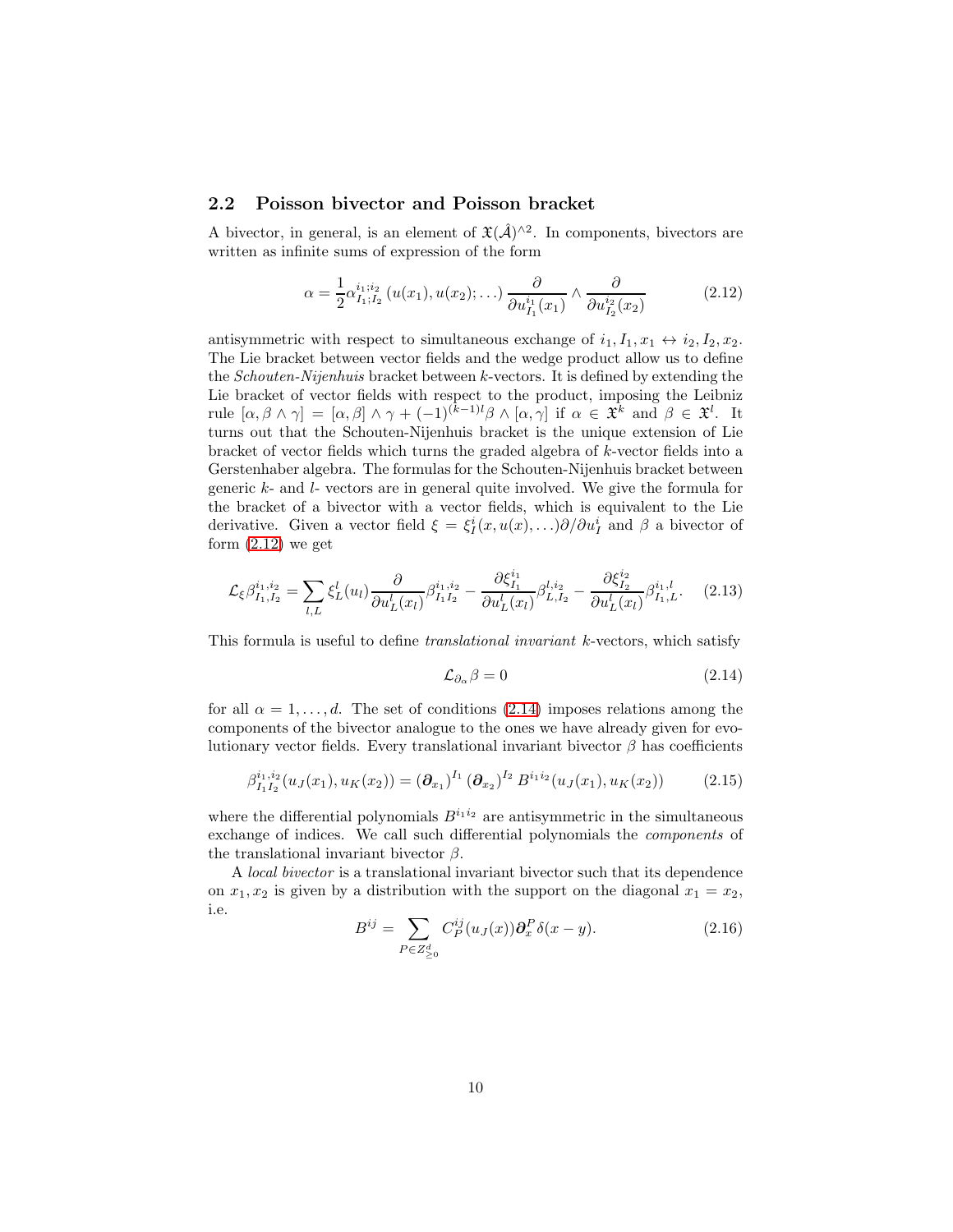## 2.2 Poisson bivector and Poisson bracket

A bivector, in general, is an element of $\mathfrak{X}(\hat{\mathcal{A}})^{\wedge 2}$. In components, bivectors are written as infinite sums of expression of the form

$$\alpha = \frac{1}{2}\alpha^{i_1;i_2}_{I_1;I_2}\left(u(x_1), u(x_2); \ldots\right) \frac{\partial}{\partial u^{i_1}_{I_1}(x_1)} \wedge \frac{\partial}{\partial u^{i_2}_{I_2}(x_2)} \tag{2.12}$$

antisymmetric with respect to simultaneous exchange of $i_1, I_1, x_1 \leftrightarrow i_2, I_2, x_2$. The Lie bracket between vector fields and the wedge product allow us to define the *Schouten-Nijenhuis* bracket between $k$-vectors. It is defined by extending the Lie bracket of vector fields with respect to the product, imposing the Leibniz rule $[\alpha, \beta\wedge\gamma] = [\alpha,\beta]\wedge\gamma + (-1)^{(k-1)l}\beta\wedge[\alpha,\gamma]$ if $\alpha \in \mathfrak{X}^k$ and $\beta \in \mathfrak{X}^l$. It turns out that the Schouten-Nijenhuis bracket is the unique extension of Lie bracket of vector fields which turns the graded algebra of $k$-vector fields into a Gerstenhaber algebra. The formulas for the Schouten-Nijenhuis bracket between generic $k$- and $l$- vectors are in general quite involved. We give the formula for the bracket of a bivector with a vector fields, which is equivalent to the Lie derivative. Given a vector field $\xi = \xi^i_I(x, u(x), \ldots)\partial/\partial u^i_I$ and $\beta$ a bivector of form (2.12) we get

$$\mathcal{L}_\xi \beta^{i_1,i_2}_{I_1,I_2} = \sum_{l,L} \xi^l_L(u_l)\frac{\partial}{\partial u^l_L(x_l)}\beta^{i_1,i_2}_{I_1 I_2} - \frac{\partial \xi^{i_1}_{I_1}}{\partial u^l_L(x_l)}\beta^{l,i_2}_{L,I_2} - \frac{\partial \xi^{i_2}_{I_2}}{\partial u^l_L(x_l)}\beta^{i_1,l}_{I_1,L}. \tag{2.13}$$

This formula is useful to define *translational invariant* $k$-vectors, which satisfy

$$\mathcal{L}_{\partial_\alpha}\beta = 0 \tag{2.14}$$

for all $\alpha = 1, \ldots, d$. The set of conditions (2.14) imposes relations among the components of the bivector analogue to the ones we have already given for evolutionary vector fields. Every translational invariant bivector $\beta$ has coefficients

$$\beta^{i_1,i_2}_{I_1 I_2}(u_J(x_1), u_K(x_2)) = \left(\boldsymbol{\partial}_{x_1}\right)^{I_1}\left(\boldsymbol{\partial}_{x_2}\right)^{I_2} B^{i_1 i_2}(u_J(x_1), u_K(x_2)) \tag{2.15}$$

where the differential polynomials $B^{i_1 i_2}$ are antisymmetric in the simultaneous exchange of indices. We call such differential polynomials the *components* of the translational invariant bivector $\beta$.

A *local bivector* is a translational invariant bivector such that its dependence on $x_1, x_2$ is given by a distribution with the support on the diagonal $x_1 = x_2$, i.e.

$$B^{ij} = \sum_{P\in Z^d_{\geq 0}} C^{ij}_P(u_J(x))\boldsymbol{\partial}^P_x \delta(x-y). \tag{2.16}$$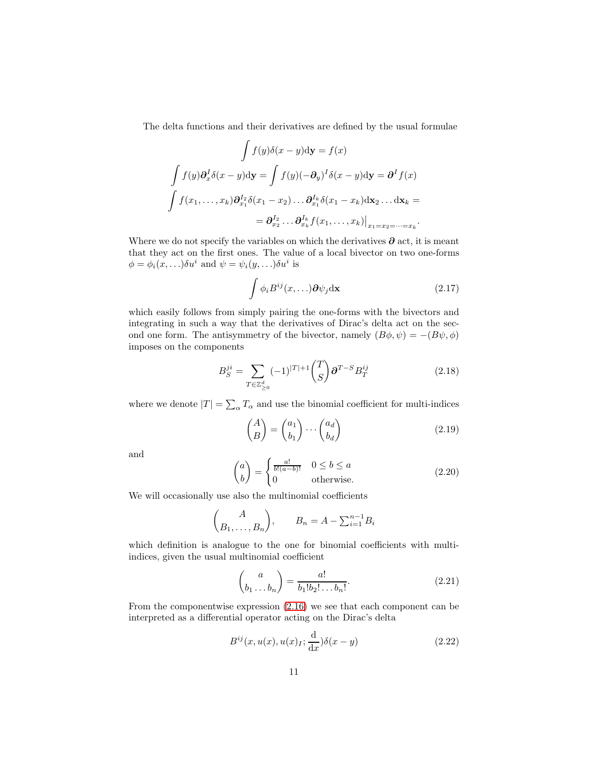The delta functions and their derivatives are defined by the usual formulae

$$
\begin{gathered}
\int f(y)\delta(x-y)\mathrm{d}\mathbf{y} = f(x) \\
\int f(y)\boldsymbol{\partial}_x^I \delta(x-y)\mathrm{d}\mathbf{y} = \int f(y)(-\boldsymbol{\partial}_y)^I \delta(x-y)\mathrm{d}\mathbf{y} = \boldsymbol{\partial}^I f(x) \\
\int f(x_1,\dots,x_k)\boldsymbol{\partial}_{x_1}^{I_2}\delta(x_1-x_2)\dots\boldsymbol{\partial}_{x_1}^{I_k}\delta(x_1-x_k)\mathrm{d}\mathbf{x}_2\dots\mathrm{d}\mathbf{x}_k = \\
= \boldsymbol{\partial}_{x_2}^{I_2}\dots\boldsymbol{\partial}_{x_k}^{I_k} f(x_1,\dots,x_k)\big|_{x_1=x_2=\dots=x_k}.
\end{gathered}
$$

Where we do not specify the variables on which the derivatives $\boldsymbol{\partial}$ act, it is meant that they act on the first ones. The value of a local bivector on two one-forms $\phi = \phi_i(x,\dots)\delta u^i$ and $\psi = \psi_i(y,\dots)\delta u^i$ is

$$
\int \phi_i B^{ij}(x,\dots)\boldsymbol{\partial}\psi_j \mathrm{d}\mathbf{x} \tag{2.17}
$$

which easily follows from simply pairing the one-forms with the bivectors and integrating in such a way that the derivatives of Dirac's delta act on the second one form. The antisymmetry of the bivector, namely $(B\phi,\psi) = -(B\psi,\phi)$ imposes on the components

$$
B_S^{ji} = \sum_{T\in\mathbb{Z}_{\geq 0}^d} (-1)^{|T|+1}\binom{T}{S}\boldsymbol{\partial}^{T-S}B_T^{ij} \tag{2.18}
$$

where we denote $|T| = \sum_\alpha T_\alpha$ and use the binomial coefficient for multi-indices

$$
\binom{A}{B} = \binom{a_1}{b_1}\cdots\binom{a_d}{b_d} \tag{2.19}
$$

and

$$
\binom{a}{b} = \begin{cases} \frac{a!}{b!(a-b)!} & 0 \leq b \leq a \\ 0 & \text{otherwise.} \end{cases} \tag{2.20}
$$

We will occasionally use also the multinomial coefficients

$$
\binom{A}{B_1,\dots,B_n}, \qquad B_n = A - \textstyle\sum_{i=1}^{n-1} B_i
$$

which definition is analogue to the one for binomial coefficients with multi-indices, given the usual multinomial coefficient

$$
\binom{a}{b_1\dots b_n} = \frac{a!}{b_1!b_2!\dots b_n!}. \tag{2.21}
$$

From the componentwise expression (2.16) we see that each component can be interpreted as a differential operator acting on the Dirac's delta

$$
B^{ij}(x,u(x),u(x)_I;\frac{\mathrm{d}}{\mathrm{d}x})\delta(x-y) \tag{2.22}
$$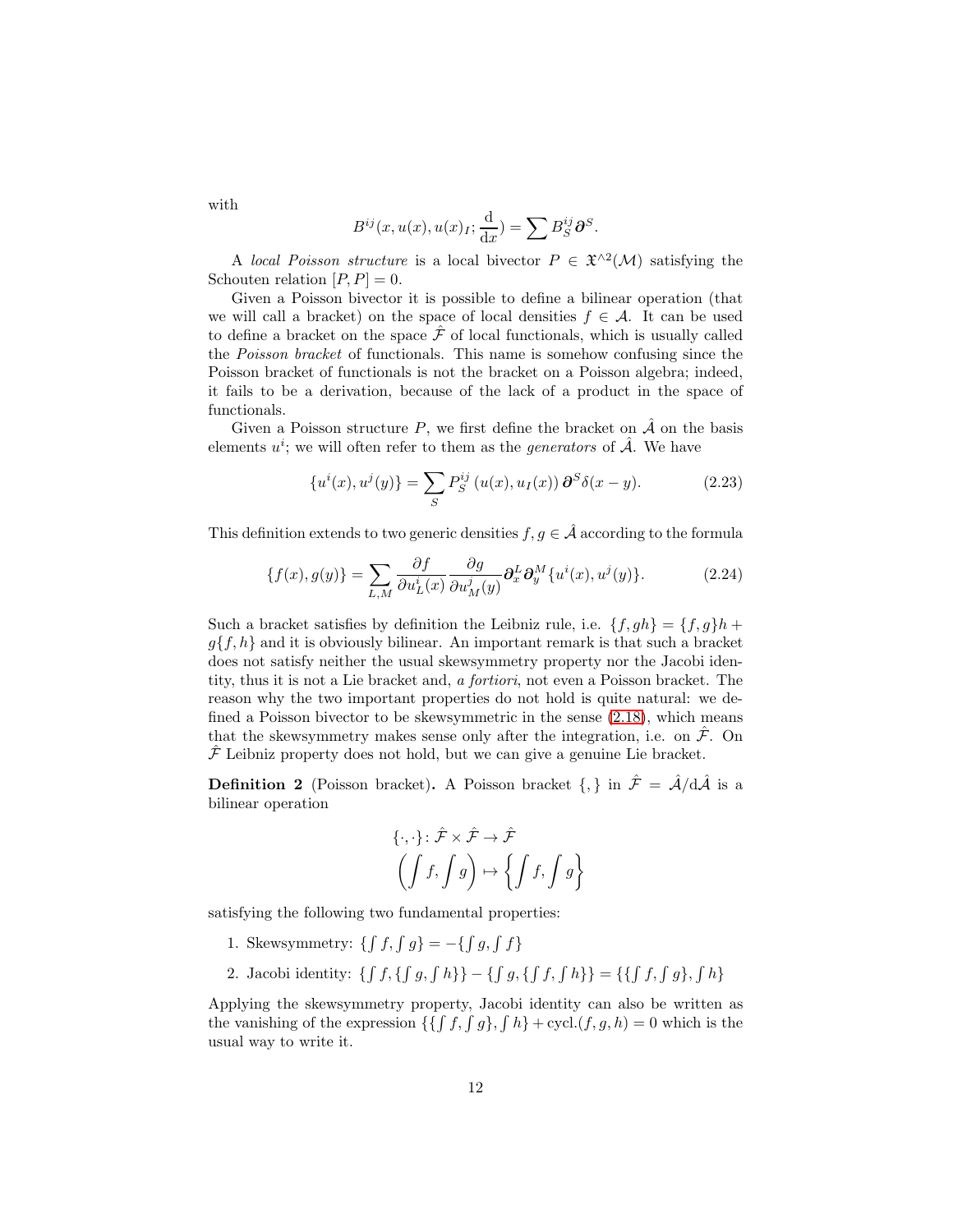with

$$B^{ij}(x, u(x), u(x)_I; \frac{\mathrm{d}}{\mathrm{d}x}) = \sum B^{ij}_S \boldsymbol{\partial}^S.$$

A *local Poisson structure* is a local bivector $P \in \mathfrak{X}^{\wedge 2}(\mathcal{M})$ satisfying the Schouten relation $[P, P] = 0$.

Given a Poisson bivector it is possible to define a bilinear operation (that we will call a bracket) on the space of local densities $f \in \mathcal{A}$. It can be used to define a bracket on the space $\hat{\mathcal{F}}$ of local functionals, which is usually called the *Poisson bracket* of functionals. This name is somehow confusing since the Poisson bracket of functionals is not the bracket on a Poisson algebra; indeed, it fails to be a derivation, because of the lack of a product in the space of functionals.

Given a Poisson structure $P$, we first define the bracket on $\hat{\mathcal{A}}$ on the basis elements $u^i$; we will often refer to them as the *generators* of $\hat{\mathcal{A}}$. We have

$$\{u^i(x), u^j(y)\} = \sum_S P^{ij}_S \left(u(x), u_I(x)\right) \boldsymbol{\partial}^S \delta(x-y). \tag{2.23}$$

This definition extends to two generic densities $f, g \in \hat{\mathcal{A}}$ according to the formula

$$\{f(x), g(y)\} = \sum_{L,M} \frac{\partial f}{\partial u^i_L(x)} \frac{\partial g}{\partial u^j_M(y)} \boldsymbol{\partial}^L_x \boldsymbol{\partial}^M_y \{u^i(x), u^j(y)\}. \tag{2.24}$$

Such a bracket satisfies by definition the Leibniz rule, i.e. $\{f, gh\} = \{f, g\}h + g\{f, h\}$ and it is obviously bilinear. An important remark is that such a bracket does not satisfy neither the usual skewsymmetry property nor the Jacobi identity, thus it is not a Lie bracket and, *a fortiori*, not even a Poisson bracket. The reason why the two important properties do not hold is quite natural: we defined a Poisson bivector to be skewsymmetric in the sense (2.18), which means that the skewsymmetry makes sense only after the integration, i.e. on $\hat{\mathcal{F}}$. On $\hat{\mathcal{F}}$ Leibniz property does not hold, but we can give a genuine Lie bracket.

**Definition 2** (Poisson bracket)**.** A Poisson bracket $\{,\}$ in $\hat{\mathcal{F}} = \hat{\mathcal{A}}/\mathrm{d}\hat{\mathcal{A}}$ is a bilinear operation

$$\begin{gathered}\{\cdot,\cdot\}\colon \hat{\mathcal{F}} \times \hat{\mathcal{F}} \to \hat{\mathcal{F}} \\ \left(\int f, \int g\right) \mapsto \left\{\int f, \int g\right\}\end{gathered}$$

satisfying the following two fundamental properties:

1. Skewsymmetry: $\{\int f, \int g\} = -\{\int g, \int f\}$
2. Jacobi identity: $\{\int f, \{\int g, \int h\}\} - \{\int g, \{\int f, \int h\}\} = \{\{\int f, \int g\}, \int h\}$

Applying the skewsymmetry property, Jacobi identity can also be written as the vanishing of the expression $\{\{\int f, \int g\}, \int h\} + \text{cycl.}(f, g, h) = 0$ which is the usual way to write it.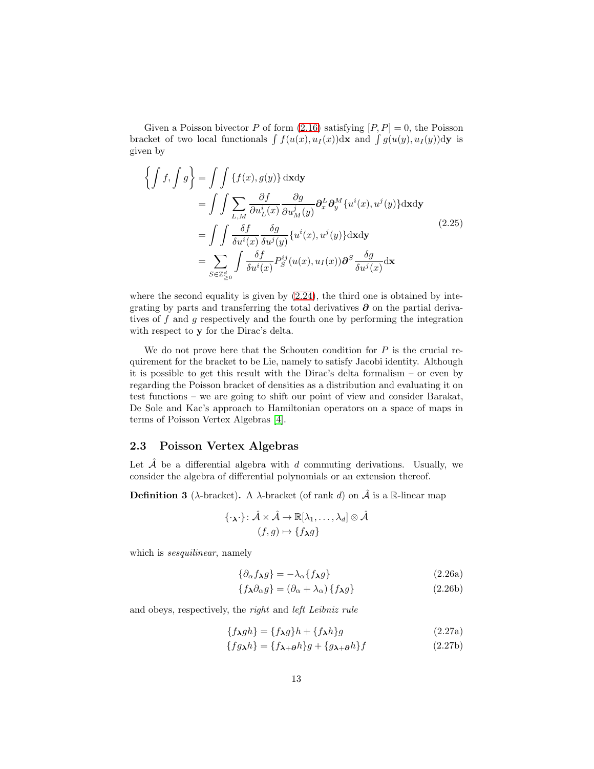Given a Poisson bivector $P$ of form (2.16) satisfying $[P, P] = 0$, the Poisson bracket of two local functionals $\int f(u(x), u_I(x))\mathrm{d}\mathbf{x}$ and $\int g(u(y), u_I(y))\mathrm{d}\mathbf{y}$ is given by

$$
\begin{aligned}
\left\{\int f, \int g\right\} &= \int\int \{f(x), g(y)\}\, \mathrm{d}\mathbf{x}\mathrm{d}\mathbf{y} \\
&= \int\int \sum_{L,M} \frac{\partial f}{\partial u^i_L(x)} \frac{\partial g}{\partial u^j_M(y)} \boldsymbol{\partial}^L_x \boldsymbol{\partial}^M_y \{u^i(x), u^j(y)\}\mathrm{d}\mathbf{x}\mathrm{d}\mathbf{y} \\
&= \int\int \frac{\delta f}{\delta u^i(x)} \frac{\delta g}{\delta u^j(y)} \{u^i(x), u^j(y)\}\mathrm{d}\mathbf{x}\mathrm{d}\mathbf{y} \\
&= \sum_{S\in\mathbb{Z}^d_{\geq 0}} \int \frac{\delta f}{\delta u^i(x)} P^{ij}_S(u(x), u_I(x)) \boldsymbol{\partial}^S \frac{\delta g}{\delta u^j(x)} \mathrm{d}\mathbf{x}
\end{aligned}
\tag{2.25}
$$

where the second equality is given by (2.24), the third one is obtained by integrating by parts and transferring the total derivatives $\boldsymbol{\partial}$ on the partial derivatives of $f$ and $g$ respectively and the fourth one by performing the integration with respect to $\mathbf{y}$ for the Dirac's delta.

We do not prove here that the Schouten condition for $P$ is the crucial requirement for the bracket to be Lie, namely to satisfy Jacobi identity. Although it is possible to get this result with the Dirac's delta formalism – or even by regarding the Poisson bracket of densities as a distribution and evaluating it on test functions – we are going to shift our point of view and consider Barakat, De Sole and Kac's approach to Hamiltonian operators on a space of maps in terms of Poisson Vertex Algebras [4].

## 2.3 Poisson Vertex Algebras

Let $\hat{\mathcal{A}}$ be a differential algebra with $d$ commuting derivations. Usually, we consider the algebra of differential polynomials or an extension thereof.

**Definition 3** ($\lambda$-bracket)**.** A $\lambda$-bracket (of rank $d$) on $\hat{\mathcal{A}}$ is a $\mathbb{R}$-linear map

$$
\begin{aligned}
\{\cdot_{\boldsymbol{\lambda}}\cdot\} \colon \hat{\mathcal{A}} \times \hat{\mathcal{A}} &\to \mathbb{R}[\lambda_1, \ldots, \lambda_d] \otimes \hat{\mathcal{A}} \\
(f, g) &\mapsto \{f_{\boldsymbol{\lambda}} g\}
\end{aligned}
$$

which is *sesquilinear*, namely

$$\{\partial_\alpha f_{\boldsymbol{\lambda}} g\} = -\lambda_\alpha \{f_{\boldsymbol{\lambda}} g\} \tag{2.26a}$$

$$\{f_{\boldsymbol{\lambda}} \partial_\alpha g\} = (\partial_\alpha + \lambda_\alpha) \{f_{\boldsymbol{\lambda}} g\} \tag{2.26b}$$

and obeys, respectively, the *right* and *left Leibniz rule*

$$\{f_{\boldsymbol{\lambda}} gh\} = \{f_{\boldsymbol{\lambda}} g\}h + \{f_{\boldsymbol{\lambda}} h\}g \tag{2.27a}$$

$$\{fg_{\boldsymbol{\lambda}} h\} = \{f_{\boldsymbol{\lambda}+\boldsymbol{\partial}} h\}g + \{g_{\boldsymbol{\lambda}+\boldsymbol{\partial}} h\}f \tag{2.27b}$$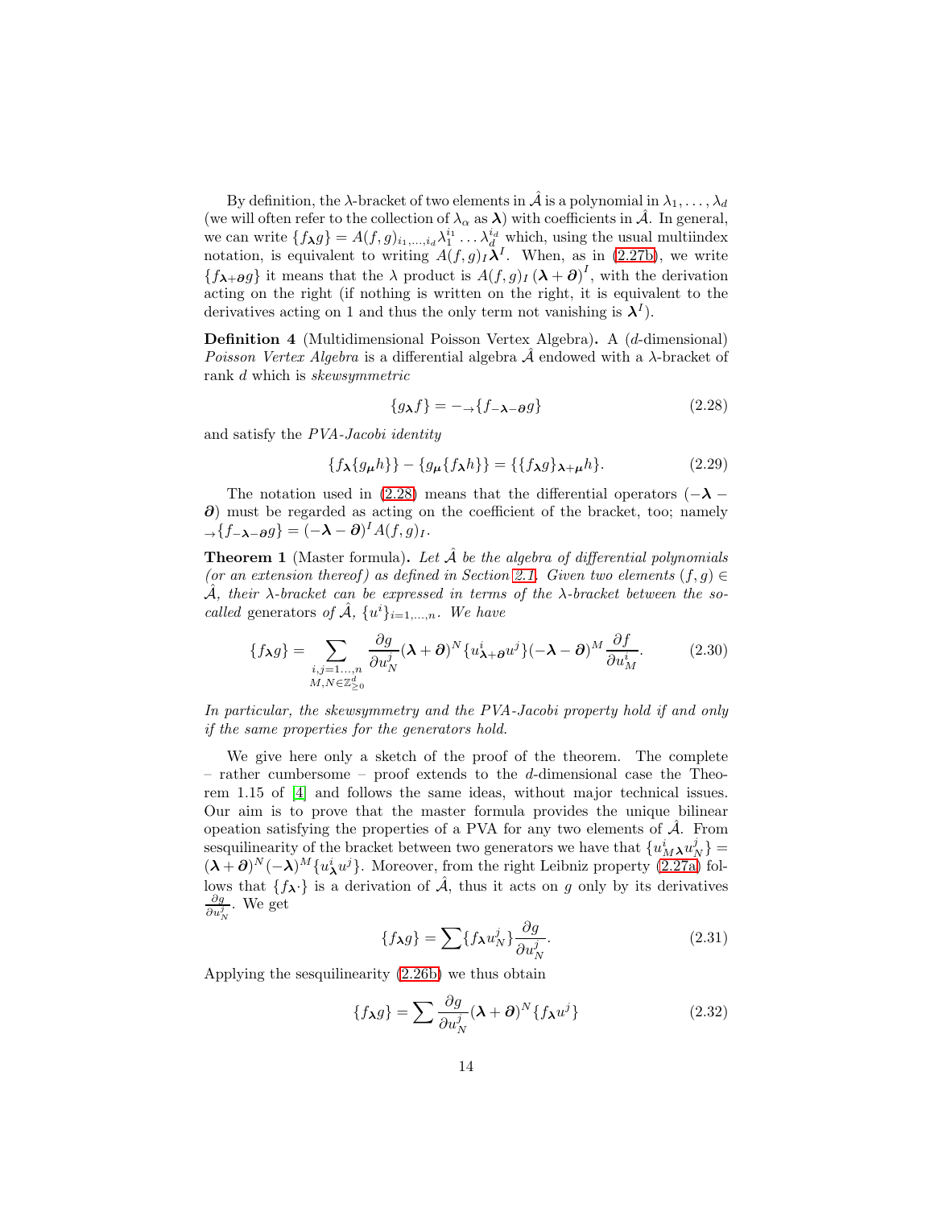By definition, the λ-bracket of two elements in $\hat{\mathcal{A}}$ is a polynomial in $\lambda_1, \ldots, \lambda_d$ (we will often refer to the collection of $\lambda_\alpha$ as $\boldsymbol{\lambda}$) with coefficients in $\hat{\mathcal{A}}$. In general, we can write $\{f_{\boldsymbol{\lambda}} g\} = A(f,g)_{i_1,\ldots,i_d}\lambda_1^{i_1}\ldots\lambda_d^{i_d}$ which, using the usual multiindex notation, is equivalent to writing $A(f,g)_I\boldsymbol{\lambda}^I$. When, as in (2.27b), we write $\{f_{\boldsymbol{\lambda}+\boldsymbol{\partial}} g\}$ it means that the $\lambda$ product is $A(f,g)_I\left(\boldsymbol{\lambda}+\boldsymbol{\partial}\right)^I$, with the derivation acting on the right (if nothing is written on the right, it is equivalent to the derivatives acting on 1 and thus the only term not vanishing is $\boldsymbol{\lambda}^I$).

**Definition 4** (Multidimensional Poisson Vertex Algebra)**.** A ($d$-dimensional) *Poisson Vertex Algebra* is a differential algebra $\hat{\mathcal{A}}$ endowed with a λ-bracket of rank $d$ which is *skewsymmetric*

$$\{g_{\boldsymbol{\lambda}} f\} = -_{\to}\{f_{-\boldsymbol{\lambda}-\boldsymbol{\partial}} g\} \tag{2.28}$$

and satisfy the *PVA-Jacobi identity*

$$\{f_{\boldsymbol{\lambda}}\{g_{\boldsymbol{\mu}} h\}\} - \{g_{\boldsymbol{\mu}}\{f_{\boldsymbol{\lambda}} h\}\} = \{\{f_{\boldsymbol{\lambda}} g\}_{\boldsymbol{\lambda}+\boldsymbol{\mu}} h\}. \tag{2.29}$$

The notation used in (2.28) means that the differential operators $(-\boldsymbol{\lambda}-\boldsymbol{\partial})$ must be regarded as acting on the coefficient of the bracket, too; namely $_{\to}\{f_{-\boldsymbol{\lambda}-\boldsymbol{\partial}} g\} = (-\boldsymbol{\lambda}-\boldsymbol{\partial})^I A(f,g)_I$.

**Theorem 1** (Master formula)**.** *Let $\hat{\mathcal{A}}$ be the algebra of differential polynomials (or an extension thereof) as defined in Section 2.1. Given two elements $(f,g) \in \hat{\mathcal{A}}$, their λ-bracket can be expressed in terms of the λ-bracket between the so-called* generators *of $\hat{\mathcal{A}}$, $\{u^i\}_{i=1,\ldots,n}$. We have*

$$\{f_{\boldsymbol{\lambda}} g\} = \sum_{\substack{i,j=1\ldots,n \\ M,N\in\mathbb{Z}^d_{\geq 0}}} \frac{\partial g}{\partial u^j_N}(\boldsymbol{\lambda}+\boldsymbol{\partial})^N\{u^i_{\boldsymbol{\lambda}+\boldsymbol{\partial}} u^j\}(-\boldsymbol{\lambda}-\boldsymbol{\partial})^M\frac{\partial f}{\partial u^i_M}. \tag{2.30}$$

*In particular, the skewsymmetry and the PVA-Jacobi property hold if and only if the same properties for the generators hold.*

We give here only a sketch of the proof of the theorem. The complete – rather cumbersome – proof extends to the $d$-dimensional case the Theorem 1.15 of [4] and follows the same ideas, without major technical issues. Our aim is to prove that the master formula provides the unique bilinear opeation satisfying the properties of a PVA for any two elements of $\hat{\mathcal{A}}$. From sesquilinearity of the bracket between two generators we have that $\{u^i_{M\boldsymbol{\lambda}} u^j_N\} = (\boldsymbol{\lambda}+\boldsymbol{\partial})^N(-\boldsymbol{\lambda})^M\{u^i_{\boldsymbol{\lambda}} u^j\}$. Moreover, from the right Leibniz property (2.27a) follows that $\{f_{\boldsymbol{\lambda}}\cdot\}$ is a derivation of $\hat{\mathcal{A}}$, thus it acts on $g$ only by its derivatives $\frac{\partial g}{\partial u^j_N}$. We get

$$\{f_{\boldsymbol{\lambda}} g\} = \sum\{f_{\boldsymbol{\lambda}} u^j_N\}\frac{\partial g}{\partial u^j_N}. \tag{2.31}$$

Applying the sesquilinearity (2.26b) we thus obtain

$$\{f_{\boldsymbol{\lambda}} g\} = \sum\frac{\partial g}{\partial u^j_N}(\boldsymbol{\lambda}+\boldsymbol{\partial})^N\{f_{\boldsymbol{\lambda}} u^j\} \tag{2.32}$$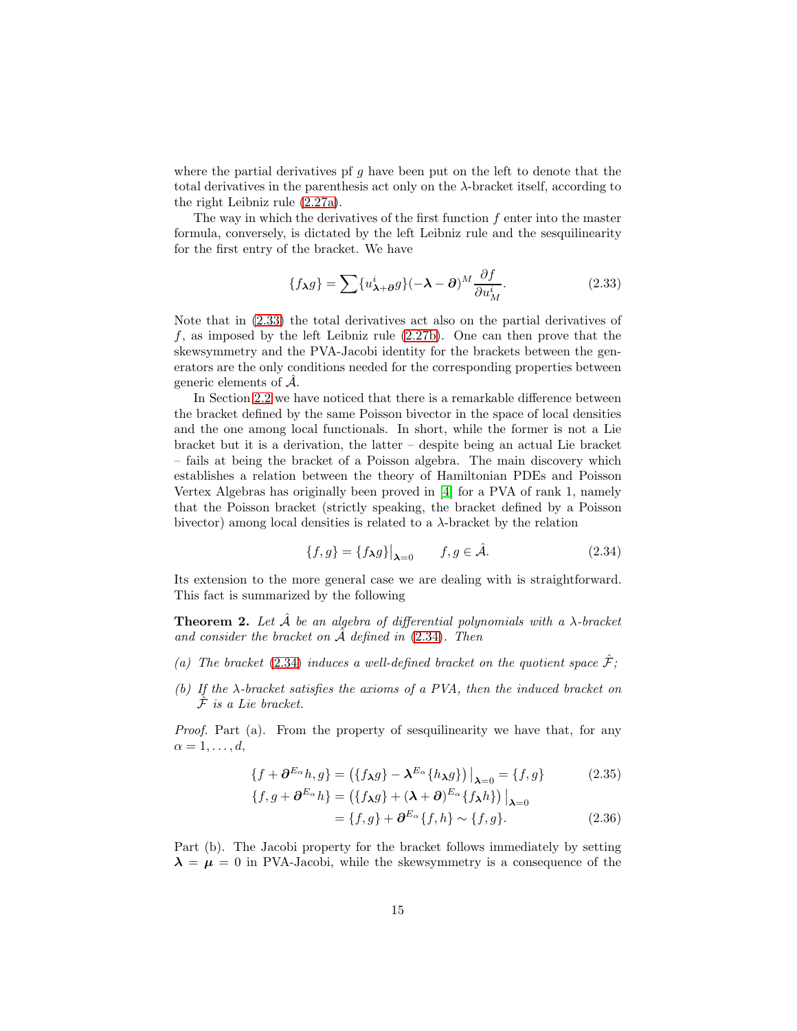where the partial derivatives pf $g$ have been put on the left to denote that the total derivatives in the parenthesis act only on the $\lambda$-bracket itself, according to the right Leibniz rule (2.27a).

The way in which the derivatives of the first function $f$ enter into the master formula, conversely, is dictated by the left Leibniz rule and the sesquilinearity for the first entry of the bracket. We have

$$\{f_{\boldsymbol{\lambda}} g\} = \sum \{u^i_{\boldsymbol{\lambda}+\boldsymbol{\partial}} g\}(-\boldsymbol{\lambda} - \boldsymbol{\partial})^M \frac{\partial f}{\partial u^i_M}. \tag{2.33}$$

Note that in (2.33) the total derivatives act also on the partial derivatives of $f$, as imposed by the left Leibniz rule (2.27b). One can then prove that the skewsymmetry and the PVA-Jacobi identity for the brackets between the generators are the only conditions needed for the corresponding properties between generic elements of $\hat{\mathcal{A}}$.

In Section 2.2 we have noticed that there is a remarkable difference between the bracket defined by the same Poisson bivector in the space of local densities and the one among local functionals. In short, while the former is not a Lie bracket but it is a derivation, the latter – despite being an actual Lie bracket – fails at being the bracket of a Poisson algebra. The main discovery which establishes a relation between the theory of Hamiltonian PDEs and Poisson Vertex Algebras has originally been proved in [4] for a PVA of rank 1, namely that the Poisson bracket (strictly speaking, the bracket defined by a Poisson bivector) among local densities is related to a $\lambda$-bracket by the relation

$$\{f, g\} = \{f_{\boldsymbol{\lambda}} g\}\big|_{\boldsymbol{\lambda}=0} \qquad f, g \in \hat{\mathcal{A}}. \tag{2.34}$$

Its extension to the more general case we are dealing with is straightforward. This fact is summarized by the following

**Theorem 2.** *Let $\hat{\mathcal{A}}$ be an algebra of differential polynomials with a $\lambda$-bracket and consider the bracket on $\hat{\mathcal{A}}$ defined in (2.34). Then*

*(a) The bracket (2.34) induces a well-defined bracket on the quotient space $\hat{\mathcal{F}}$;*

*(b) If the $\lambda$-bracket satisfies the axioms of a PVA, then the induced bracket on $\hat{\mathcal{F}}$ is a Lie bracket.*

*Proof.* Part (a). From the property of sesquilinearity we have that, for any $\alpha = 1, \ldots, d$,

$$\{f + \boldsymbol{\partial}^{E_\alpha} h, g\} = \left(\{f_{\boldsymbol{\lambda}} g\} - \boldsymbol{\lambda}^{E_\alpha}\{h_{\boldsymbol{\lambda}} g\}\right)\big|_{\boldsymbol{\lambda}=0} = \{f, g\} \tag{2.35}$$

$$\begin{aligned}\{f, g + \boldsymbol{\partial}^{E_\alpha} h\} &= \left(\{f_{\boldsymbol{\lambda}} g\} + (\boldsymbol{\lambda} + \boldsymbol{\partial})^{E_\alpha}\{f_{\boldsymbol{\lambda}} h\}\right)\big|_{\boldsymbol{\lambda}=0} \\ &= \{f, g\} + \boldsymbol{\partial}^{E_\alpha}\{f, h\} \sim \{f, g\}.\end{aligned} \tag{2.36}$$

Part (b). The Jacobi property for the bracket follows immediately by setting $\boldsymbol{\lambda} = \boldsymbol{\mu} = 0$ in PVA-Jacobi, while the skewsymmetry is a consequence of the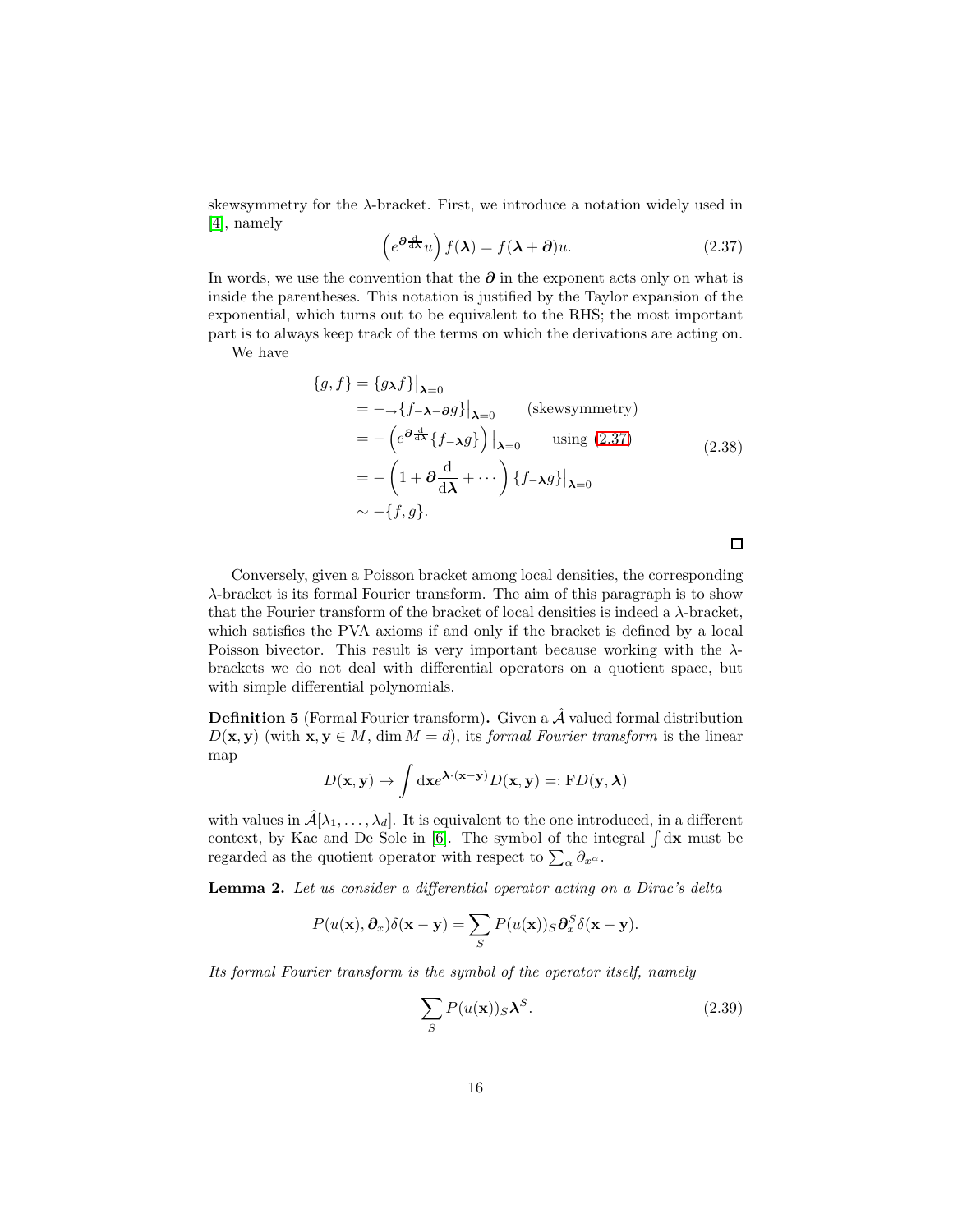skewsymmetry for the $\lambda$-bracket. First, we introduce a notation widely used in [4], namely

$$\left(e^{\boldsymbol{\partial}\frac{\mathrm{d}}{\mathrm{d}\boldsymbol{\lambda}}}u\right)f(\boldsymbol{\lambda})=f(\boldsymbol{\lambda}+\boldsymbol{\partial})u. \tag{2.37}$$

In words, we use the convention that the $\boldsymbol{\partial}$ in the exponent acts only on what is inside the parentheses. This notation is justified by the Taylor expansion of the exponential, which turns out to be equivalent to the RHS; the most important part is to always keep track of the terms on which the derivations are acting on.

We have

$$\begin{aligned}
\{g,f\}&=\{g_{\boldsymbol{\lambda}}f\}\big|_{\boldsymbol{\lambda}=0}\\
&=-{}_{\rightarrow}\{f_{-\boldsymbol{\lambda}-\boldsymbol{\partial}}g\}\big|_{\boldsymbol{\lambda}=0}\qquad\text{(skewsymmetry)}\\
&=-\left(e^{\boldsymbol{\partial}\frac{\mathrm{d}}{\mathrm{d}\boldsymbol{\lambda}}}\{f_{-\boldsymbol{\lambda}}g\}\right)\big|_{\boldsymbol{\lambda}=0}\qquad\text{using (2.37)}\\
&=-\left(1+\boldsymbol{\partial}\frac{\mathrm{d}}{\mathrm{d}\boldsymbol{\lambda}}+\cdots\right)\{f_{-\boldsymbol{\lambda}}g\}\big|_{\boldsymbol{\lambda}=0}\\
&\sim-\{f,g\}.
\end{aligned}\tag{2.38}$$

□

Conversely, given a Poisson bracket among local densities, the corresponding $\lambda$-bracket is its formal Fourier transform. The aim of this paragraph is to show that the Fourier transform of the bracket of local densities is indeed a $\lambda$-bracket, which satisfies the PVA axioms if and only if the bracket is defined by a local Poisson bivector. This result is very important because working with the $\lambda$-brackets we do not deal with differential operators on a quotient space, but with simple differential polynomials.

**Definition 5** (Formal Fourier transform)**.** Given a $\hat{\mathcal{A}}$ valued formal distribution $D(\mathbf{x},\mathbf{y})$ (with $\mathbf{x},\mathbf{y}\in M$, $\dim M=d$), its *formal Fourier transform* is the linear map

$$D(\mathbf{x},\mathbf{y})\mapsto\int\mathrm{d}\mathbf{x}e^{\boldsymbol{\lambda}\cdot(\mathbf{x}-\mathbf{y})}D(\mathbf{x},\mathbf{y})=:\mathrm{F}D(\mathbf{y},\boldsymbol{\lambda})$$

with values in $\hat{\mathcal{A}}[\lambda_1,\ldots,\lambda_d]$. It is equivalent to the one introduced, in a different context, by Kac and De Sole in [6]. The symbol of the integral $\int\mathrm{d}\mathbf{x}$ must be regarded as the quotient operator with respect to $\sum_\alpha\partial_{x^\alpha}$.

**Lemma 2.** *Let us consider a differential operator acting on a Dirac's delta*

$$P(u(\mathbf{x}),\boldsymbol{\partial}_x)\delta(\mathbf{x}-\mathbf{y})=\sum_S P(u(\mathbf{x}))_S\boldsymbol{\partial}_x^S\delta(\mathbf{x}-\mathbf{y}).$$

*Its formal Fourier transform is the symbol of the operator itself, namely*

$$\sum_S P(u(\mathbf{x}))_S\boldsymbol{\lambda}^S. \tag{2.39}$$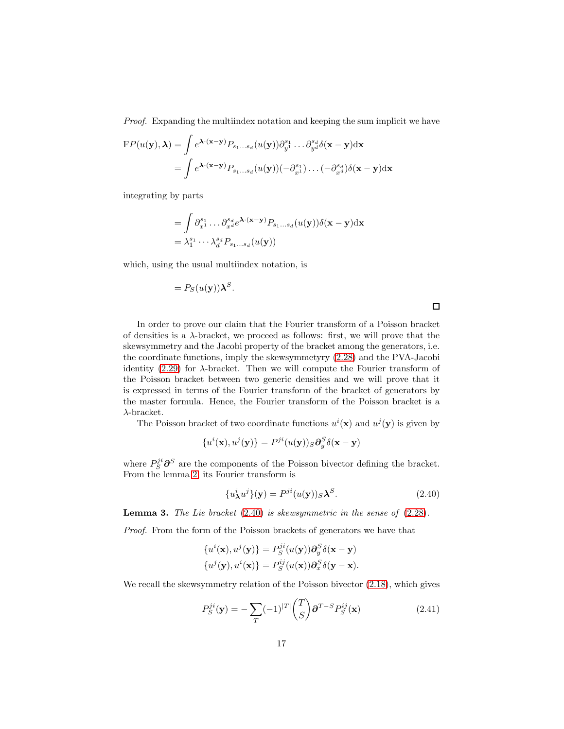*Proof.* Expanding the multiindex notation and keeping the sum implicit we have

$$
\begin{aligned}
\mathrm{F}P(u(\mathbf{y}),\boldsymbol{\lambda}) &= \int e^{\boldsymbol{\lambda}\cdot(\mathbf{x}-\mathbf{y})} P_{s_1\dots s_d}(u(\mathbf{y}))\partial_{y^1}^{s_1}\dots\partial_{y^d}^{s_d}\delta(\mathbf{x}-\mathbf{y})\mathrm{d}\mathbf{x}\\
&= \int e^{\boldsymbol{\lambda}\cdot(\mathbf{x}-\mathbf{y})} P_{s_1\dots s_d}(u(\mathbf{y}))(-\partial_{x^1}^{s_1})\dots(-\partial_{x^d}^{s_d})\delta(\mathbf{x}-\mathbf{y})\mathrm{d}\mathbf{x}
\end{aligned}
$$

integrating by parts

$$
\begin{aligned}
&= \int \partial_{x^1}^{s_1}\dots\partial_{x^d}^{s_d} e^{\boldsymbol{\lambda}\cdot(\mathbf{x}-\mathbf{y})} P_{s_1\dots s_d}(u(\mathbf{y}))\delta(\mathbf{x}-\mathbf{y})\mathrm{d}\mathbf{x}\\
&= \lambda_1^{s_1}\cdots\lambda_d^{s_d} P_{s_1\dots s_d}(u(\mathbf{y}))
\end{aligned}
$$

which, using the usual multiindex notation, is

$$
= P_S(u(\mathbf{y}))\boldsymbol{\lambda}^S.
$$

□

In order to prove our claim that the Fourier transform of a Poisson bracket of densities is a $\lambda$-bracket, we proceed as follows: first, we will prove that the skewsymmetry and the Jacobi property of the bracket among the generators, i.e. the coordinate functions, imply the skewsymmetyry (2.28) and the PVA-Jacobi identity (2.29) for $\lambda$-bracket. Then we will compute the Fourier transform of the Poisson bracket between two generic densities and we will prove that it is expressed in terms of the Fourier transform of the bracket of generators by the master formula. Hence, the Fourier transform of the Poisson bracket is a $\lambda$-bracket.

The Poisson bracket of two coordinate functions $u^i(\mathbf{x})$ and $u^j(\mathbf{y})$ is given by

$$
\{u^i(\mathbf{x}),u^j(\mathbf{y})\} = P^{ji}(u(\mathbf{y}))_S\boldsymbol{\partial}_y^S\delta(\mathbf{x}-\mathbf{y})
$$

where $P^{ji}_S\boldsymbol{\partial}^S$ are the components of the Poisson bivector defining the bracket. From the lemma 2, its Fourier transform is

$$
\{u^i_{\boldsymbol{\lambda}}u^j\}(\mathbf{y}) = P^{ji}(u(\mathbf{y}))_S\boldsymbol{\lambda}^S. \tag{2.40}
$$

**Lemma 3.** *The Lie bracket (2.40) is skewsymmetric in the sense of (2.28).*

*Proof.* From the form of the Poisson brackets of generators we have that

$$
\begin{aligned}
\{u^i(\mathbf{x}),u^j(\mathbf{y})\} &= P^{ji}_S(u(\mathbf{y}))\boldsymbol{\partial}_y^S\delta(\mathbf{x}-\mathbf{y})\\
\{u^j(\mathbf{y}),u^i(\mathbf{x})\} &= P^{ij}_S(u(\mathbf{x}))\boldsymbol{\partial}_x^S\delta(\mathbf{y}-\mathbf{x}).
\end{aligned}
$$

We recall the skewsymmetry relation of the Poisson bivector (2.18), which gives

$$
P^{ji}_S(\mathbf{y}) = -\sum_T(-1)^{|T|}\binom{T}{S}\boldsymbol{\partial}^{T-S}P^{ij}_S(\mathbf{x}) \tag{2.41}
$$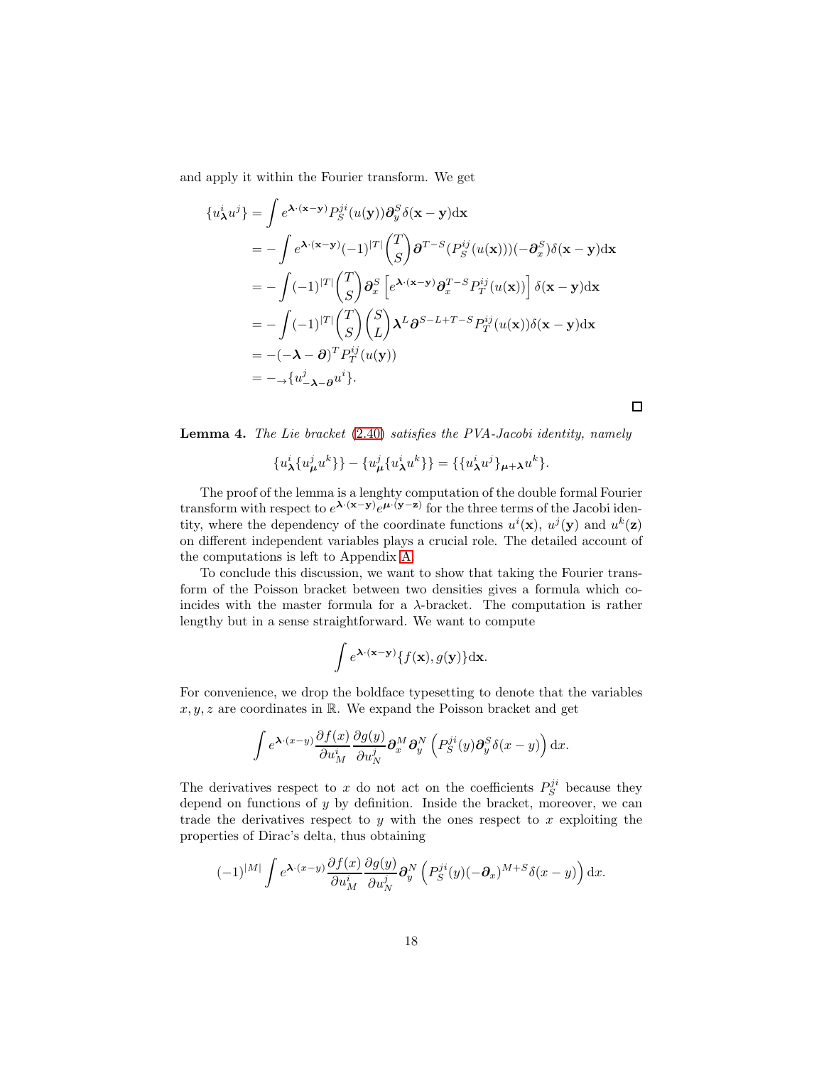and apply it within the Fourier transform. We get

$$
\begin{aligned}
\{u^i_{\boldsymbol{\lambda}} u^j\} &= \int e^{\boldsymbol{\lambda}\cdot(\mathbf{x}-\mathbf{y})} P^{ji}_S(u(\mathbf{y})) \boldsymbol{\partial}^S_y \delta(\mathbf{x}-\mathbf{y}) \mathrm{d}\mathbf{x} \\
&= -\int e^{\boldsymbol{\lambda}\cdot(\mathbf{x}-\mathbf{y})} (-1)^{|T|} \binom{T}{S} \boldsymbol{\partial}^{T-S}(P^{ij}_S(u(\mathbf{x})))(-\boldsymbol{\partial}^S_x)\delta(\mathbf{x}-\mathbf{y})\mathrm{d}\mathbf{x} \\
&= -\int (-1)^{|T|} \binom{T}{S} \boldsymbol{\partial}^S_x \left[ e^{\boldsymbol{\lambda}\cdot(\mathbf{x}-\mathbf{y})} \boldsymbol{\partial}^{T-S}_x P^{ij}_T(u(\mathbf{x})) \right] \delta(\mathbf{x}-\mathbf{y})\mathrm{d}\mathbf{x} \\
&= -\int (-1)^{|T|} \binom{T}{S} \binom{S}{L} \boldsymbol{\lambda}^L \boldsymbol{\partial}^{S-L+T-S} P^{ij}_T(u(\mathbf{x}))\delta(\mathbf{x}-\mathbf{y})\mathrm{d}\mathbf{x} \\
&= -(-\boldsymbol{\lambda}-\boldsymbol{\partial})^T P^{ij}_T(u(\mathbf{y})) \\
&= -{}_{\to}\{u^j_{-\boldsymbol{\lambda}-\boldsymbol{\partial}} u^i\}.
\end{aligned}
$$

$\square$

**Lemma 4.** *The Lie bracket (2.40) satisfies the PVA-Jacobi identity, namely*

$$\{u^i_{\boldsymbol{\lambda}}\{u^j_{\boldsymbol{\mu}} u^k\}\} - \{u^j_{\boldsymbol{\mu}}\{u^i_{\boldsymbol{\lambda}} u^k\}\} = \{\{u^i_{\boldsymbol{\lambda}} u^j\}_{\boldsymbol{\mu}+\boldsymbol{\lambda}} u^k\}.$$

The proof of the lemma is a lenghty computation of the double formal Fourier transform with respect to $e^{\boldsymbol{\lambda}\cdot(\mathbf{x}-\mathbf{y})}e^{\boldsymbol{\mu}\cdot(\mathbf{y}-\mathbf{z})}$ for the three terms of the Jacobi identity, where the dependency of the coordinate functions $u^i(\mathbf{x})$, $u^j(\mathbf{y})$ and $u^k(\mathbf{z})$ on different independent variables plays a crucial role. The detailed account of the computations is left to Appendix A.

To conclude this discussion, we want to show that taking the Fourier transform of the Poisson bracket between two densities gives a formula which coincides with the master formula for a $\lambda$-bracket. The computation is rather lengthy but in a sense straightforward. We want to compute

$$\int e^{\boldsymbol{\lambda}\cdot(\mathbf{x}-\mathbf{y})}\{f(\mathbf{x}), g(\mathbf{y})\}\mathrm{d}\mathbf{x}.$$

For convenience, we drop the boldface typesetting to denote that the variables $x, y, z$ are coordinates in $\mathbb{R}$. We expand the Poisson bracket and get

$$\int e^{\boldsymbol{\lambda}\cdot(x-y)} \frac{\partial f(x)}{\partial u^i_M} \frac{\partial g(y)}{\partial u^j_N} \boldsymbol{\partial}^M_x \boldsymbol{\partial}^N_y \left( P^{ji}_S(y) \boldsymbol{\partial}^S_y \delta(x-y) \right) \mathrm{d}x.$$

The derivatives respect to $x$ do not act on the coefficients $P^{ji}_S$ because they depend on functions of $y$ by definition. Inside the bracket, moreover, we can trade the derivatives respect to $y$ with the ones respect to $x$ exploiting the properties of Dirac's delta, thus obtaining

$$(-1)^{|M|} \int e^{\boldsymbol{\lambda}\cdot(x-y)} \frac{\partial f(x)}{\partial u^i_M} \frac{\partial g(y)}{\partial u^j_N} \boldsymbol{\partial}^N_y \left( P^{ji}_S(y)(-\boldsymbol{\partial}_x)^{M+S}\delta(x-y) \right) \mathrm{d}x.$$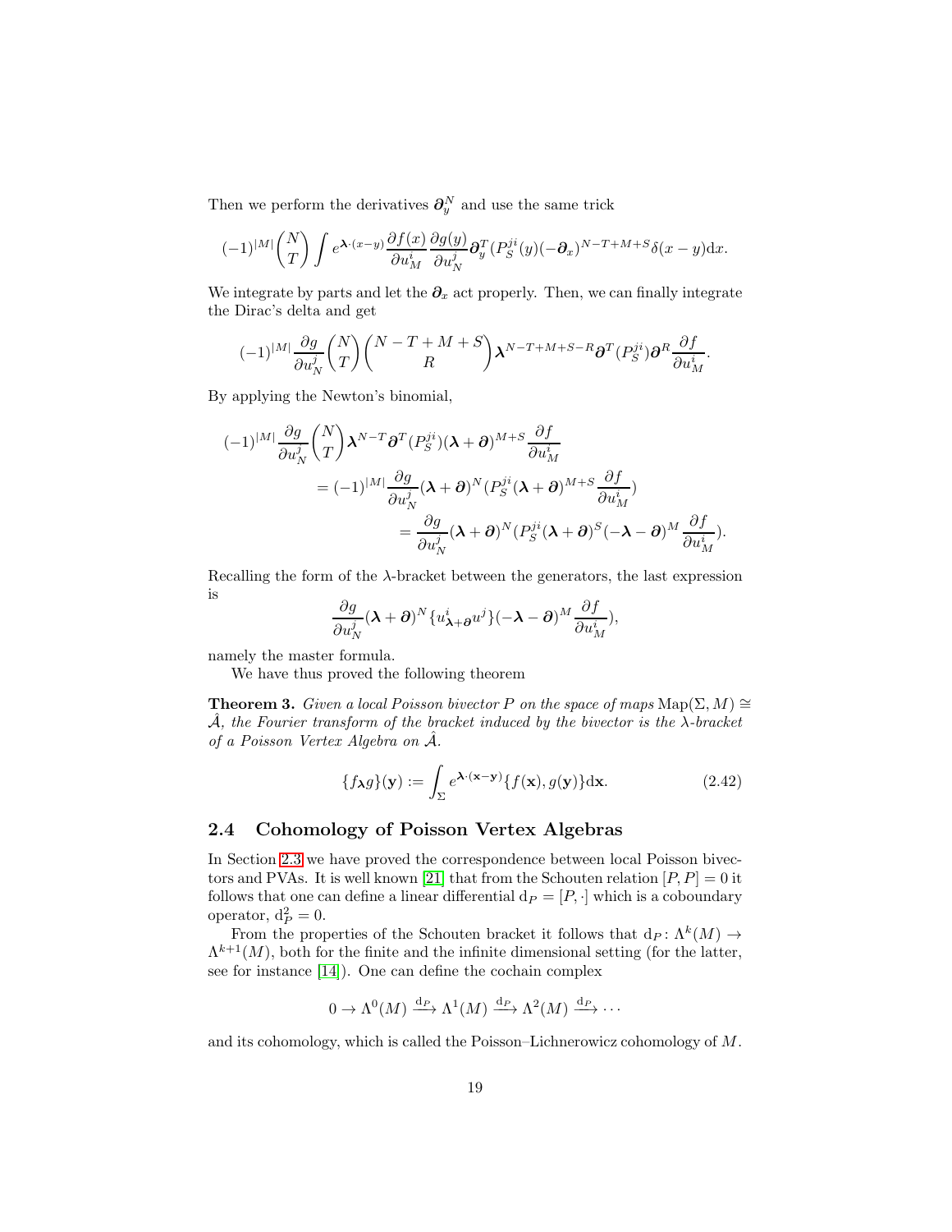Then we perform the derivatives $\boldsymbol{\partial}_y^N$ and use the same trick

$$(-1)^{|M|}\binom{N}{T}\int e^{\boldsymbol{\lambda}\cdot(x-y)}\frac{\partial f(x)}{\partial u^i_M}\frac{\partial g(y)}{\partial u^j_N}\boldsymbol{\partial}_y^T(P^{ji}_S(y)(-\boldsymbol{\partial}_x)^{N-T+M+S}\delta(x-y)\mathrm{d}x.$$

We integrate by parts and let the $\boldsymbol{\partial}_x$ act properly. Then, we can finally integrate the Dirac's delta and get

$$(-1)^{|M|}\frac{\partial g}{\partial u^j_N}\binom{N}{T}\binom{N-T+M+S}{R}\boldsymbol{\lambda}^{N-T+M+S-R}\boldsymbol{\partial}^T(P^{ji}_S)\boldsymbol{\partial}^R\frac{\partial f}{\partial u^i_M}.$$

By applying the Newton's binomial,

$$\begin{aligned}(-1)^{|M|}\frac{\partial g}{\partial u^j_N}&\binom{N}{T}\boldsymbol{\lambda}^{N-T}\boldsymbol{\partial}^T(P^{ji}_S)(\boldsymbol{\lambda}+\boldsymbol{\partial})^{M+S}\frac{\partial f}{\partial u^i_M}\\ &=(-1)^{|M|}\frac{\partial g}{\partial u^j_N}(\boldsymbol{\lambda}+\boldsymbol{\partial})^N(P^{ji}_S(\boldsymbol{\lambda}+\boldsymbol{\partial})^{M+S}\frac{\partial f}{\partial u^i_M})\\ &\qquad=\frac{\partial g}{\partial u^j_N}(\boldsymbol{\lambda}+\boldsymbol{\partial})^N(P^{ji}_S(\boldsymbol{\lambda}+\boldsymbol{\partial})^S(-\boldsymbol{\lambda}-\boldsymbol{\partial})^M\frac{\partial f}{\partial u^i_M}).\end{aligned}$$

Recalling the form of the $\lambda$-bracket between the generators, the last expression is

$$\frac{\partial g}{\partial u^j_N}(\boldsymbol{\lambda}+\boldsymbol{\partial})^N\{u^i{}_{\boldsymbol{\lambda}+\boldsymbol{\partial}}u^j\}(-\boldsymbol{\lambda}-\boldsymbol{\partial})^M\frac{\partial f}{\partial u^i_M}),$$

namely the master formula.

We have thus proved the following theorem

**Theorem 3.** *Given a local Poisson bivector $P$ on the space of maps $\mathrm{Map}(\Sigma,M)\cong\hat{\mathcal{A}}$, the Fourier transform of the bracket induced by the bivector is the $\lambda$-bracket of a Poisson Vertex Algebra on $\hat{\mathcal{A}}$.*

$$\{f_{\boldsymbol{\lambda}}g\}(\mathbf{y}):=\int_\Sigma e^{\boldsymbol{\lambda}\cdot(\mathbf{x}-\mathbf{y})}\{f(\mathbf{x}),g(\mathbf{y})\}\mathrm{d}\mathbf{x}. \tag{2.42}$$

## 2.4 Cohomology of Poisson Vertex Algebras

In Section 2.3 we have proved the correspondence between local Poisson bivectors and PVAs. It is well known [21] that from the Schouten relation $[P,P]=0$ it follows that one can define a linear differential $\mathrm{d}_P=[P,\cdot]$ which is a coboundary operator, $\mathrm{d}_P^2=0$.

From the properties of the Schouten bracket it follows that $\mathrm{d}_P\colon\Lambda^k(M)\to\Lambda^{k+1}(M)$, both for the finite and the infinite dimensional setting (for the latter, see for instance [14]). One can define the cochain complex

$$0\to\Lambda^0(M)\xrightarrow{\mathrm{d}_P}\Lambda^1(M)\xrightarrow{\mathrm{d}_P}\Lambda^2(M)\xrightarrow{\mathrm{d}_P}\cdots$$

and its cohomology, which is called the Poisson–Lichnerowicz cohomology of $M$.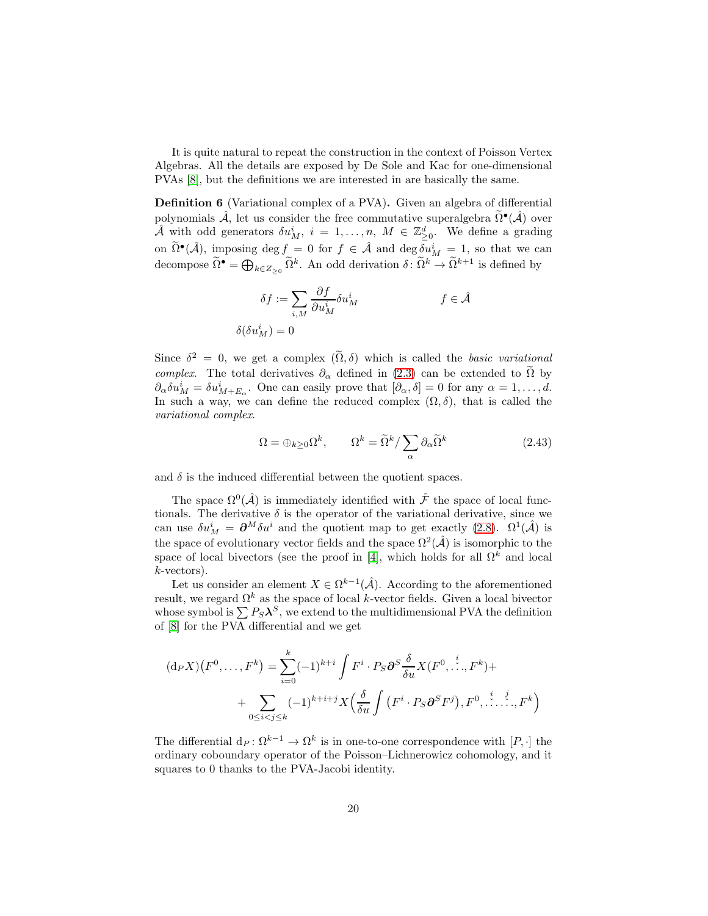It is quite natural to repeat the construction in the context of Poisson Vertex Algebras. All the details are exposed by De Sole and Kac for one-dimensional PVAs [8], but the definitions we are interested in are basically the same.

**Definition 6** (Variational complex of a PVA)**.** Given an algebra of differential polynomials $\hat{\mathcal{A}}$, let us consider the free commutative superalgebra $\widetilde{\Omega}^\bullet(\hat{\mathcal{A}})$ over $\hat{\mathcal{A}}$ with odd generators $\delta u^i_M$, $i = 1, \dots, n$, $M \in \mathbb{Z}^d_{\geq 0}$. We define a grading on $\widetilde{\Omega}^\bullet(\hat{\mathcal{A}})$, imposing $\deg f = 0$ for $f \in \hat{\mathcal{A}}$ and $\deg \delta u^i_M = 1$, so that we can decompose $\widetilde{\Omega}^\bullet = \bigoplus_{k \in Z_{\geq 0}} \widetilde{\Omega}^k$. An odd derivation $\delta \colon \widetilde{\Omega}^k \to \widetilde{\Omega}^{k+1}$ is defined by

$$
\begin{aligned}
\delta f &:= \sum_{i,M} \frac{\partial f}{\partial u^i_M} \delta u^i_M \qquad\qquad\qquad f \in \hat{\mathcal{A}} \\
\delta(\delta u^i_M) &= 0
\end{aligned}
$$

Since $\delta^2 = 0$, we get a complex $(\widetilde{\Omega}, \delta)$ which is called the *basic variational complex*. The total derivatives $\partial_\alpha$ defined in (2.3) can be extended to $\widetilde{\Omega}$ by $\partial_\alpha \delta u^i_M = \delta u^i_{M+E_\alpha}$. One can easily prove that $[\partial_\alpha, \delta] = 0$ for any $\alpha = 1, \dots, d$. In such a way, we can define the reduced complex $(\Omega, \delta)$, that is called the *variational complex*.

$$
\Omega = \oplus_{k \geq 0} \Omega^k, \qquad \Omega^k = \widetilde{\Omega}^k / \sum_\alpha \partial_\alpha \widetilde{\Omega}^k \tag{2.43}
$$

and $\delta$ is the induced differential between the quotient spaces.

The space $\Omega^0(\hat{\mathcal{A}})$ is immediately identified with $\hat{\mathcal{F}}$ the space of local functionals. The derivative $\delta$ is the operator of the variational derivative, since we can use $\delta u^i_M = \boldsymbol{\partial}^M \delta u^i$ and the quotient map to get exactly (2.8). $\Omega^1(\hat{\mathcal{A}})$ is the space of evolutionary vector fields and the space $\Omega^2(\hat{\mathcal{A}})$ is isomorphic to the space of local bivectors (see the proof in [4], which holds for all $\Omega^k$ and local $k$-vectors).

Let us consider an element $X \in \Omega^{k-1}(\hat{\mathcal{A}})$. According to the aforementioned result, we regard $\Omega^k$ as the space of local $k$-vector fields. Given a local bivector whose symbol is $\sum P_S \boldsymbol{\lambda}^S$, we extend to the multidimensional PVA the definition of [8] for the PVA differential and we get

$$
\begin{aligned}
(\mathrm{d}_P X)\big(F^0, \dots, F^k\big) = &\sum_{i=0}^k (-1)^{k+i} \int F^i \cdot P_S \boldsymbol{\partial}^S \frac{\delta}{\delta u} X(F^0, \overset{i}{\check{\dots}}, F^k) + \\
&+ \sum_{0 \leq i < j \leq k} (-1)^{k+i+j} X\Big(\frac{\delta}{\delta u} \int \big(F^i \cdot P_S \boldsymbol{\partial}^S F^j\big), F^0, \overset{i}{\check{\dots}} \overset{j}{\check{\dots}}, F^k\Big)
\end{aligned}
$$

The differential $\mathrm{d}_P \colon \Omega^{k-1} \to \Omega^k$ is in one-to-one correspondence with $[P, \cdot]$ the ordinary coboundary operator of the Poisson–Lichnerowicz cohomology, and it squares to 0 thanks to the PVA-Jacobi identity.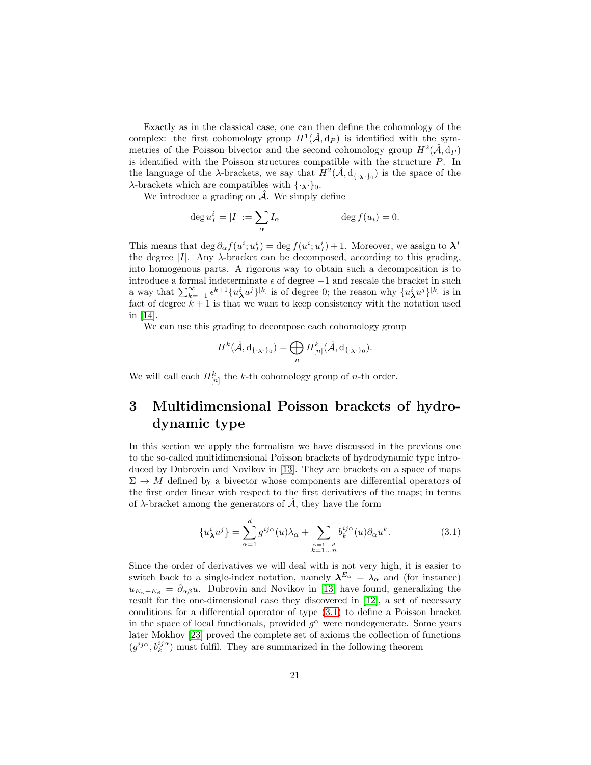Exactly as in the classical case, one can then define the cohomology of the complex: the first cohomology group $H^1(\hat{\mathcal{A}}, \mathrm{d}_P)$ is identified with the symmetries of the Poisson bivector and the second cohomology group $H^2(\hat{\mathcal{A}}, \mathrm{d}_P)$ is identified with the Poisson structures compatible with the structure $P$. In the language of the $\lambda$-brackets, we say that $H^2(\hat{\mathcal{A}}, \mathrm{d}_{\{\cdot_{\boldsymbol{\lambda}}\cdot\}_0})$ is the space of the $\lambda$-brackets which are compatibles with $\{\cdot_{\boldsymbol{\lambda}}\cdot\}_0$.

We introduce a grading on $\hat{\mathcal{A}}$. We simply define

$$\deg u^i_I = |I| := \sum_\alpha I_\alpha \qquad\qquad \deg f(u_i) = 0.$$

This means that $\deg \partial_\alpha f(u^i; u^i_I) = \deg f(u^i; u^i_I) + 1$. Moreover, we assign to $\boldsymbol{\lambda}^I$ the degree $|I|$. Any $\lambda$-bracket can be decomposed, according to this grading, into homogenous parts. A rigorous way to obtain such a decomposition is to introduce a formal indeterminate $\epsilon$ of degree $-1$ and rescale the bracket in such a way that $\sum_{k=-1}^{\infty} \epsilon^{k+1}\{u^i_{\boldsymbol{\lambda}} u^j\}^{[k]}$ is of degree 0; the reason why $\{u^i_{\boldsymbol{\lambda}} u^j\}^{[k]}$ is in fact of degree $k+1$ is that we want to keep consistency with the notation used in [14].

We can use this grading to decompose each cohomology group

$$H^k(\hat{\mathcal{A}}, \mathrm{d}_{\{\cdot_{\boldsymbol{\lambda}}\cdot\}_0}) = \bigoplus_n H^k_{[n]}(\hat{\mathcal{A}}, \mathrm{d}_{\{\cdot_{\boldsymbol{\lambda}}\cdot\}_0}).$$

We will call each $H^k_{[n]}$ the $k$-th cohomology group of $n$-th order.

# 3 Multidimensional Poisson brackets of hydrodynamic type

In this section we apply the formalism we have discussed in the previous one to the so-called multidimensional Poisson brackets of hydrodynamic type introduced by Dubrovin and Novikov in [13]. They are brackets on a space of maps $\Sigma \to M$ defined by a bivector whose components are differential operators of the first order linear with respect to the first derivatives of the maps; in terms of $\lambda$-bracket among the generators of $\hat{\mathcal{A}}$, they have the form

$$\{u^i_{\boldsymbol{\lambda}} u^j\} = \sum_{\alpha=1}^{d} g^{ij\alpha}(u)\lambda_\alpha + \sum_{\substack{\alpha=1\dots d\\ k=1\dots n}} b^{ij\alpha}_k(u)\partial_\alpha u^k. \tag{3.1}$$

Since the order of derivatives we will deal with is not very high, it is easier to switch back to a single-index notation, namely $\boldsymbol{\lambda}^{E_\alpha} = \lambda_\alpha$ and (for instance) $u_{E_\alpha+E_\beta} = \partial_{\alpha\beta}u$. Dubrovin and Novikov in [13] have found, generalizing the result for the one-dimensional case they discovered in [12], a set of necessary conditions for a differential operator of type (3.1) to define a Poisson bracket in the space of local functionals, provided $g^\alpha$ were nondegenerate. Some years later Mokhov [23] proved the complete set of axioms the collection of functions $(g^{ij\alpha}, b^{ij\alpha}_k)$ must fulfil. They are summarized in the following theorem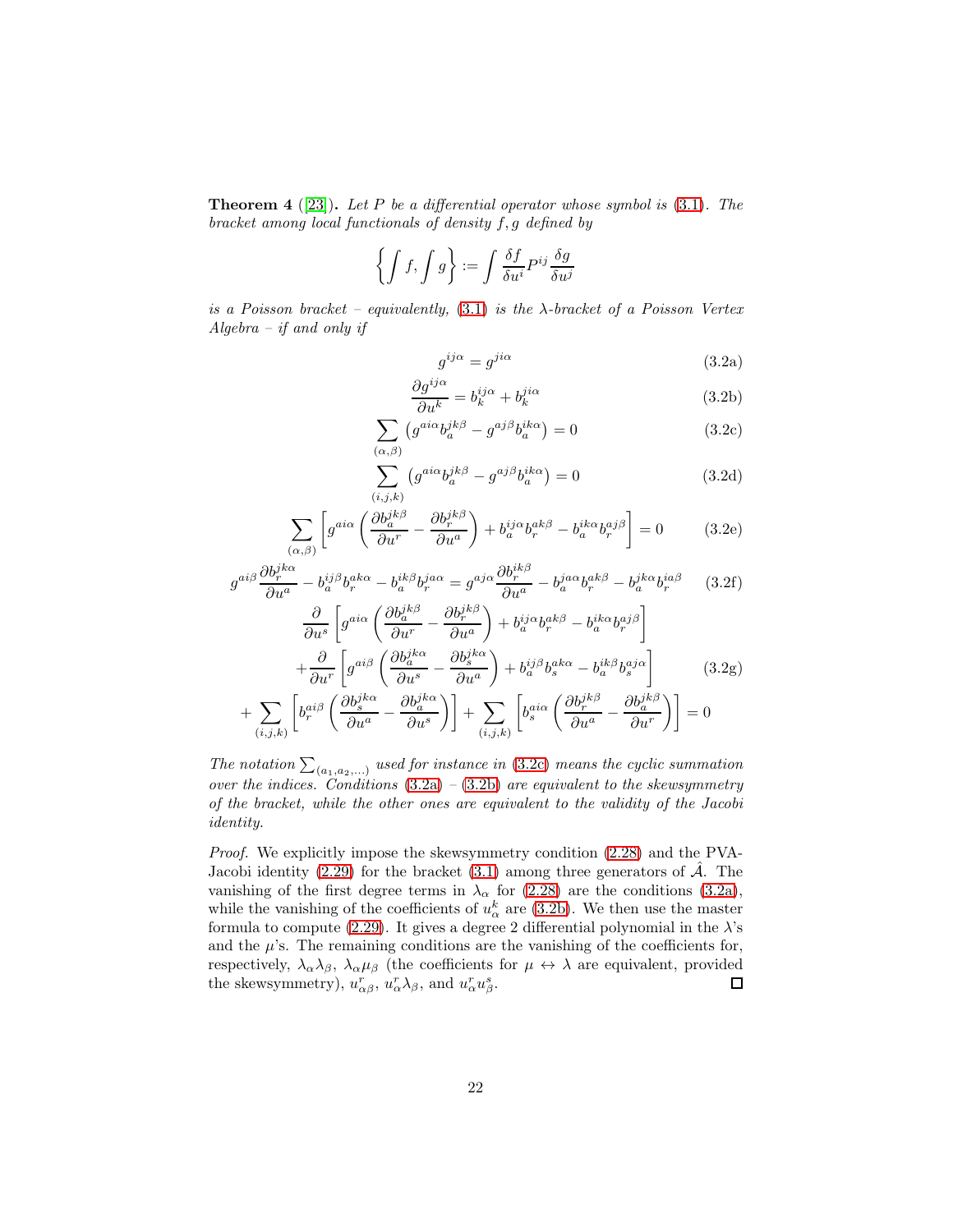**Theorem 4** ([23]). *Let $P$ be a differential operator whose symbol is (3.1). The bracket among local functionals of density $f, g$ defined by*

$$\left\{ \int f, \int g \right\} := \int \frac{\delta f}{\delta u^i} P^{ij} \frac{\delta g}{\delta u^j}$$

*is a Poisson bracket – equivalently, (3.1) is the $\lambda$-bracket of a Poisson Vertex Algebra – if and only if*

$$g^{ij\alpha} = g^{ji\alpha} \tag{3.2a}$$

$$\frac{\partial g^{ij\alpha}}{\partial u^k} = b_k^{ij\alpha} + b_k^{ji\alpha} \tag{3.2b}$$

$$\sum_{(\alpha,\beta)} \left( g^{ai\alpha} b_a^{jk\beta} - g^{aj\beta} b_a^{ik\alpha} \right) = 0 \tag{3.2c}$$

$$\sum_{(i,j,k)} \left( g^{ai\alpha} b_a^{jk\beta} - g^{aj\beta} b_a^{ik\alpha} \right) = 0 \tag{3.2d}$$

$$\sum_{(\alpha,\beta)} \left[ g^{ai\alpha} \left( \frac{\partial b_a^{jk\beta}}{\partial u^r} - \frac{\partial b_r^{jk\beta}}{\partial u^a} \right) + b_a^{ij\alpha} b_r^{ak\beta} - b_a^{ik\alpha} b_r^{aj\beta} \right] = 0 \tag{3.2e}$$

$$g^{ai\beta} \frac{\partial b_r^{jk\alpha}}{\partial u^a} - b_a^{ij\beta} b_r^{ak\alpha} - b_a^{ik\beta} b_r^{ja\alpha} = g^{aj\alpha} \frac{\partial b_r^{ik\beta}}{\partial u^a} - b_a^{ja\alpha} b_r^{ak\beta} - b_a^{jk\alpha} b_r^{ia\beta} \tag{3.2f}$$

$$\begin{aligned}
&\frac{\partial}{\partial u^s} \left[ g^{ai\alpha} \left( \frac{\partial b_a^{jk\beta}}{\partial u^r} - \frac{\partial b_r^{jk\beta}}{\partial u^a} \right) + b_a^{ij\alpha} b_r^{ak\beta} - b_a^{ik\alpha} b_r^{aj\beta} \right] \\
&+ \frac{\partial}{\partial u^r} \left[ g^{ai\beta} \left( \frac{\partial b_a^{jk\alpha}}{\partial u^s} - \frac{\partial b_s^{jk\alpha}}{\partial u^a} \right) + b_a^{ij\beta} b_s^{ak\alpha} - b_a^{ik\beta} b_s^{aj\alpha} \right] \\
&+ \sum_{(i,j,k)} \left[ b_r^{ai\beta} \left( \frac{\partial b_s^{jk\alpha}}{\partial u^a} - \frac{\partial b_a^{jk\alpha}}{\partial u^s} \right) \right] + \sum_{(i,j,k)} \left[ b_s^{ai\alpha} \left( \frac{\partial b_r^{jk\beta}}{\partial u^a} - \frac{\partial b_a^{jk\beta}}{\partial u^r} \right) \right] = 0
\end{aligned} \tag{3.2g}$$

*The notation $\sum_{(a_1,a_2,\ldots)}$ used for instance in (3.2c) means the cyclic summation over the indices. Conditions (3.2a) – (3.2b) are equivalent to the skewsymmetry of the bracket, while the other ones are equivalent to the validity of the Jacobi identity.*

*Proof.* We explicitly impose the skewsymmetry condition (2.28) and the PVA-Jacobi identity (2.29) for the bracket (3.1) among three generators of $\hat{\mathcal{A}}$. The vanishing of the first degree terms in $\lambda_\alpha$ for (2.28) are the conditions (3.2a), while the vanishing of the coefficients of $u_\alpha^k$ are (3.2b). We then use the master formula to compute (2.29). It gives a degree 2 differential polynomial in the $\lambda$'s and the $\mu$'s. The remaining conditions are the vanishing of the coefficients for, respectively, $\lambda_\alpha \lambda_\beta$, $\lambda_\alpha \mu_\beta$ (the coefficients for $\mu \leftrightarrow \lambda$ are equivalent, provided the skewsymmetry), $u_{\alpha\beta}^r$, $u_\alpha^r \lambda_\beta$, and $u_\alpha^r u_\beta^s$. ☐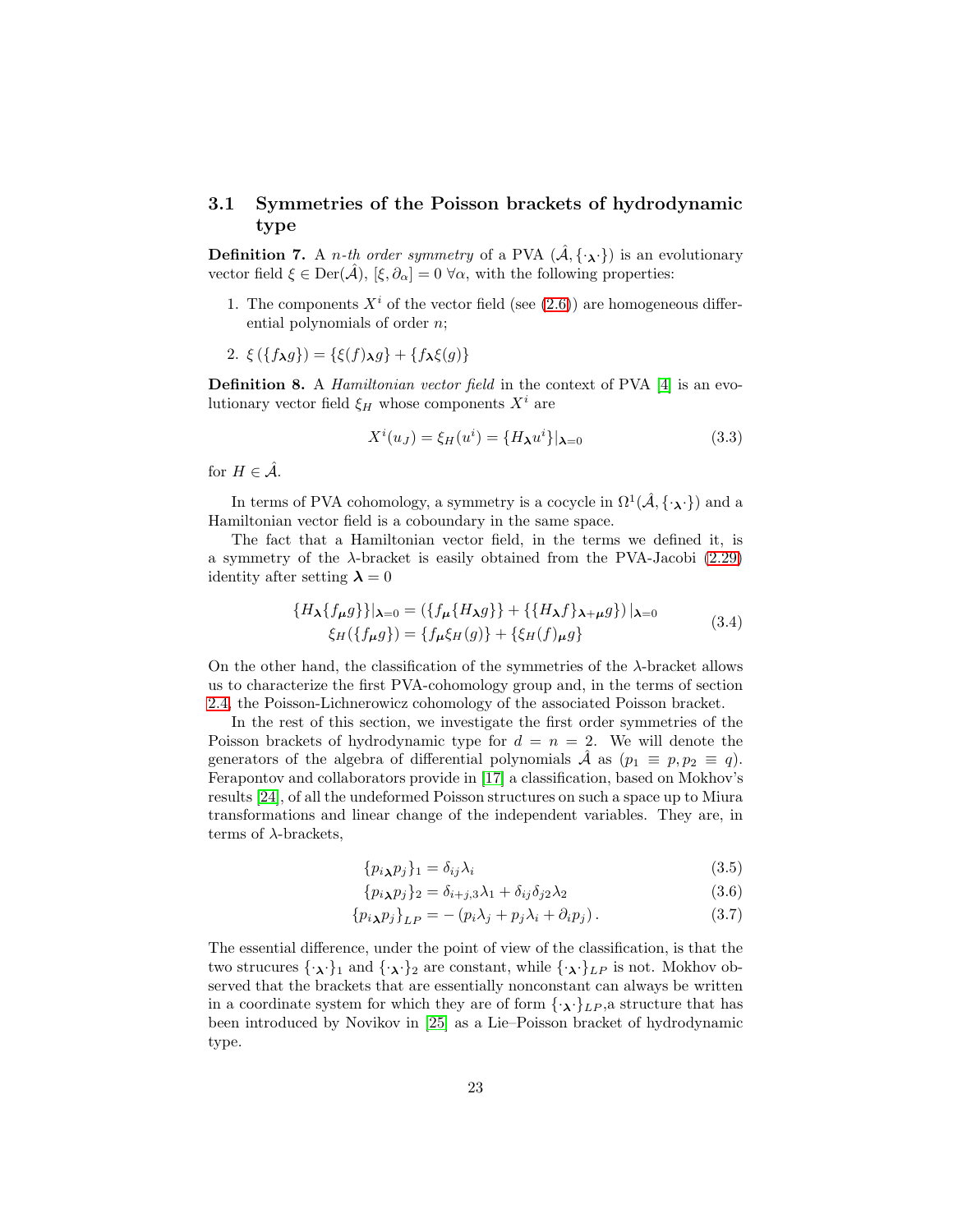### 3.1 Symmetries of the Poisson brackets of hydrodynamic type

**Definition 7.** A *n-th order symmetry* of a PVA $(\hat{\mathcal{A}}, \{\cdot_{\boldsymbol{\lambda}}\cdot\})$ is an evolutionary vector field $\xi \in \mathrm{Der}(\hat{\mathcal{A}})$, $[\xi, \partial_\alpha] = 0\ \forall \alpha$, with the following properties:

1. The components $X^i$ of the vector field (see (2.6)) are homogeneous differential polynomials of order $n$;
2. $\xi\left(\{f_{\boldsymbol{\lambda}} g\}\right) = \{\xi(f)_{\boldsymbol{\lambda}} g\} + \{f_{\boldsymbol{\lambda}} \xi(g)\}$

**Definition 8.** A *Hamiltonian vector field* in the context of PVA [4] is an evolutionary vector field $\xi_H$ whose components $X^i$ are

$$X^i(u_J) = \xi_H(u^i) = \{H_{\boldsymbol{\lambda}} u^i\}|_{\boldsymbol{\lambda}=0} \tag{3.3}$$

for $H \in \hat{\mathcal{A}}$.

In terms of PVA cohomology, a symmetry is a cocycle in $\Omega^1(\hat{\mathcal{A}}, \{\cdot_{\boldsymbol{\lambda}}\cdot\})$ and a Hamiltonian vector field is a coboundary in the same space.

The fact that a Hamiltonian vector field, in the terms we defined it, is a symmetry of the $\lambda$-bracket is easily obtained from the PVA-Jacobi (2.29) identity after setting $\boldsymbol{\lambda} = 0$

$$\begin{gathered}\{H_{\boldsymbol{\lambda}}\{f_{\boldsymbol{\mu}} g\}\}|_{\boldsymbol{\lambda}=0} = \left(\{f_{\boldsymbol{\mu}}\{H_{\boldsymbol{\lambda}} g\}\} + \{\{H_{\boldsymbol{\lambda}} f\}_{\boldsymbol{\lambda}+\boldsymbol{\mu}} g\}\right)|_{\boldsymbol{\lambda}=0} \\ \xi_H(\{f_{\boldsymbol{\mu}} g\}) = \{f_{\boldsymbol{\mu}} \xi_H(g)\} + \{\xi_H(f)_{\boldsymbol{\mu}} g\}\end{gathered} \tag{3.4}$$

On the other hand, the classification of the symmetries of the $\lambda$-bracket allows us to characterize the first PVA-cohomology group and, in the terms of section 2.4, the Poisson-Lichnerowicz cohomology of the associated Poisson bracket.

In the rest of this section, we investigate the first order symmetries of the Poisson brackets of hydrodynamic type for $d = n = 2$. We will denote the generators of the algebra of differential polynomials $\hat{\mathcal{A}}$ as $(p_1 \equiv p, p_2 \equiv q)$. Ferapontov and collaborators provide in [17] a classification, based on Mokhov's results [24], of all the undeformed Poisson structures on such a space up to Miura transformations and linear change of the independent variables. They are, in terms of $\lambda$-brackets,

$$\{p_{i\boldsymbol{\lambda}} p_j\}_1 = \delta_{ij}\lambda_i \tag{3.5}$$

$$\{p_{i\boldsymbol{\lambda}} p_j\}_2 = \delta_{i+j,3}\lambda_1 + \delta_{ij}\delta_{j2}\lambda_2 \tag{3.6}$$

$$\{p_{i\boldsymbol{\lambda}} p_j\}_{LP} = -\left(p_i\lambda_j + p_j\lambda_i + \partial_i p_j\right). \tag{3.7}$$

The essential difference, under the point of view of the classification, is that the two strucures $\{\cdot_{\boldsymbol{\lambda}}\cdot\}_1$ and $\{\cdot_{\boldsymbol{\lambda}}\cdot\}_2$ are constant, while $\{\cdot_{\boldsymbol{\lambda}}\cdot\}_{LP}$ is not. Mokhov observed that the brackets that are essentially nonconstant can always be written in a coordinate system for which they are of form $\{\cdot_{\boldsymbol{\lambda}}\cdot\}_{LP}$,a structure that has been introduced by Novikov in [25] as a Lie–Poisson bracket of hydrodynamic type.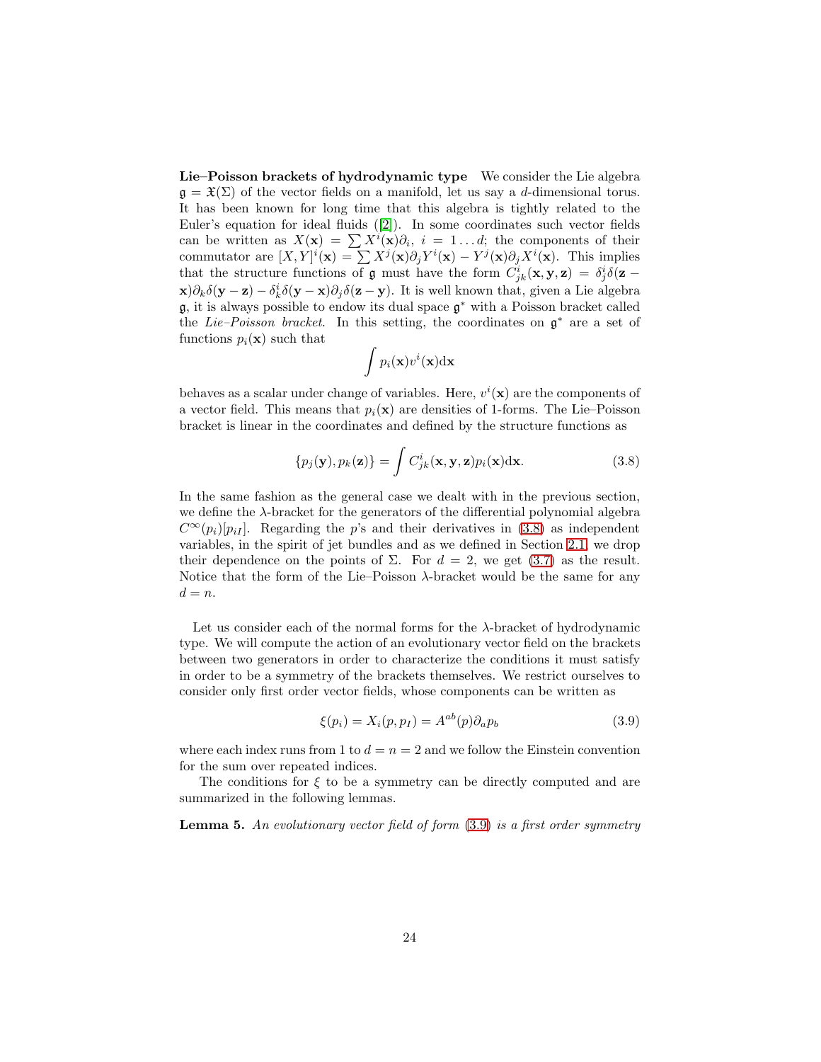**Lie–Poisson brackets of hydrodynamic type** We consider the Lie algebra $\mathfrak{g} = \mathfrak{X}(\Sigma)$ of the vector fields on a manifold, let us say a $d$-dimensional torus. It has been known for long time that this algebra is tightly related to the Euler's equation for ideal fluids ([2]). In some coordinates such vector fields can be written as $X(\mathbf{x}) = \sum X^i(\mathbf{x})\partial_i$, $i = 1 \dots d$; the components of their commutator are $[X,Y]^i(\mathbf{x}) = \sum X^j(\mathbf{x})\partial_j Y^i(\mathbf{x}) - Y^j(\mathbf{x})\partial_j X^i(\mathbf{x})$. This implies that the structure functions of $\mathfrak{g}$ must have the form $C^i_{jk}(\mathbf{x},\mathbf{y},\mathbf{z}) = \delta^i_j \delta(\mathbf{z}-\mathbf{x})\partial_k\delta(\mathbf{y}-\mathbf{z}) - \delta^i_k\delta(\mathbf{y}-\mathbf{x})\partial_j\delta(\mathbf{z}-\mathbf{y})$. It is well known that, given a Lie algebra $\mathfrak{g}$, it is always possible to endow its dual space $\mathfrak{g}^*$ with a Poisson bracket called the *Lie–Poisson bracket*. In this setting, the coordinates on $\mathfrak{g}^*$ are a set of functions $p_i(\mathbf{x})$ such that

$$\int p_i(\mathbf{x})v^i(\mathbf{x})\mathrm{d}\mathbf{x}$$

behaves as a scalar under change of variables. Here, $v^i(\mathbf{x})$ are the components of a vector field. This means that $p_i(\mathbf{x})$ are densities of 1-forms. The Lie–Poisson bracket is linear in the coordinates and defined by the structure functions as

$$\{p_j(\mathbf{y}), p_k(\mathbf{z})\} = \int C^i_{jk}(\mathbf{x},\mathbf{y},\mathbf{z})p_i(\mathbf{x})\mathrm{d}\mathbf{x}. \tag{3.8}$$

In the same fashion as the general case we dealt with in the previous section, we define the $\lambda$-bracket for the generators of the differential polynomial algebra $C^\infty(p_i)[p_{iI}]$. Regarding the $p$'s and their derivatives in (3.8) as independent variables, in the spirit of jet bundles and as we defined in Section 2.1, we drop their dependence on the points of $\Sigma$. For $d = 2$, we get (3.7) as the result. Notice that the form of the Lie–Poisson $\lambda$-bracket would be the same for any $d = n$.

Let us consider each of the normal forms for the $\lambda$-bracket of hydrodynamic type. We will compute the action of an evolutionary vector field on the brackets between two generators in order to characterize the conditions it must satisfy in order to be a symmetry of the brackets themselves. We restrict ourselves to consider only first order vector fields, whose components can be written as

$$\xi(p_i) = X_i(p, p_I) = A^{ab}(p)\partial_a p_b \tag{3.9}$$

where each index runs from 1 to $d = n = 2$ and we follow the Einstein convention for the sum over repeated indices.

The conditions for $\xi$ to be a symmetry can be directly computed and are summarized in the following lemmas.

**Lemma 5.** *An evolutionary vector field of form* (3.9) *is a first order symmetry*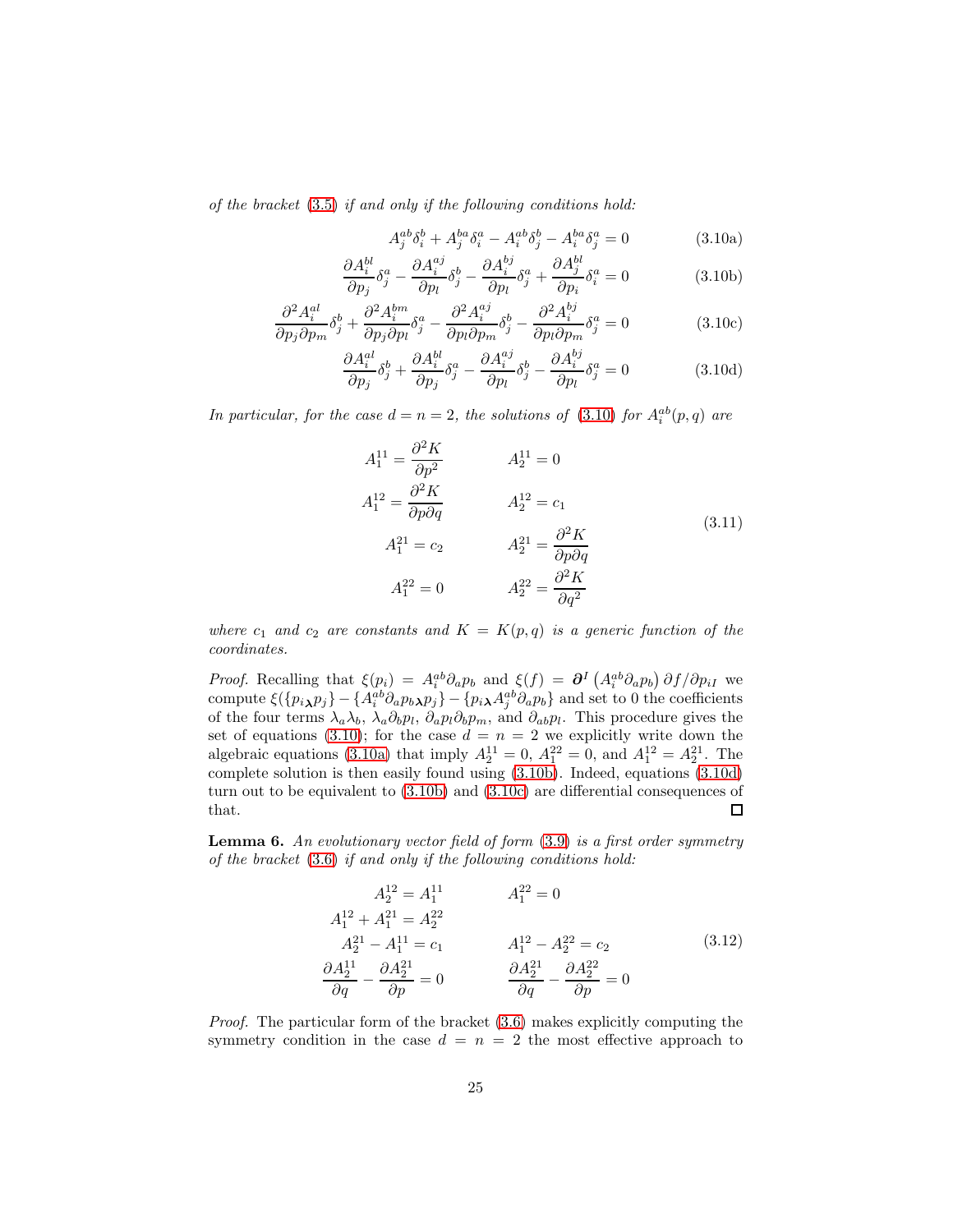*of the bracket* (3.5) *if and only if the following conditions hold:*

$$A^{ab}_j \delta^b_i + A^{ba}_j \delta^a_i - A^{ab}_i \delta^b_j - A^{ba}_i \delta^a_j = 0 \tag{3.10a}$$

$$\frac{\partial A^{bl}_i}{\partial p_j}\delta^a_j - \frac{\partial A^{aj}_i}{\partial p_l}\delta^b_j - \frac{\partial A^{bj}_i}{\partial p_l}\delta^a_j + \frac{\partial A^{bl}_j}{\partial p_i}\delta^a_i = 0 \tag{3.10b}$$

$$\frac{\partial^2 A^{al}_i}{\partial p_j \partial p_m}\delta^b_j + \frac{\partial^2 A^{bm}_i}{\partial p_j \partial p_l}\delta^a_j - \frac{\partial^2 A^{aj}_i}{\partial p_l \partial p_m}\delta^b_j - \frac{\partial^2 A^{bj}_i}{\partial p_l \partial p_m}\delta^a_j = 0 \tag{3.10c}$$

$$\frac{\partial A^{al}_i}{\partial p_j}\delta^b_j + \frac{\partial A^{bl}_i}{\partial p_j}\delta^a_j - \frac{\partial A^{aj}_i}{\partial p_l}\delta^b_j - \frac{\partial A^{bj}_i}{\partial p_l}\delta^a_j = 0 \tag{3.10d}$$

*In particular, for the case $d = n = 2$, the solutions of* (3.10) *for $A^{ab}_i(p, q)$ are*

$$\begin{aligned}
A^{11}_1 &= \frac{\partial^2 K}{\partial p^2} & A^{11}_2 &= 0 \\
A^{12}_1 &= \frac{\partial^2 K}{\partial p \partial q} & A^{12}_2 &= c_1 \\
A^{21}_1 &= c_2 & A^{21}_2 &= \frac{\partial^2 K}{\partial p \partial q} \\
A^{22}_1 &= 0 & A^{22}_2 &= \frac{\partial^2 K}{\partial q^2}
\end{aligned} \tag{3.11}$$

*where $c_1$ and $c_2$ are constants and $K = K(p, q)$ is a generic function of the coordinates.*

*Proof.* Recalling that $\xi(p_i) = A^{ab}_i \partial_a p_b$ and $\xi(f) = \boldsymbol{\partial}^I \left(A^{ab}_i \partial_a p_b\right) \partial f / \partial p_{iI}$ we compute $\xi(\{p_{i\boldsymbol{\lambda}} p_j\} - \{A^{ab}_i \partial_a p_{b\boldsymbol{\lambda}} p_j\} - \{p_{i\boldsymbol{\lambda}} A^{ab}_j \partial_a p_b\}$ and set to 0 the coefficients of the four terms $\lambda_a \lambda_b$, $\lambda_a \partial_b p_l$, $\partial_a p_l \partial_b p_m$, and $\partial_{ab} p_l$. This procedure gives the set of equations (3.10); for the case $d = n = 2$ we explicitly write down the algebraic equations (3.10a) that imply $A^{11}_2 = 0$, $A^{22}_1 = 0$, and $A^{12}_1 = A^{21}_2$. The complete solution is then easily found using (3.10b). Indeed, equations (3.10d) turn out to be equivalent to (3.10b) and (3.10c) are differential consequences of that. ☐

**Lemma 6.** *An evolutionary vector field of form* (3.9) *is a first order symmetry of the bracket* (3.6) *if and only if the following conditions hold:*

$$\begin{aligned}
A^{12}_2 &= A^{11}_1 & A^{22}_1 &= 0 \\
A^{12}_1 + A^{21}_1 &= A^{22}_2 & & \\
A^{21}_2 - A^{11}_1 &= c_1 & A^{12}_1 - A^{22}_2 &= c_2 \\
\frac{\partial A^{11}_2}{\partial q} - \frac{\partial A^{21}_2}{\partial p} &= 0 & \frac{\partial A^{21}_2}{\partial q} - \frac{\partial A^{22}_2}{\partial p} &= 0
\end{aligned} \tag{3.12}$$

*Proof.* The particular form of the bracket (3.6) makes explicitly computing the symmetry condition in the case $d = n = 2$ the most effective approach to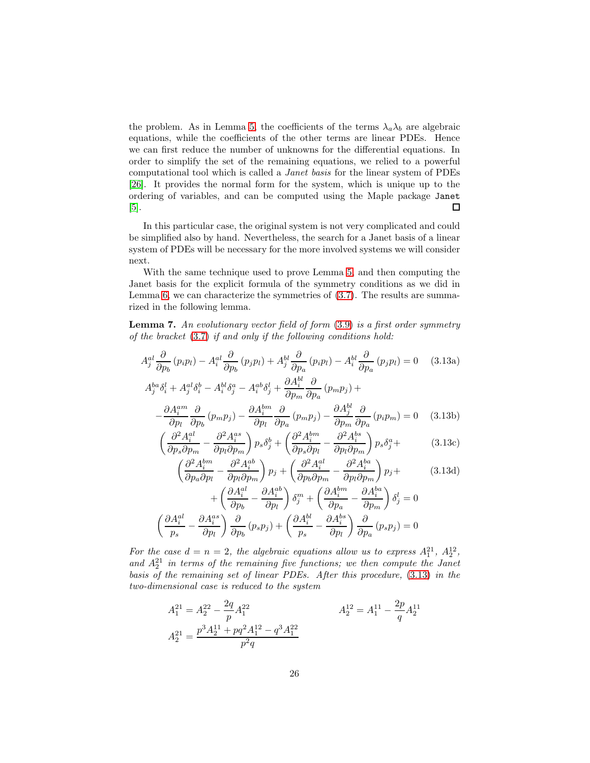the problem. As in Lemma 5, the coefficients of the terms $\lambda_a\lambda_b$ are algebraic equations, while the coefficients of the other terms are linear PDEs. Hence we can first reduce the number of unknowns for the differential equations. In order to simplify the set of the remaining equations, we relied to a powerful computational tool which is called a *Janet basis* for the linear system of PDEs [26]. It provides the normal form for the system, which is unique up to the ordering of variables, and can be computed using the Maple package `Janet` [5]. □

In this particular case, the original system is not very complicated and could be simplified also by hand. Nevertheless, the search for a Janet basis of a linear system of PDEs will be necessary for the more involved systems we will consider next.

With the same technique used to prove Lemma 5, and then computing the Janet basis for the explicit formula of the symmetry conditions as we did in Lemma 6, we can characterize the symmetries of (3.7). The results are summarized in the following lemma.

**Lemma 7.** *An evolutionary vector field of form* (3.9) *is a first order symmetry of the bracket* (3.7) *if and only if the following conditions hold:*

$$A^{al}_j \frac{\partial}{\partial p_b}(p_i p_l) - A^{al}_i \frac{\partial}{\partial p_b}(p_j p_l) + A^{bl}_j \frac{\partial}{\partial p_a}(p_i p_l) - A^{bl}_i \frac{\partial}{\partial p_a}(p_j p_l) = 0 \tag{3.13a}$$

$$A^{ba}_j \delta^l_i + A^{al}_j \delta^b_i - A^{bl}_i \delta^a_j - A^{ab}_i \delta^l_j + \frac{\partial A^{bl}_i}{\partial p_m}\frac{\partial}{\partial p_a}(p_m p_j) + \\ - \frac{\partial A^{am}_i}{\partial p_l}\frac{\partial}{\partial p_b}(p_m p_j) - \frac{\partial A^{bm}_i}{\partial p_l}\frac{\partial}{\partial p_a}(p_m p_j) - \frac{\partial A^{bl}_j}{\partial p_m}\frac{\partial}{\partial p_a}(p_i p_m) = 0 \tag{3.13b}$$

$$\left(\frac{\partial^2 A^{al}_i}{\partial p_s \partial p_m} - \frac{\partial^2 A^{as}_i}{\partial p_l \partial p_m}\right) p_s \delta^b_j + \left(\frac{\partial^2 A^{bm}_i}{\partial p_s \partial p_l} - \frac{\partial^2 A^{bs}_i}{\partial p_l \partial p_m}\right) p_s \delta^a_j + \tag{3.13c}$$

$$\left(\frac{\partial^2 A^{bm}_i}{\partial p_a \partial p_l} - \frac{\partial^2 A^{ab}_i}{\partial p_l \partial p_m}\right) p_j + \left(\frac{\partial^2 A^{al}_i}{\partial p_b \partial p_m} - \frac{\partial^2 A^{ba}_i}{\partial p_l \partial p_m}\right) p_j + \tag{3.13d}$$

$$+ \left(\frac{\partial A^{al}_i}{\partial p_b} - \frac{\partial A^{ab}_i}{\partial p_l}\right)\delta^m_j + \left(\frac{\partial A^{bm}_i}{\partial p_a} - \frac{\partial A^{ba}_i}{\partial p_m}\right)\delta^l_j = 0$$

$$\left(\frac{\partial A^{al}_i}{p_s} - \frac{\partial A^{as}_i}{\partial p_l}\right)\frac{\partial}{\partial p_b}(p_s p_j) + \left(\frac{\partial A^{bl}_i}{p_s} - \frac{\partial A^{bs}_i}{\partial p_l}\right)\frac{\partial}{\partial p_a}(p_s p_j) = 0$$

*For the case $d = n = 2$, the algebraic equations allow us to express $A^{21}_1$, $A^{12}_2$, and $A^{21}_2$ in terms of the remaining five functions; we then compute the Janet basis of the remaining set of linear PDEs. After this procedure,* (3.13) *in the two-dimensional case is reduced to the system*

$$A^{21}_1 = A^{22}_2 - \frac{2q}{p}A^{22}_1 \qquad\qquad A^{12}_2 = A^{11}_1 - \frac{2p}{q}A^{11}_2$$

$$A^{21}_2 = \frac{p^3 A^{11}_2 + pq^2 A^{12}_1 - q^3 A^{22}_1}{p^2 q}$$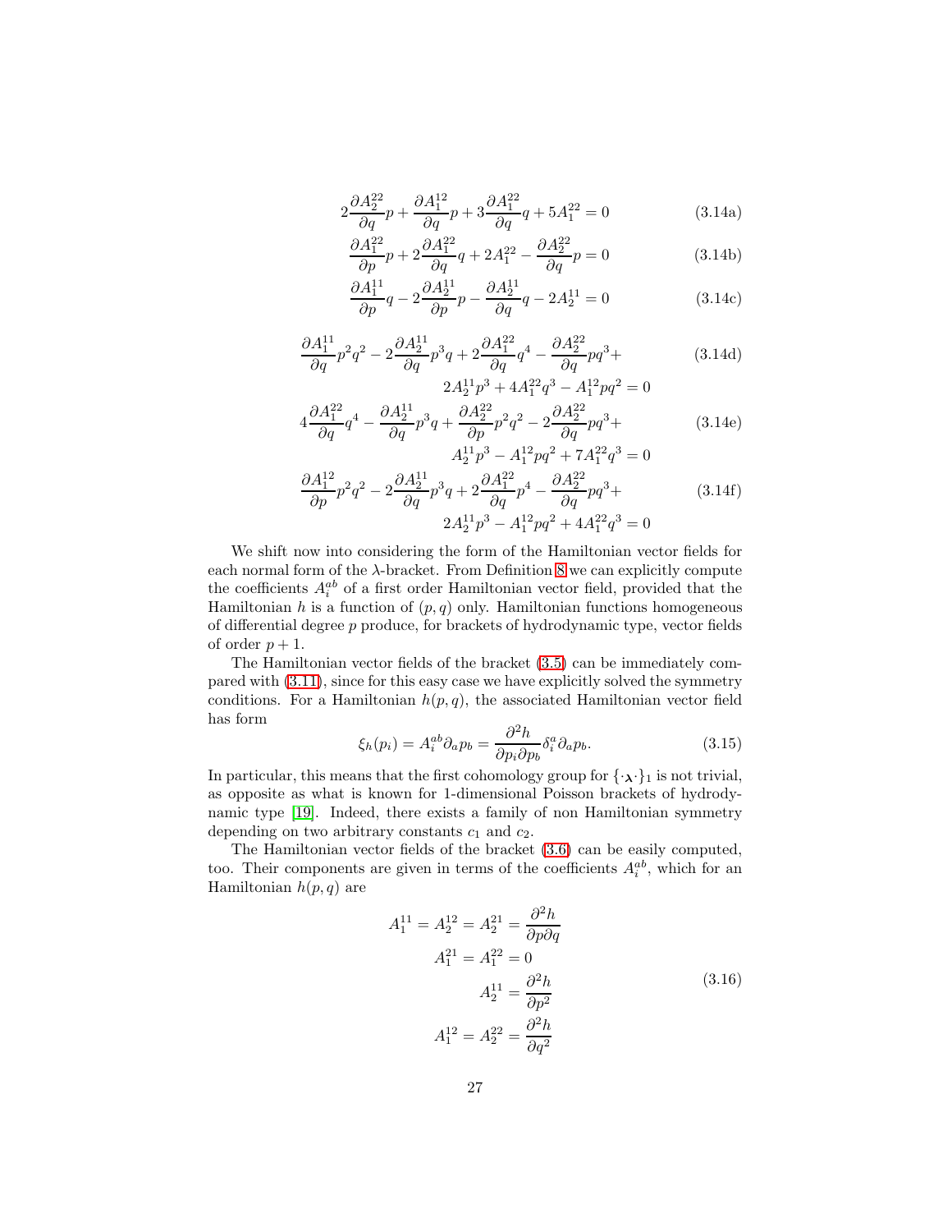$$2\frac{\partial A_2^{22}}{\partial q}p + \frac{\partial A_1^{12}}{\partial q}p + 3\frac{\partial A_1^{22}}{\partial q}q + 5A_1^{22} = 0 \tag{3.14a}$$

$$\frac{\partial A_1^{22}}{\partial p}p + 2\frac{\partial A_1^{22}}{\partial q}q + 2A_1^{22} - \frac{\partial A_2^{22}}{\partial q}p = 0 \tag{3.14b}$$

$$\frac{\partial A_1^{11}}{\partial p}q - 2\frac{\partial A_2^{11}}{\partial p}p - \frac{\partial A_2^{11}}{\partial q}q - 2A_2^{11} = 0 \tag{3.14c}$$

$$\begin{split}\frac{\partial A_1^{11}}{\partial q}p^2q^2 - 2\frac{\partial A_2^{11}}{\partial q}p^3q + 2\frac{\partial A_1^{22}}{\partial q}q^4 - \frac{\partial A_2^{22}}{\partial q}pq^3 + \\ 2A_2^{11}p^3 + 4A_1^{22}q^3 - A_1^{12}pq^2 = 0\end{split} \tag{3.14d}$$

$$\begin{split}4\frac{\partial A_1^{22}}{\partial q}q^4 - \frac{\partial A_2^{11}}{\partial q}p^3q + \frac{\partial A_2^{22}}{\partial p}p^2q^2 - 2\frac{\partial A_2^{22}}{\partial q}pq^3 + \\ A_2^{11}p^3 - A_1^{12}pq^2 + 7A_1^{22}q^3 = 0\end{split} \tag{3.14e}$$

$$\begin{split}\frac{\partial A_1^{12}}{\partial p}p^2q^2 - 2\frac{\partial A_2^{11}}{\partial q}p^3q + 2\frac{\partial A_1^{22}}{\partial q}p^4 - \frac{\partial A_2^{22}}{\partial q}pq^3 + \\ 2A_2^{11}p^3 - A_1^{12}pq^2 + 4A_1^{22}q^3 = 0\end{split} \tag{3.14f}$$

We shift now into considering the form of the Hamiltonian vector fields for each normal form of the $\lambda$-bracket. From Definition 8 we can explicitly compute the coefficients $A_i^{ab}$ of a first order Hamiltonian vector field, provided that the Hamiltonian $h$ is a function of $(p, q)$ only. Hamiltonian functions homogeneous of differential degree $p$ produce, for brackets of hydrodynamic type, vector fields of order $p + 1$.

The Hamiltonian vector fields of the bracket (3.5) can be immediately compared with (3.11), since for this easy case we have explicitly solved the symmetry conditions. For a Hamiltonian $h(p, q)$, the associated Hamiltonian vector field has form

$$\xi_h(p_i) = A_i^{ab}\partial_a p_b = \frac{\partial^2 h}{\partial p_i \partial p_b}\delta_i^a \partial_a p_b. \tag{3.15}$$

In particular, this means that the first cohomology group for $\{\cdot_{\boldsymbol{\lambda}}\cdot\}_1$ is not trivial, as opposite as what is known for 1-dimensional Poisson brackets of hydrodynamic type [19]. Indeed, there exists a family of non Hamiltonian symmetry depending on two arbitrary constants $c_1$ and $c_2$.

The Hamiltonian vector fields of the bracket (3.6) can be easily computed, too. Their components are given in terms of the coefficients $A_i^{ab}$, which for an Hamiltonian $h(p, q)$ are

$$\begin{aligned} A_1^{11} = A_2^{12} = A_2^{21} &= \frac{\partial^2 h}{\partial p \partial q} \\ A_1^{21} = A_1^{22} &= 0 \\ A_2^{11} &= \frac{\partial^2 h}{\partial p^2} \\ A_1^{12} = A_2^{22} &= \frac{\partial^2 h}{\partial q^2} \end{aligned} \tag{3.16}$$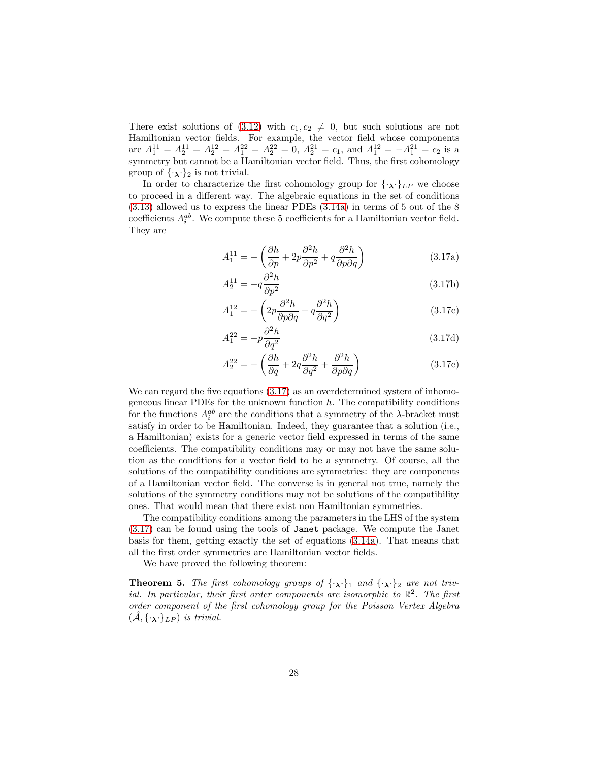There exist solutions of (3.12) with $c_1, c_2 \neq 0$, but such solutions are not Hamiltonian vector fields. For example, the vector field whose components are $A_1^{11} = A_2^{11} = A_2^{12} = A_1^{22} = A_2^{22} = 0$, $A_2^{21} = c_1$, and $A_1^{12} = -A_1^{21} = c_2$ is a symmetry but cannot be a Hamiltonian vector field. Thus, the first cohomology group of $\{\cdot_{\boldsymbol{\lambda}}\cdot\}_2$ is not trivial.

In order to characterize the first cohomology group for $\{\cdot_{\boldsymbol{\lambda}}\cdot\}_{LP}$ we choose to proceed in a different way. The algebraic equations in the set of conditions (3.13) allowed us to express the linear PDEs (3.14a) in terms of 5 out of the 8 coefficients $A_i^{ab}$. We compute these 5 coefficients for a Hamiltonian vector field. They are

$$A_1^{11} = -\left(\frac{\partial h}{\partial p} + 2p\frac{\partial^2 h}{\partial p^2} + q\frac{\partial^2 h}{\partial p \partial q}\right) \tag{3.17a}$$

$$A_2^{11} = -q\frac{\partial^2 h}{\partial p^2} \tag{3.17b}$$

$$A_1^{12} = -\left(2p\frac{\partial^2 h}{\partial p \partial q} + q\frac{\partial^2 h}{\partial q^2}\right) \tag{3.17c}$$

$$A_1^{22} = -p\frac{\partial^2 h}{\partial q^2} \tag{3.17d}$$

$$A_2^{22} = -\left(\frac{\partial h}{\partial q} + 2q\frac{\partial^2 h}{\partial q^2} + \frac{\partial^2 h}{\partial p \partial q}\right) \tag{3.17e}$$

We can regard the five equations (3.17) as an overdetermined system of inhomogeneous linear PDEs for the unknown function $h$. The compatibility conditions for the functions $A_i^{ab}$ are the conditions that a symmetry of the $\lambda$-bracket must satisfy in order to be Hamiltonian. Indeed, they guarantee that a solution (i.e., a Hamiltonian) exists for a generic vector field expressed in terms of the same coefficients. The compatibility conditions may or may not have the same solution as the conditions for a vector field to be a symmetry. Of course, all the solutions of the compatibility conditions are symmetries: they are components of a Hamiltonian vector field. The converse is in general not true, namely the solutions of the symmetry conditions may not be solutions of the compatibility ones. That would mean that there exist non Hamiltonian symmetries.

The compatibility conditions among the parameters in the LHS of the system (3.17) can be found using the tools of `Janet` package. We compute the Janet basis for them, getting exactly the set of equations (3.14a). That means that all the first order symmetries are Hamiltonian vector fields.

We have proved the following theorem:

**Theorem 5.** *The first cohomology groups of $\{\cdot_{\boldsymbol{\lambda}}\cdot\}_1$ and $\{\cdot_{\boldsymbol{\lambda}}\cdot\}_2$ are not trivial. In particular, their first order components are isomorphic to $\mathbb{R}^2$. The first order component of the first cohomology group for the Poisson Vertex Algebra $(\hat{\mathcal{A}}, \{\cdot_{\boldsymbol{\lambda}}\cdot\}_{LP})$ is trivial.*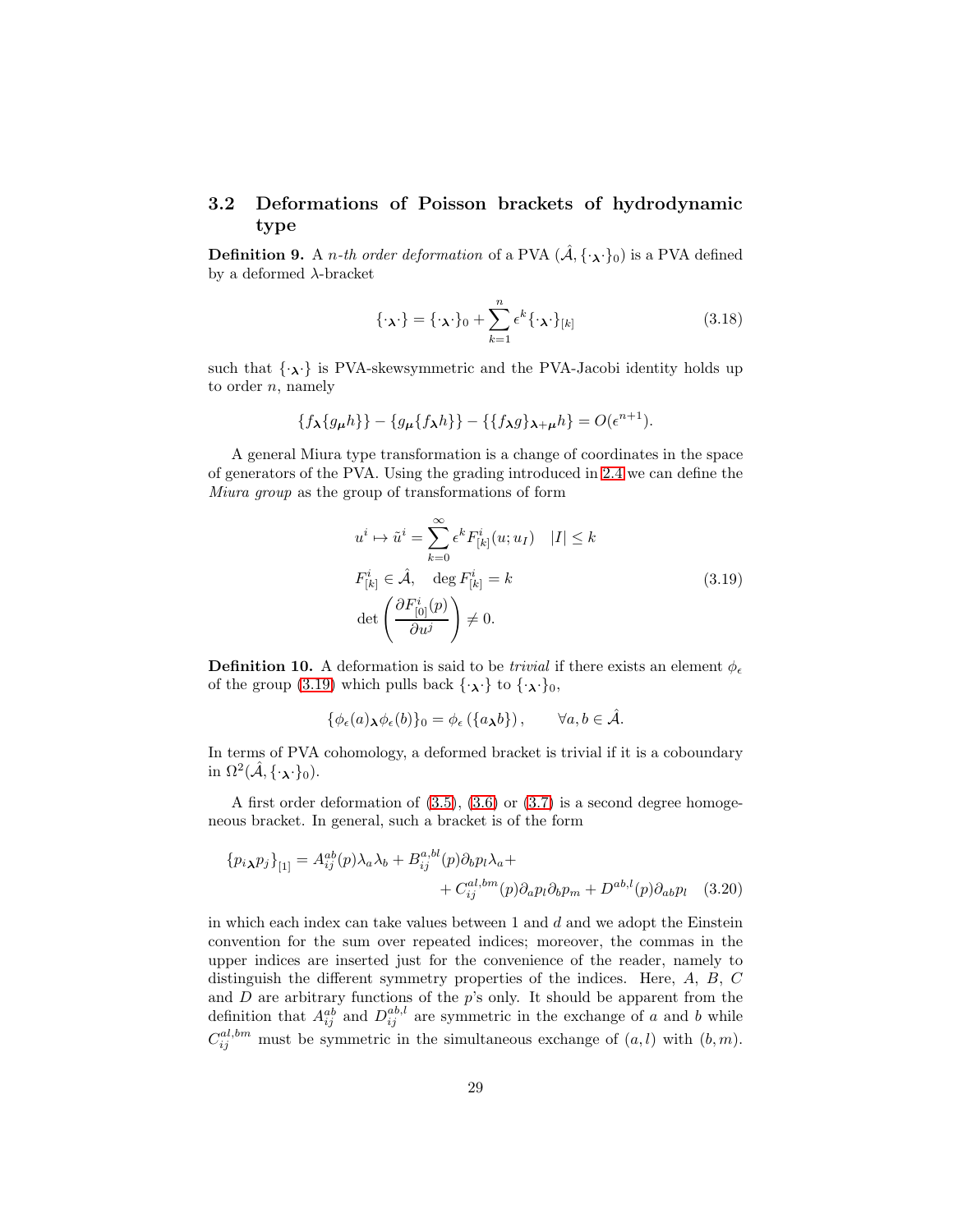### 3.2 Deformations of Poisson brackets of hydrodynamic type

**Definition 9.** A *n-th order deformation* of a PVA $(\hat{\mathcal{A}}, \{\cdot_{\boldsymbol{\lambda}}\cdot\}_0)$ is a PVA defined by a deformed $\lambda$-bracket

$$\{\cdot_{\boldsymbol{\lambda}}\cdot\} = \{\cdot_{\boldsymbol{\lambda}}\cdot\}_0 + \sum_{k=1}^{n} \epsilon^k \{\cdot_{\boldsymbol{\lambda}}\cdot\}_{[k]} \tag{3.18}$$

such that $\{\cdot_{\boldsymbol{\lambda}}\cdot\}$ is PVA-skewsymmetric and the PVA-Jacobi identity holds up to order $n$, namely

$$\{f_{\boldsymbol{\lambda}}\{g_{\boldsymbol{\mu}}h\}\} - \{g_{\boldsymbol{\mu}}\{f_{\boldsymbol{\lambda}}h\}\} - \{\{f_{\boldsymbol{\lambda}}g\}_{\boldsymbol{\lambda}+\boldsymbol{\mu}}h\} = O(\epsilon^{n+1}).$$

A general Miura type transformation is a change of coordinates in the space of generators of the PVA. Using the grading introduced in 2.4 we can define the *Miura group* as the group of transformations of form

$$\begin{aligned}
& u^i \mapsto \tilde{u}^i = \sum_{k=0}^{\infty} \epsilon^k F^i_{[k]}(u; u_I) \quad |I| \leq k \\
& F^i_{[k]} \in \hat{\mathcal{A}}, \quad \deg F^i_{[k]} = k \\
& \det\left(\frac{\partial F^i_{[0]}(p)}{\partial u^j}\right) \neq 0.
\end{aligned} \tag{3.19}$$

**Definition 10.** A deformation is said to be *trivial* if there exists an element $\phi_\epsilon$ of the group (3.19) which pulls back $\{\cdot_{\boldsymbol{\lambda}}\cdot\}$ to $\{\cdot_{\boldsymbol{\lambda}}\cdot\}_0$,

$$\{\phi_\epsilon(a)_{\boldsymbol{\lambda}}\phi_\epsilon(b)\}_0 = \phi_\epsilon\left(\{a_{\boldsymbol{\lambda}}b\}\right), \qquad \forall a, b \in \hat{\mathcal{A}}.$$

In terms of PVA cohomology, a deformed bracket is trivial if it is a coboundary in $\Omega^2(\hat{\mathcal{A}}, \{\cdot_{\boldsymbol{\lambda}}\cdot\}_0)$.

A first order deformation of (3.5), (3.6) or (3.7) is a second degree homogeneous bracket. In general, such a bracket is of the form

$$\begin{aligned}
\{p_{i\boldsymbol{\lambda}}p_j\}_{[1]} = A^{ab}_{ij}(p)\lambda_a\lambda_b + B^{a,bl}_{ij}(p)\partial_b p_l \lambda_a + \\
+ C^{al,bm}_{ij}(p)\partial_a p_l \partial_b p_m + D^{ab,l}(p)\partial_{ab}p_l
\end{aligned} \tag{3.20}$$

in which each index can take values between 1 and $d$ and we adopt the Einstein convention for the sum over repeated indices; moreover, the commas in the upper indices are inserted just for the convenience of the reader, namely to distinguish the different symmetry properties of the indices. Here, $A$, $B$, $C$ and $D$ are arbitrary functions of the $p$'s only. It should be apparent from the definition that $A^{ab}_{ij}$ and $D^{ab,l}_{ij}$ are symmetric in the exchange of $a$ and $b$ while $C^{al,bm}_{ij}$ must be symmetric in the simultaneous exchange of $(a,l)$ with $(b,m)$.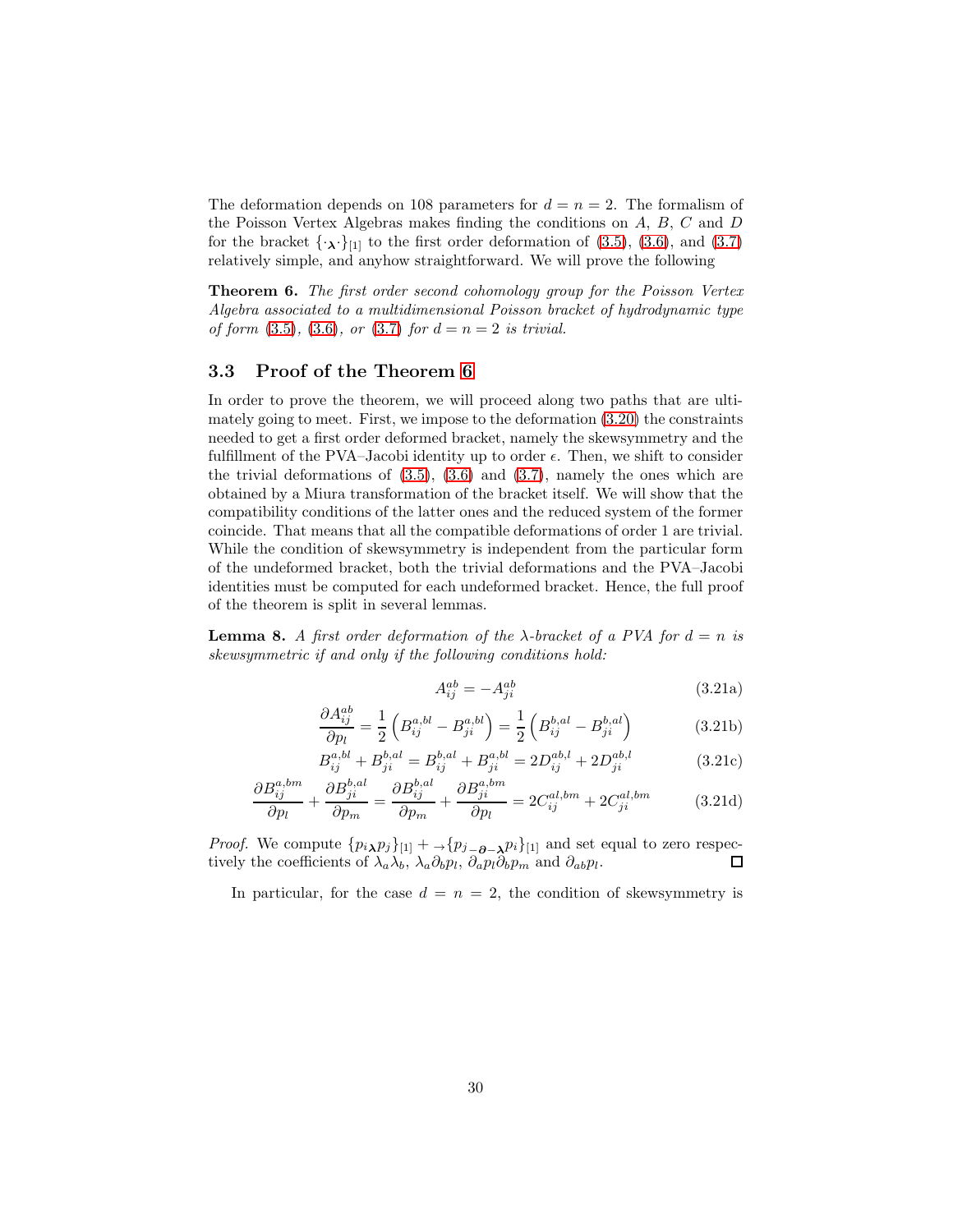The deformation depends on 108 parameters for $d = n = 2$. The formalism of the Poisson Vertex Algebras makes finding the conditions on $A$, $B$, $C$ and $D$ for the bracket $\{\cdot_{\boldsymbol{\lambda}}\cdot\}_{[1]}$ to the first order deformation of (3.5), (3.6), and (3.7) relatively simple, and anyhow straightforward. We will prove the following

**Theorem 6.** *The first order second cohomology group for the Poisson Vertex Algebra associated to a multidimensional Poisson bracket of hydrodynamic type of form (3.5), (3.6), or (3.7) for $d = n = 2$ is trivial.*

### 3.3 Proof of the Theorem 6

In order to prove the theorem, we will proceed along two paths that are ultimately going to meet. First, we impose to the deformation (3.20) the constraints needed to get a first order deformed bracket, namely the skewsymmetry and the fulfillment of the PVA–Jacobi identity up to order $\epsilon$. Then, we shift to consider the trivial deformations of (3.5), (3.6) and (3.7), namely the ones which are obtained by a Miura transformation of the bracket itself. We will show that the compatibility conditions of the latter ones and the reduced system of the former coincide. That means that all the compatible deformations of order 1 are trivial. While the condition of skewsymmetry is independent from the particular form of the undeformed bracket, both the trivial deformations and the PVA–Jacobi identities must be computed for each undeformed bracket. Hence, the full proof of the theorem is split in several lemmas.

**Lemma 8.** *A first order deformation of the $\lambda$-bracket of a PVA for $d = n$ is skewsymmetric if and only if the following conditions hold:*

$$A^{ab}_{ij} = -A^{ab}_{ji} \tag{3.21a}$$

$$\frac{\partial A^{ab}_{ij}}{\partial p_l} = \frac{1}{2}\left(B^{a,bl}_{ij} - B^{a,bl}_{ji}\right) = \frac{1}{2}\left(B^{b,al}_{ij} - B^{b,al}_{ji}\right) \tag{3.21b}$$

$$B^{a,bl}_{ij} + B^{b,al}_{ji} = B^{b,al}_{ij} + B^{a,bl}_{ji} = 2D^{ab,l}_{ij} + 2D^{ab,l}_{ji} \tag{3.21c}$$

$$\frac{\partial B^{a,bm}_{ij}}{\partial p_l} + \frac{\partial B^{b,al}_{ji}}{\partial p_m} = \frac{\partial B^{b,al}_{ij}}{\partial p_m} + \frac{\partial B^{a,bm}_{ji}}{\partial p_l} = 2C^{al,bm}_{ij} + 2C^{al,bm}_{ji} \tag{3.21d}$$

*Proof.* We compute $\{p_{i\boldsymbol{\lambda}}p_j\}_{[1]} + {}_{\to}\{p_{j}{}_{-\boldsymbol{\partial}-\boldsymbol{\lambda}}p_i\}_{[1]}$ and set equal to zero respectively the coefficients of $\lambda_a\lambda_b$, $\lambda_a\partial_b p_l$, $\partial_a p_l \partial_b p_m$ and $\partial_{ab}p_l$. ∎

In particular, for the case $d = n = 2$, the condition of skewsymmetry is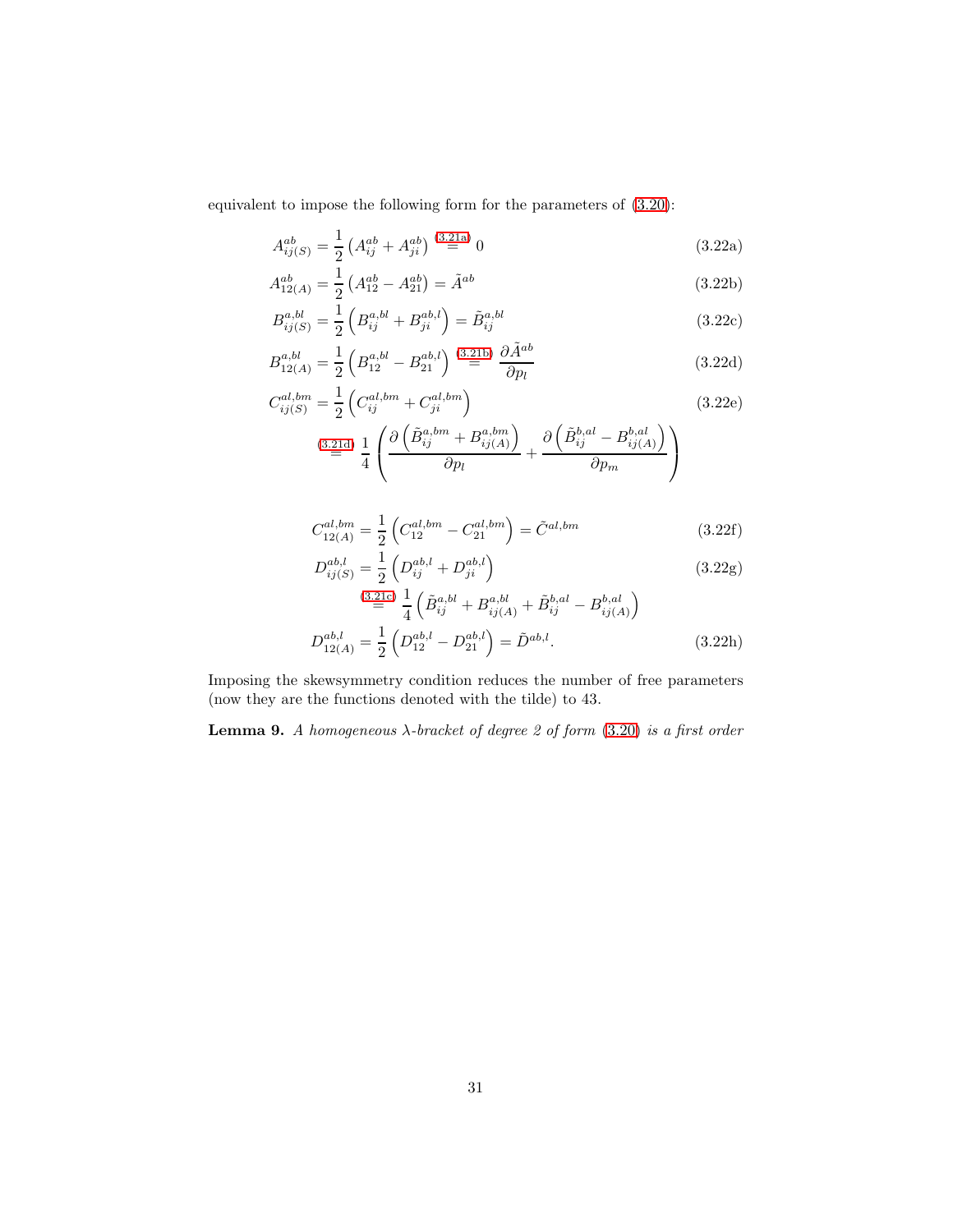equivalent to impose the following form for the parameters of (3.20):

$$A^{ab}_{ij(S)} = \frac{1}{2}\left(A^{ab}_{ij} + A^{ab}_{ji}\right) \overset{(3.21a)}{=} 0 \tag{3.22a}$$

$$A^{ab}_{12(A)} = \frac{1}{2}\left(A^{ab}_{12} - A^{ab}_{21}\right) = \tilde{A}^{ab} \tag{3.22b}$$

$$B^{a,bl}_{ij(S)} = \frac{1}{2}\left(B^{a,bl}_{ij} + B^{ab,l}_{ji}\right) = \tilde{B}^{a,bl}_{ij} \tag{3.22c}$$

$$B^{a,bl}_{12(A)} = \frac{1}{2}\left(B^{a,bl}_{12} - B^{ab,l}_{21}\right) \overset{(3.21b)}{=} \frac{\partial \tilde{A}^{ab}}{\partial p_l} \tag{3.22d}$$

$$\begin{aligned} C^{al,bm}_{ij(S)} &= \frac{1}{2}\left(C^{al,bm}_{ij} + C^{al,bm}_{ji}\right) \\ &\overset{(3.21d)}{=} \frac{1}{4}\left(\frac{\partial\left(\tilde{B}^{a,bm}_{ij} + B^{a,bm}_{ij(A)}\right)}{\partial p_l} + \frac{\partial\left(\tilde{B}^{b,al}_{ij} - B^{b,al}_{ij(A)}\right)}{\partial p_m}\right) \end{aligned} \tag{3.22e}$$

$$C^{al,bm}_{12(A)} = \frac{1}{2}\left(C^{al,bm}_{12} - C^{al,bm}_{21}\right) = \tilde{C}^{al,bm} \tag{3.22f}$$

$$\begin{aligned} D^{ab,l}_{ij(S)} &= \frac{1}{2}\left(D^{ab,l}_{ij} + D^{ab,l}_{ji}\right) \\ &\overset{(3.21c)}{=} \frac{1}{4}\left(\tilde{B}^{a,bl}_{ij} + B^{a,bl}_{ij(A)} + \tilde{B}^{b,al}_{ij} - B^{b,al}_{ij(A)}\right) \end{aligned} \tag{3.22g}$$

$$D^{ab,l}_{12(A)} = \frac{1}{2}\left(D^{ab,l}_{12} - D^{ab,l}_{21}\right) = \tilde{D}^{ab,l}. \tag{3.22h}$$

Imposing the skewsymmetry condition reduces the number of free parameters (now they are the functions denoted with the tilde) to 43.

**Lemma 9.** *A homogeneous $\lambda$-bracket of degree 2 of form (3.20) is a first order*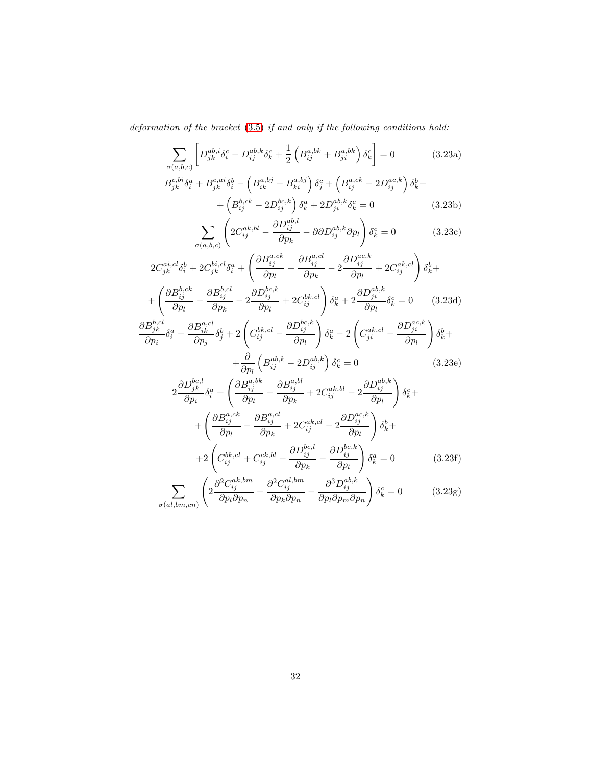*deformation of the bracket (3.5) if and only if the following conditions hold:*

$$\sum_{\sigma(a,b,c)} \left[ D^{ab,i}_{jk}\delta^c_i - D^{ab,k}_{ij}\delta^c_k + \frac{1}{2}\left(B^{a,bk}_{ij} + B^{a,bk}_{ji}\right)\delta^c_k \right] = 0 \tag{3.23a}$$

$$B^{c,bi}_{jk}\delta^a_i + B^{c,ai}_{jk}\delta^b_i - \left(B^{a,bj}_{ik} - B^{a,bj}_{ki}\right)\delta^c_j + \left(B^{a,ck}_{ij} - 2D^{ac,k}_{ij}\right)\delta^b_k + \\ + \left(B^{b,ck}_{ij} - 2D^{bc,k}_{ij}\right)\delta^a_k + 2D^{ab,k}_{ji}\delta^c_k = 0 \tag{3.23b}$$

$$\sum_{\sigma(a,b,c)} \left( 2C^{ak,bl}_{ij} - \frac{\partial D^{ab,l}_{ij}}{\partial p_k} - \partial\partial D^{ab,k}_{ij}\partial p_l \right)\delta^c_k = 0 \tag{3.23c}$$

$$2C^{ai,cl}_{jk}\delta^b_i + 2C^{bi,cl}_{jk}\delta^a_i + \left( \frac{\partial B^{a,ck}_{ij}}{\partial p_l} - \frac{\partial B^{a,cl}_{ij}}{\partial p_k} - 2\frac{\partial D^{ac,k}_{ij}}{\partial p_l} + 2C^{ak,cl}_{ij} \right)\delta^b_k + \\ + \left( \frac{\partial B^{b,ck}_{ij}}{\partial p_l} - \frac{\partial B^{b,cl}_{ij}}{\partial p_k} - 2\frac{\partial D^{bc,k}_{ij}}{\partial p_l} + 2C^{bk,cl}_{ij} \right)\delta^a_k + 2\frac{\partial D^{ab,k}_{ji}}{\partial p_l}\delta^c_k = 0 \tag{3.23d}$$

$$\frac{\partial B^{b,cl}_{jk}}{\partial p_i}\delta^a_i - \frac{\partial B^{a,cl}_{ik}}{\partial p_j}\delta^b_j + 2\left( C^{bk,cl}_{ij} - \frac{\partial D^{bc,k}_{ij}}{\partial p_l} \right)\delta^a_k - 2\left( C^{ak,cl}_{ji} - \frac{\partial D^{ac,k}_{ji}}{\partial p_l} \right)\delta^b_k + \\ + \frac{\partial}{\partial p_l}\left( B^{ab,k}_{ij} - 2D^{ab,k}_{ij} \right)\delta^c_k = 0 \tag{3.23e}$$

$$2\frac{\partial D^{bc,l}_{jk}}{\partial p_i}\delta^a_i + \left( \frac{\partial B^{a,bk}_{ij}}{\partial p_l} - \frac{\partial B^{a,bl}_{ij}}{\partial p_k} + 2C^{ak,bl}_{ij} - 2\frac{\partial D^{ab,k}_{ij}}{\partial p_l} \right)\delta^c_k + \\ + \left( \frac{\partial B^{a,ck}_{ij}}{\partial p_l} - \frac{\partial B^{a,cl}_{ij}}{\partial p_k} + 2C^{ak,cl}_{ij} - 2\frac{\partial D^{ac,k}_{ij}}{\partial p_l} \right)\delta^b_k + \\ + 2\left( C^{bk,cl}_{ij} + C^{ck,bl}_{ij} - \frac{\partial D^{bc,l}_{ij}}{\partial p_k} - \frac{\partial D^{bc,k}_{ij}}{\partial p_l} \right)\delta^a_k = 0 \tag{3.23f}$$

$$\sum_{\sigma(al,bm,cn)} \left( 2\frac{\partial^2 C^{ak,bm}_{ij}}{\partial p_l \partial p_n} - \frac{\partial^2 C^{al,bm}_{ij}}{\partial p_k \partial p_n} - \frac{\partial^3 D^{ab,k}_{ij}}{\partial p_l \partial p_m \partial p_n} \right)\delta^c_k = 0 \tag{3.23g}$$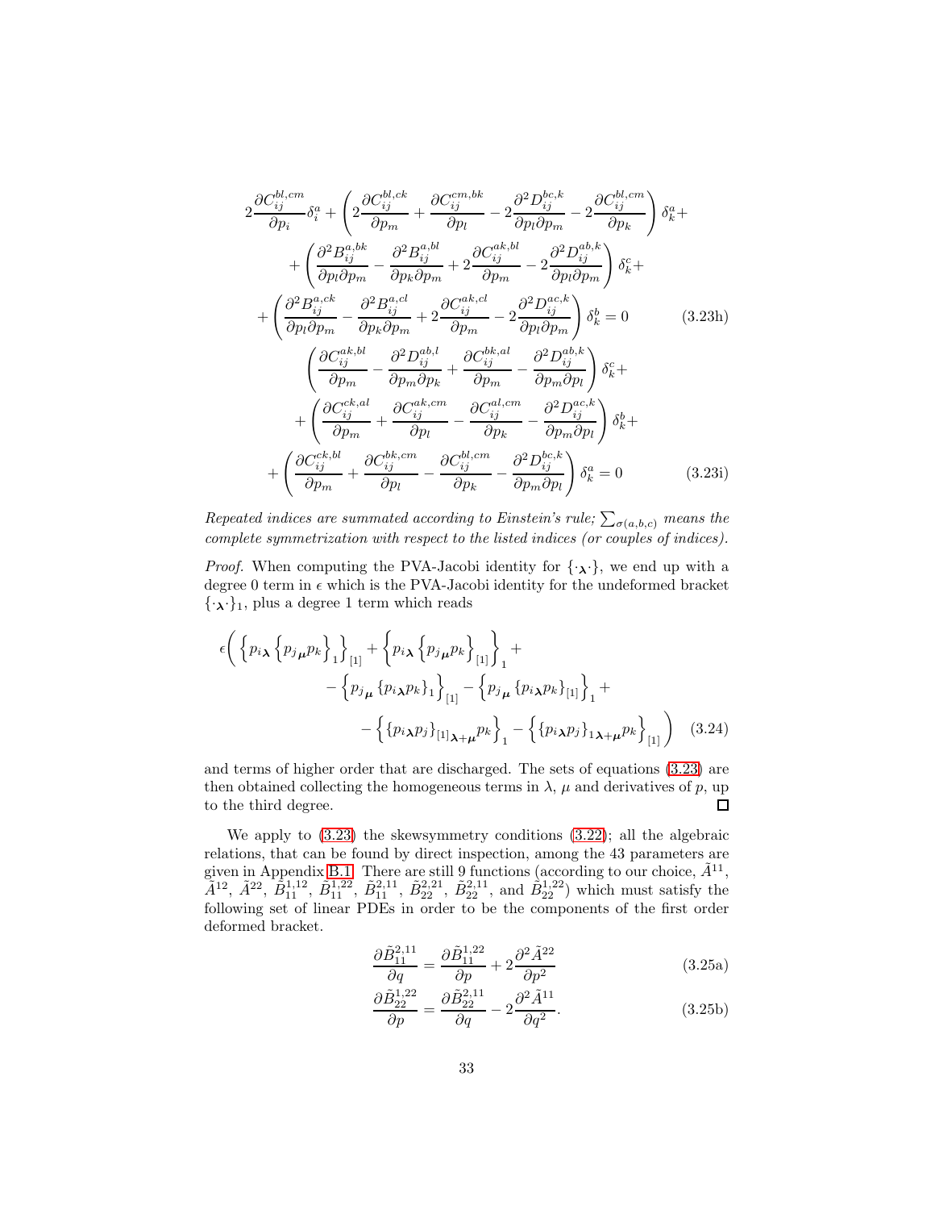$$
\begin{aligned}
2\frac{\partial C^{bl,cm}_{ij}}{\partial p_i}\delta^a_i &+ \left(2\frac{\partial C^{bl,ck}_{ij}}{\partial p_m} + \frac{\partial C^{cm,bk}_{ij}}{\partial p_l} - 2\frac{\partial^2 D^{bc,k}_{ij}}{\partial p_l \partial p_m} - 2\frac{\partial C^{bl,cm}_{ij}}{\partial p_k}\right)\delta^a_k + \\
&+ \left(\frac{\partial^2 B^{a,bk}_{ij}}{\partial p_l \partial p_m} - \frac{\partial^2 B^{a,bl}_{ij}}{\partial p_k \partial p_m} + 2\frac{\partial C^{ak,bl}_{ij}}{\partial p_m} - 2\frac{\partial^2 D^{ab,k}_{ij}}{\partial p_l \partial p_m}\right)\delta^c_k + \\
&+ \left(\frac{\partial^2 B^{a,ck}_{ij}}{\partial p_l \partial p_m} - \frac{\partial^2 B^{a,cl}_{ij}}{\partial p_k \partial p_m} + 2\frac{\partial C^{ak,cl}_{ij}}{\partial p_m} - 2\frac{\partial^2 D^{ac,k}_{ij}}{\partial p_l \partial p_m}\right)\delta^b_k = 0
\end{aligned}
\tag{3.23h}
$$

$$
\begin{aligned}
&\left(\frac{\partial C^{ak,bl}_{ij}}{\partial p_m} - \frac{\partial^2 D^{ab,l}_{ij}}{\partial p_m \partial p_k} + \frac{\partial C^{bk,al}_{ij}}{\partial p_m} - \frac{\partial^2 D^{ab,k}_{ij}}{\partial p_m \partial p_l}\right)\delta^c_k + \\
&+ \left(\frac{\partial C^{ck,al}_{ij}}{\partial p_m} + \frac{\partial C^{ak,cm}_{ij}}{\partial p_l} - \frac{\partial C^{al,cm}_{ij}}{\partial p_k} - \frac{\partial^2 D^{ac,k}_{ij}}{\partial p_m \partial p_l}\right)\delta^b_k + \\
&+ \left(\frac{\partial C^{ck,bl}_{ij}}{\partial p_m} + \frac{\partial C^{bk,cm}_{ij}}{\partial p_l} - \frac{\partial C^{bl,cm}_{ij}}{\partial p_k} - \frac{\partial^2 D^{bc,k}_{ij}}{\partial p_m \partial p_l}\right)\delta^a_k = 0
\end{aligned}
\tag{3.23i}
$$

*Repeated indices are summated according to Einstein's rule; $\sum_{\sigma(a,b,c)}$ means the complete symmetrization with respect to the listed indices (or couples of indices).*

*Proof.* When computing the PVA-Jacobi identity for $\{\cdot_{\boldsymbol{\lambda}}\cdot\}$, we end up with a degree 0 term in $\epsilon$ which is the PVA-Jacobi identity for the undeformed bracket $\{\cdot_{\boldsymbol{\lambda}}\cdot\}_1$, plus a degree 1 term which reads

$$
\begin{aligned}
\epsilon\Bigg( &\left\{p_{i\boldsymbol{\lambda}}\left\{p_{j\boldsymbol{\mu}}p_k\right\}_1\right\}_{[1]} + \left\{p_{i\boldsymbol{\lambda}}\left\{p_{j\boldsymbol{\mu}}p_k\right\}_{[1]}\right\}_1 + \\
&- \left\{p_{j\boldsymbol{\mu}}\left\{p_{i\boldsymbol{\lambda}}p_k\right\}_1\right\}_{[1]} - \left\{p_{j\boldsymbol{\mu}}\left\{p_{i\boldsymbol{\lambda}}p_k\right\}_{[1]}\right\}_1 + \\
&- \left\{\left\{p_{i\boldsymbol{\lambda}}p_j\right\}_{[1]\boldsymbol{\lambda}+\boldsymbol{\mu}}p_k\right\}_1 - \left\{\left\{p_{i\boldsymbol{\lambda}}p_j\right\}_{1\boldsymbol{\lambda}+\boldsymbol{\mu}}p_k\right\}_{[1]}\Bigg)
\end{aligned}
\tag{3.24}
$$

and terms of higher order that are discharged. The sets of equations (3.23) are then obtained collecting the homogeneous terms in $\lambda$, $\mu$ and derivatives of $p$, up to the third degree. □

We apply to (3.23) the skewsymmetry conditions (3.22); all the algebraic relations, that can be found by direct inspection, among the 43 parameters are given in Appendix B.1. There are still 9 functions (according to our choice, $\tilde{A}^{11}$, $\tilde{A}^{12}$, $\tilde{A}^{22}$, $\tilde{B}^{1,12}_{11}$, $\tilde{B}^{1,22}_{11}$, $\tilde{B}^{2,11}_{11}$, $\tilde{B}^{2,21}_{22}$, $\tilde{B}^{2,11}_{22}$, and $\tilde{B}^{1,22}_{22}$) which must satisfy the following set of linear PDEs in order to be the components of the first order deformed bracket.

$$
\frac{\partial \tilde{B}^{2,11}_{11}}{\partial q} = \frac{\partial \tilde{B}^{1,22}_{11}}{\partial p} + 2\frac{\partial^2 \tilde{A}^{22}}{\partial p^2} \tag{3.25a}
$$

$$
\frac{\partial \tilde{B}^{1,22}_{22}}{\partial p} = \frac{\partial \tilde{B}^{2,11}_{22}}{\partial q} - 2\frac{\partial^2 \tilde{A}^{11}}{\partial q^2}. \tag{3.25b}
$$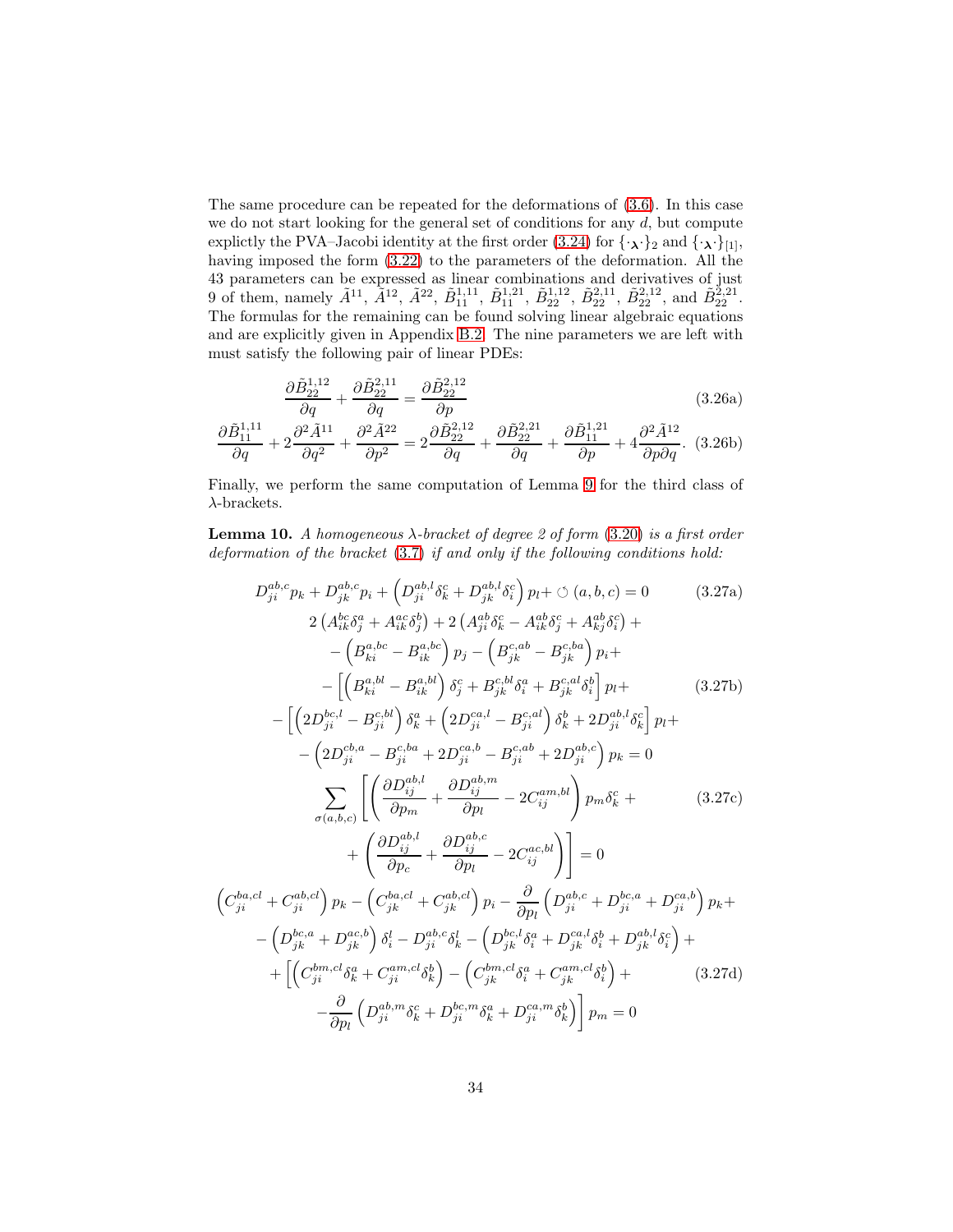The same procedure can be repeated for the deformations of (3.6). In this case we do not start looking for the general set of conditions for any $d$, but compute explictly the PVA–Jacobi identity at the first order (3.24) for $\{\cdot_{\boldsymbol{\lambda}}\cdot\}_2$ and $\{\cdot_{\boldsymbol{\lambda}}\cdot\}_{[1]}$, having imposed the form (3.22) to the parameters of the deformation. All the 43 parameters can be expressed as linear combinations and derivatives of just 9 of them, namely $\tilde{A}^{11}$, $\tilde{A}^{12}$, $\tilde{A}^{22}$, $\tilde{B}^{1,11}_{11}$, $\tilde{B}^{1,21}_{11}$, $\tilde{B}^{1,12}_{22}$, $\tilde{B}^{2,11}_{22}$, $\tilde{B}^{2,12}_{22}$, and $\tilde{B}^{2,21}_{22}$. The formulas for the remaining can be found solving linear algebraic equations and are explicitly given in Appendix B.2. The nine parameters we are left with must satisfy the following pair of linear PDEs:

$$\frac{\partial \tilde{B}^{1,12}_{22}}{\partial q} + \frac{\partial \tilde{B}^{2,11}_{22}}{\partial q} = \frac{\partial \tilde{B}^{2,12}_{22}}{\partial p} \tag{3.26a}$$

$$\frac{\partial \tilde{B}^{1,11}_{11}}{\partial q} + 2\frac{\partial^2 \tilde{A}^{11}}{\partial q^2} + \frac{\partial^2 \tilde{A}^{22}}{\partial p^2} = 2\frac{\partial \tilde{B}^{2,12}_{22}}{\partial q} + \frac{\partial \tilde{B}^{2,21}_{22}}{\partial q} + \frac{\partial \tilde{B}^{1,21}_{11}}{\partial p} + 4\frac{\partial^2 \tilde{A}^{12}}{\partial p \partial q}. \tag{3.26b}$$

Finally, we perform the same computation of Lemma 9 for the third class of $\lambda$-brackets.

**Lemma 10.** *A homogeneous $\lambda$-bracket of degree 2 of form (3.20) is a first order deformation of the bracket (3.7) if and only if the following conditions hold:*

$$D^{ab,c}_{ji} p_k + D^{ab,c}_{jk} p_i + \left(D^{ab,l}_{ji}\delta^c_k + D^{ab,l}_{jk}\delta^c_i\right) p_l + \circlearrowleft (a,b,c) = 0 \tag{3.27a}$$

$$\begin{aligned}
&2\left(A^{bc}_{ik}\delta^a_j + A^{ac}_{ik}\delta^b_j\right) + 2\left(A^{ab}_{ji}\delta^c_k - A^{ab}_{ik}\delta^c_j + A^{ab}_{kj}\delta^c_i\right) + \\
&- \left(B^{a,bc}_{ki} - B^{a,bc}_{ik}\right) p_j - \left(B^{c,ab}_{jk} - B^{c,ba}_{jk}\right) p_i + \\
&- \left[\left(B^{a,bl}_{ki} - B^{a,bl}_{ik}\right)\delta^c_j + B^{c,bl}_{jk}\delta^a_i + B^{c,al}_{jk}\delta^b_i\right] p_l + \\
&- \left[\left(2D^{bc,l}_{ji} - B^{c,bl}_{ji}\right)\delta^a_k + \left(2D^{ca,l}_{ji} - B^{c,al}_{ji}\right)\delta^b_k + 2D^{ab,l}_{ji}\delta^c_k\right] p_l + \\
&- \left(2D^{cb,a}_{ji} - B^{c,ba}_{ji} + 2D^{ca,b}_{ji} - B^{c,ab}_{ji} + 2D^{ab,c}_{ji}\right) p_k = 0
\end{aligned} \tag{3.27b}$$

$$\begin{aligned}
&\sum_{\sigma(a,b,c)} \left[\left(\frac{\partial D^{ab,l}_{ij}}{\partial p_m} + \frac{\partial D^{ab,m}_{ij}}{\partial p_l} - 2C^{am,bl}_{ij}\right) p_m \delta^c_k + \right. \\
&\qquad \left. + \left(\frac{\partial D^{ab,l}_{ij}}{\partial p_c} + \frac{\partial D^{ab,c}_{ij}}{\partial p_l} - 2C^{ac,bl}_{ij}\right)\right] = 0
\end{aligned} \tag{3.27c}$$

$$\begin{aligned}
&\left(C^{ba,cl}_{ji} + C^{ab,cl}_{ji}\right) p_k - \left(C^{ba,cl}_{jk} + C^{ab,cl}_{jk}\right) p_i - \frac{\partial}{\partial p_l}\left(D^{ab,c}_{ji} + D^{bc,a}_{ji} + D^{ca,b}_{ji}\right) p_k + \\
&- \left(D^{bc,a}_{jk} + D^{ac,b}_{jk}\right)\delta^l_i - D^{ab,c}_{ji}\delta^l_k - \left(D^{bc,l}_{jk}\delta^a_i + D^{ca,l}_{jk}\delta^b_i + D^{ab,l}_{jk}\delta^c_i\right) + \\
&+ \left[\left(C^{bm,cl}_{ji}\delta^a_k + C^{am,cl}_{ji}\delta^b_k\right) - \left(C^{bm,cl}_{jk}\delta^a_i + C^{am,cl}_{jk}\delta^b_i\right) + \right. \\
&\left. - \frac{\partial}{\partial p_l}\left(D^{ab,m}_{ji}\delta^c_k + D^{bc,m}_{ji}\delta^a_k + D^{ca,m}_{ji}\delta^b_k\right)\right] p_m = 0
\end{aligned} \tag{3.27d}$$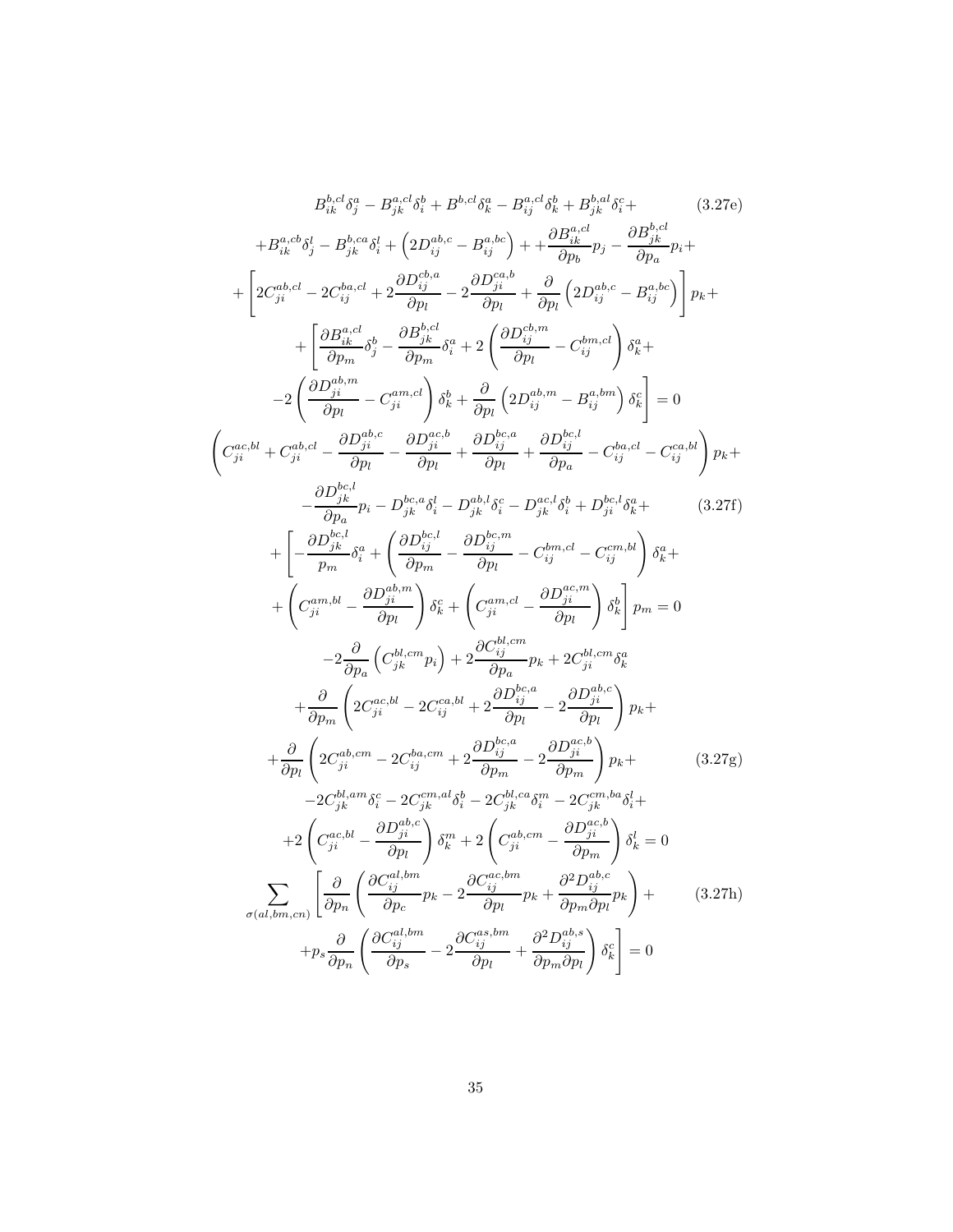$$
\begin{gathered}
B^{b,cl}_{ik}\delta^a_j - B^{a,cl}_{jk}\delta^b_i + B^{b,cl}\delta^a_k - B^{a,cl}_{ij}\delta^b_k + B^{b,al}_{jk}\delta^c_i + \\
+B^{a,cb}_{ik}\delta^l_j - B^{b,ca}_{jk}\delta^l_i + \left(2D^{ab,c}_{ij} - B^{a,bc}_{ij}\right) + + \frac{\partial B^{a,cl}_{ik}}{\partial p_b}p_j - \frac{\partial B^{b,cl}_{jk}}{\partial p_a}p_i + \\
+\left[2C^{ab,cl}_{ji} - 2C^{ba,cl}_{ij} + 2\frac{\partial D^{cb,a}_{ij}}{\partial p_l} - 2\frac{\partial D^{ca,b}_{ji}}{\partial p_l} + \frac{\partial}{\partial p_l}\left(2D^{ab,c}_{ij} - B^{a,bc}_{ij}\right)\right]p_k + \\
+\left[\frac{\partial B^{a,cl}_{ik}}{\partial p_m}\delta^b_j - \frac{\partial B^{b,cl}_{jk}}{\partial p_m}\delta^a_i + 2\left(\frac{\partial D^{cb,m}_{ij}}{\partial p_l} - C^{bm,cl}_{ij}\right)\delta^a_k + \right. \\
\left. -2\left(\frac{\partial D^{ab,m}_{ji}}{\partial p_l} - C^{am,cl}_{ji}\right)\delta^b_k + \frac{\partial}{\partial p_l}\left(2D^{ab,m}_{ij} - B^{a,bm}_{ij}\right)\delta^c_k\right] = 0
\end{gathered}
\tag{3.27e}
$$

$$
\begin{gathered}
\left(C^{ac,bl}_{ji} + C^{ab,cl}_{ji} - \frac{\partial D^{ab,c}_{ji}}{\partial p_l} - \frac{\partial D^{ac,b}_{ji}}{\partial p_l} + \frac{\partial D^{bc,a}_{ij}}{\partial p_l} + \frac{\partial D^{bc,l}_{ij}}{\partial p_a} - C^{ba,cl}_{ij} - C^{ca,bl}_{ij}\right)p_k + \\
-\frac{\partial D^{bc,l}_{jk}}{\partial p_a}p_i - D^{bc,a}_{jk}\delta^l_i - D^{ab,l}_{jk}\delta^c_i - D^{ac,l}_{jk}\delta^b_i + D^{bc,l}_{ji}\delta^a_k + \\
+\left[-\frac{\partial D^{bc,l}_{jk}}{p_m}\delta^a_i + \left(\frac{\partial D^{bc,l}_{ij}}{\partial p_m} - \frac{\partial D^{bc,m}_{ij}}{\partial p_l} - C^{bm,cl}_{ij} - C^{cm,bl}_{ij}\right)\delta^a_k + \right. \\
\left. +\left(C^{am,bl}_{ji} - \frac{\partial D^{ab,m}_{ji}}{\partial p_l}\right)\delta^c_k + \left(C^{am,cl}_{ji} - \frac{\partial D^{ac,m}_{ji}}{\partial p_l}\right)\delta^b_k\right]p_m = 0
\end{gathered}
\tag{3.27f}
$$

$$
\begin{gathered}
-2\frac{\partial}{\partial p_a}\left(C^{bl,cm}_{jk}p_i\right) + 2\frac{\partial C^{bl,cm}_{ij}}{\partial p_a}p_k + 2C^{bl,cm}_{ji}\delta^a_k \\
+\frac{\partial}{\partial p_m}\left(2C^{ac,bl}_{ji} - 2C^{ca,bl}_{ij} + 2\frac{\partial D^{bc,a}_{ij}}{\partial p_l} - 2\frac{\partial D^{ab,c}_{ji}}{\partial p_l}\right)p_k + \\
+\frac{\partial}{\partial p_l}\left(2C^{ab,cm}_{ji} - 2C^{ba,cm}_{ij} + 2\frac{\partial D^{bc,a}_{ij}}{\partial p_m} - 2\frac{\partial D^{ac,b}_{ji}}{\partial p_m}\right)p_k + \\
-2C^{bl,am}_{jk}\delta^c_i - 2C^{cm,al}_{jk}\delta^b_i - 2C^{bl,ca}_{jk}\delta^m_i - 2C^{cm,ba}_{jk}\delta^l_i + \\
+2\left(C^{ac,bl}_{ji} - \frac{\partial D^{ab,c}_{ji}}{\partial p_l}\right)\delta^m_k + 2\left(C^{ab,cm}_{ji} - \frac{\partial D^{ac,b}_{ji}}{\partial p_m}\right)\delta^l_k = 0
\end{gathered}
\tag{3.27g}
$$

$$
\begin{gathered}
\sum_{\sigma(al,bm,cn)}\left[\frac{\partial}{\partial p_n}\left(\frac{\partial C^{al,bm}_{ij}}{\partial p_c}p_k - 2\frac{\partial C^{ac,bm}_{ij}}{\partial p_l}p_k + \frac{\partial^2 D^{ab,c}_{ij}}{\partial p_m \partial p_l}p_k\right) + \right. \\
\left. +p_s\frac{\partial}{\partial p_n}\left(\frac{\partial C^{al,bm}_{ij}}{\partial p_s} - 2\frac{\partial C^{as,bm}_{ij}}{\partial p_l} + \frac{\partial^2 D^{ab,s}_{ij}}{\partial p_m \partial p_l}\right)\delta^c_k\right] = 0
\end{gathered}
\tag{3.27h}
$$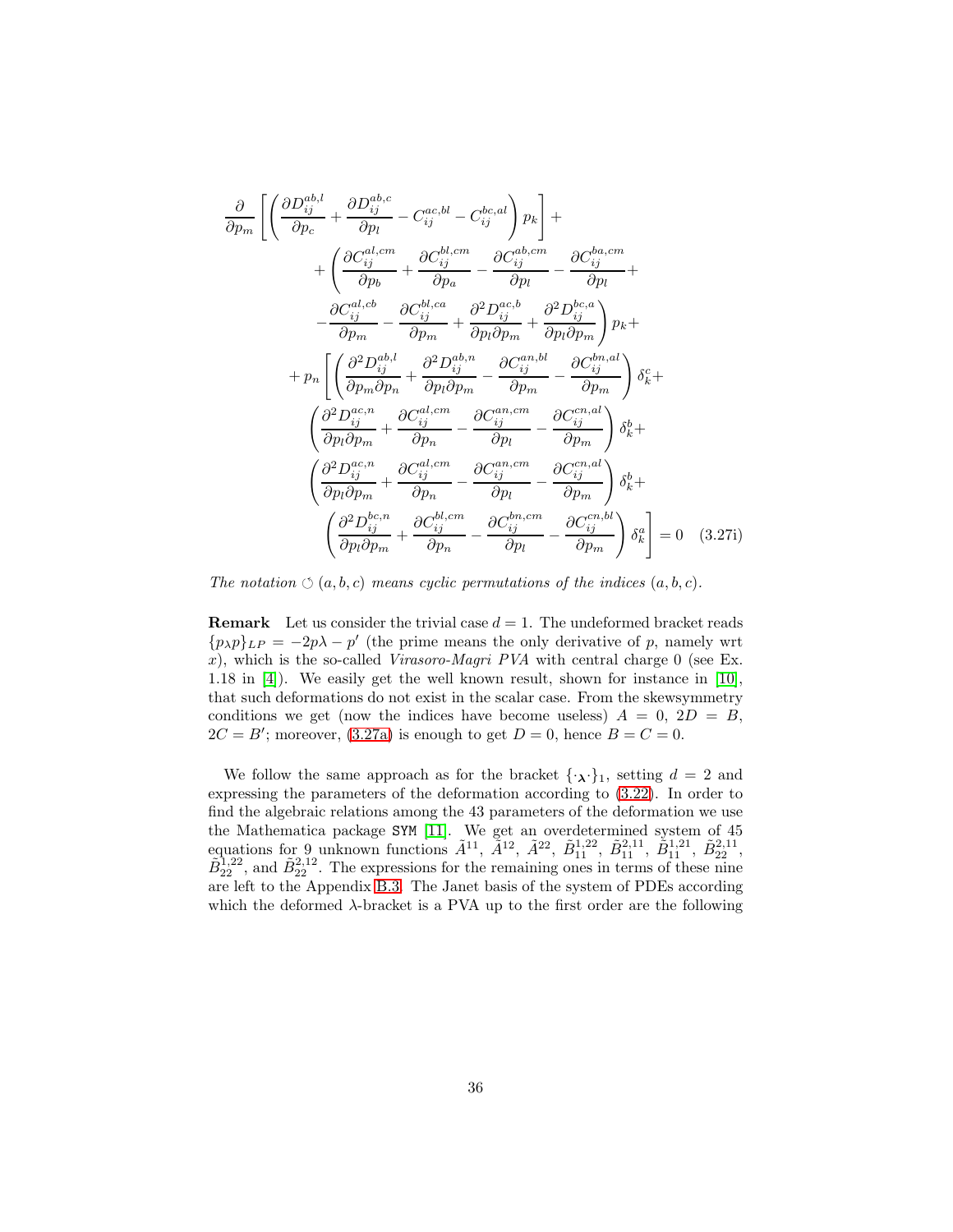$$
\begin{aligned}
&\frac{\partial}{\partial p_m}\left[\left(\frac{\partial D^{ab,l}_{ij}}{\partial p_c}+\frac{\partial D^{ab,c}_{ij}}{\partial p_l}-C^{ac,bl}_{ij}-C^{bc,al}_{ij}\right)p_k\right]+\\
&\quad+\left(\frac{\partial C^{al,cm}_{ij}}{\partial p_b}+\frac{\partial C^{bl,cm}_{ij}}{\partial p_a}-\frac{\partial C^{ab,cm}_{ij}}{\partial p_l}-\frac{\partial C^{ba,cm}_{ij}}{\partial p_l}+\right.\\
&\quad\left.-\frac{\partial C^{al,cb}_{ij}}{\partial p_m}-\frac{\partial C^{bl,ca}_{ij}}{\partial p_m}+\frac{\partial^2 D^{ac,b}_{ij}}{\partial p_l\partial p_m}+\frac{\partial^2 D^{bc,a}_{ij}}{\partial p_l\partial p_m}\right)p_k+\\
&\quad+p_n\left[\left(\frac{\partial^2 D^{ab,l}_{ij}}{\partial p_m\partial p_n}+\frac{\partial^2 D^{ab,n}_{ij}}{\partial p_l\partial p_m}-\frac{\partial C^{an,bl}_{ij}}{\partial p_m}-\frac{\partial C^{bn,al}_{ij}}{\partial p_m}\right)\delta^c_k+\right.\\
&\quad\left(\frac{\partial^2 D^{ac,n}_{ij}}{\partial p_l\partial p_m}+\frac{\partial C^{al,cm}_{ij}}{\partial p_n}-\frac{\partial C^{an,cm}_{ij}}{\partial p_l}-\frac{\partial C^{cn,al}_{ij}}{\partial p_m}\right)\delta^b_k+\\
&\quad\left(\frac{\partial^2 D^{ac,n}_{ij}}{\partial p_l\partial p_m}+\frac{\partial C^{al,cm}_{ij}}{\partial p_n}-\frac{\partial C^{an,cm}_{ij}}{\partial p_l}-\frac{\partial C^{cn,al}_{ij}}{\partial p_m}\right)\delta^b_k+\\
&\quad\left.\left(\frac{\partial^2 D^{bc,n}_{ij}}{\partial p_l\partial p_m}+\frac{\partial C^{bl,cm}_{ij}}{\partial p_n}-\frac{\partial C^{bn,cm}_{ij}}{\partial p_l}-\frac{\partial C^{cn,bl}_{ij}}{\partial p_m}\right)\delta^a_k\right]=0 \qquad (3.27\text{i})
\end{aligned}
$$

*The notation* $\circlearrowleft (a,b,c)$ *means cyclic permutations of the indices* $(a,b,c)$.

**Remark** Let us consider the trivial case $d=1$. The undeformed bracket reads $\{p_\lambda p\}_{LP}=-2p\lambda-p'$ (the prime means the only derivative of $p$, namely wrt $x$), which is the so-called *Virasoro-Magri PVA* with central charge 0 (see Ex. 1.18 in [4]). We easily get the well known result, shown for instance in [10], that such deformations do not exist in the scalar case. From the skewsymmetry conditions we get (now the indices have become useless) $A=0$, $2D=B$, $2C=B'$; moreover, (3.27a) is enough to get $D=0$, hence $B=C=0$.

We follow the same approach as for the bracket $\{\cdot_{\boldsymbol{\lambda}}\cdot\}_1$, setting $d=2$ and expressing the parameters of the deformation according to (3.22). In order to find the algebraic relations among the 43 parameters of the deformation we use the Mathematica package `SYM` [11]. We get an overdetermined system of 45 equations for 9 unknown functions $\tilde{A}^{11}$, $\tilde{A}^{12}$, $\tilde{A}^{22}$, $\tilde{B}^{1,22}_{11}$, $\tilde{B}^{2,11}_{11}$, $\tilde{B}^{1,21}_{11}$, $\tilde{B}^{2,11}_{22}$, $\tilde{B}^{1,22}_{22}$, and $\tilde{B}^{2,12}_{22}$. The expressions for the remaining ones in terms of these nine are left to the Appendix B.3. The Janet basis of the system of PDEs according which the deformed $\lambda$-bracket is a PVA up to the first order are the following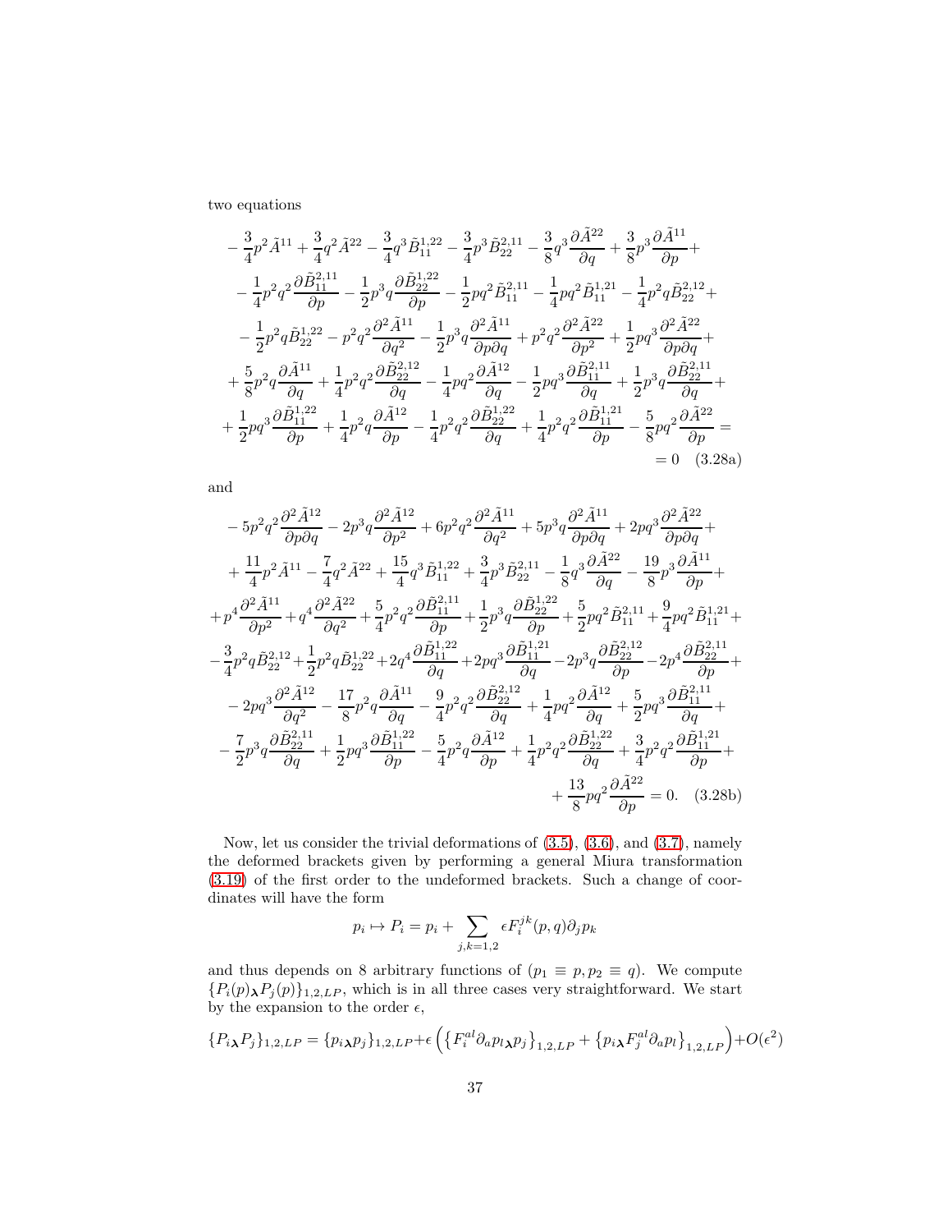two equations

$$
\begin{aligned}
&-\frac{3}{4}p^2\tilde{A}^{11}+\frac{3}{4}q^2\tilde{A}^{22}-\frac{3}{4}q^3\tilde{B}_{11}^{1,22}-\frac{3}{4}p^3\tilde{B}_{22}^{2,11}-\frac{3}{8}q^3\frac{\partial\tilde{A}^{22}}{\partial q}+\frac{3}{8}p^3\frac{\partial\tilde{A}^{11}}{\partial p}+\\
&-\frac{1}{4}p^2q^2\frac{\partial\tilde{B}_{11}^{2,11}}{\partial p}-\frac{1}{2}p^3q\frac{\partial\tilde{B}_{22}^{1,22}}{\partial p}-\frac{1}{2}pq^2\tilde{B}_{11}^{2,11}-\frac{1}{4}pq^2\tilde{B}_{11}^{1,21}-\frac{1}{4}p^2q\tilde{B}_{22}^{2,12}+\\
&-\frac{1}{2}p^2q\tilde{B}_{22}^{1,22}-p^2q^2\frac{\partial^2\tilde{A}^{11}}{\partial q^2}-\frac{1}{2}p^3q\frac{\partial^2\tilde{A}^{11}}{\partial p\partial q}+p^2q^2\frac{\partial^2\tilde{A}^{22}}{\partial p^2}+\frac{1}{2}pq^3\frac{\partial^2\tilde{A}^{22}}{\partial p\partial q}+\\
&+\frac{5}{8}p^2q\frac{\partial\tilde{A}^{11}}{\partial q}+\frac{1}{4}p^2q^2\frac{\partial\tilde{B}_{22}^{2,12}}{\partial q}-\frac{1}{4}pq^2\frac{\partial\tilde{A}^{12}}{\partial q}-\frac{1}{2}pq^3\frac{\partial\tilde{B}_{11}^{2,11}}{\partial q}+\frac{1}{2}p^3q\frac{\partial\tilde{B}_{22}^{2,11}}{\partial q}+\\
&+\frac{1}{2}pq^3\frac{\partial\tilde{B}_{11}^{1,22}}{\partial p}+\frac{1}{4}p^2q\frac{\partial\tilde{A}^{12}}{\partial p}-\frac{1}{4}p^2q^2\frac{\partial\tilde{B}_{22}^{1,22}}{\partial q}+\frac{1}{4}p^2q^2\frac{\partial\tilde{B}_{11}^{1,21}}{\partial p}-\frac{5}{8}pq^2\frac{\partial\tilde{A}^{22}}{\partial p}=\\
&=0 \quad (3.28a)
\end{aligned}
$$

and

$$
\begin{aligned}
&-5p^2q^2\frac{\partial^2\tilde{A}^{12}}{\partial p\partial q}-2p^3q\frac{\partial^2\tilde{A}^{12}}{\partial p^2}+6p^2q^2\frac{\partial^2\tilde{A}^{11}}{\partial q^2}+5p^3q\frac{\partial^2\tilde{A}^{11}}{\partial p\partial q}+2pq^3\frac{\partial^2\tilde{A}^{22}}{\partial p\partial q}+\\
&+\frac{11}{4}p^2\tilde{A}^{11}-\frac{7}{4}q^2\tilde{A}^{22}+\frac{15}{4}q^3\tilde{B}_{11}^{1,22}+\frac{3}{4}p^3\tilde{B}_{22}^{2,11}-\frac{1}{8}q^3\frac{\partial\tilde{A}^{22}}{\partial q}-\frac{19}{8}p^3\frac{\partial\tilde{A}^{11}}{\partial p}+\\
&+p^4\frac{\partial^2\tilde{A}^{11}}{\partial p^2}+q^4\frac{\partial^2\tilde{A}^{22}}{\partial q^2}+\frac{5}{4}p^2q^2\frac{\partial\tilde{B}_{11}^{2,11}}{\partial p}+\frac{1}{2}p^3q\frac{\partial\tilde{B}_{22}^{1,22}}{\partial p}+\frac{5}{2}pq^2\tilde{B}_{11}^{2,11}+\frac{9}{4}pq^2\tilde{B}_{11}^{1,21}+\\
&-\frac{3}{4}p^2q\tilde{B}_{22}^{2,12}+\frac{1}{2}p^2q\tilde{B}_{22}^{1,22}+2q^4\frac{\partial\tilde{B}_{11}^{1,22}}{\partial q}+2pq^3\frac{\partial\tilde{B}_{11}^{1,21}}{\partial q}-2p^3q\frac{\partial\tilde{B}_{22}^{2,12}}{\partial p}-2p^4\frac{\partial\tilde{B}_{22}^{2,11}}{\partial p}+\\
&-2pq^3\frac{\partial^2\tilde{A}^{12}}{\partial q^2}-\frac{17}{8}p^2q\frac{\partial\tilde{A}^{11}}{\partial q}-\frac{9}{4}p^2q^2\frac{\partial\tilde{B}_{22}^{2,12}}{\partial q}+\frac{1}{4}pq^2\frac{\partial\tilde{A}^{12}}{\partial q}+\frac{5}{2}pq^3\frac{\partial\tilde{B}_{11}^{2,11}}{\partial q}+\\
&-\frac{7}{2}p^3q\frac{\partial\tilde{B}_{22}^{2,11}}{\partial q}+\frac{1}{2}pq^3\frac{\partial\tilde{B}_{11}^{1,22}}{\partial p}-\frac{5}{4}p^2q\frac{\partial\tilde{A}^{12}}{\partial p}+\frac{1}{4}p^2q^2\frac{\partial\tilde{B}_{22}^{1,22}}{\partial q}+\frac{3}{4}p^2q^2\frac{\partial\tilde{B}_{11}^{1,21}}{\partial p}+\\
&+\frac{13}{8}pq^2\frac{\partial\tilde{A}^{22}}{\partial p}=0. \quad (3.28b)
\end{aligned}
$$

Now, let us consider the trivial deformations of (3.5), (3.6), and (3.7), namely the deformed brackets given by performing a general Miura transformation (3.19) of the first order to the undeformed brackets. Such a change of coordinates will have the form

$$
p_i\mapsto P_i=p_i+\sum_{j,k=1,2}\epsilon F_i^{jk}(p,q)\partial_j p_k
$$

and thus depends on 8 arbitrary functions of ($p_1\equiv p, p_2\equiv q$). We compute $\{P_i(p)_{\boldsymbol{\lambda}}P_j(p)\}_{1,2,LP}$, which is in all three cases very straightforward. We start by the expansion to the order $\epsilon$,

$$
\{P_{i\boldsymbol{\lambda}}P_j\}_{1,2,LP}=\{p_{i\boldsymbol{\lambda}}p_j\}_{1,2,LP}+\epsilon\left(\left\{F_i^{al}\partial_a p_{l\boldsymbol{\lambda}}p_j\right\}_{1,2,LP}+\left\{p_{i\boldsymbol{\lambda}}F_j^{al}\partial_a p_l\right\}_{1,2,LP}\right)+O(\epsilon^2)
$$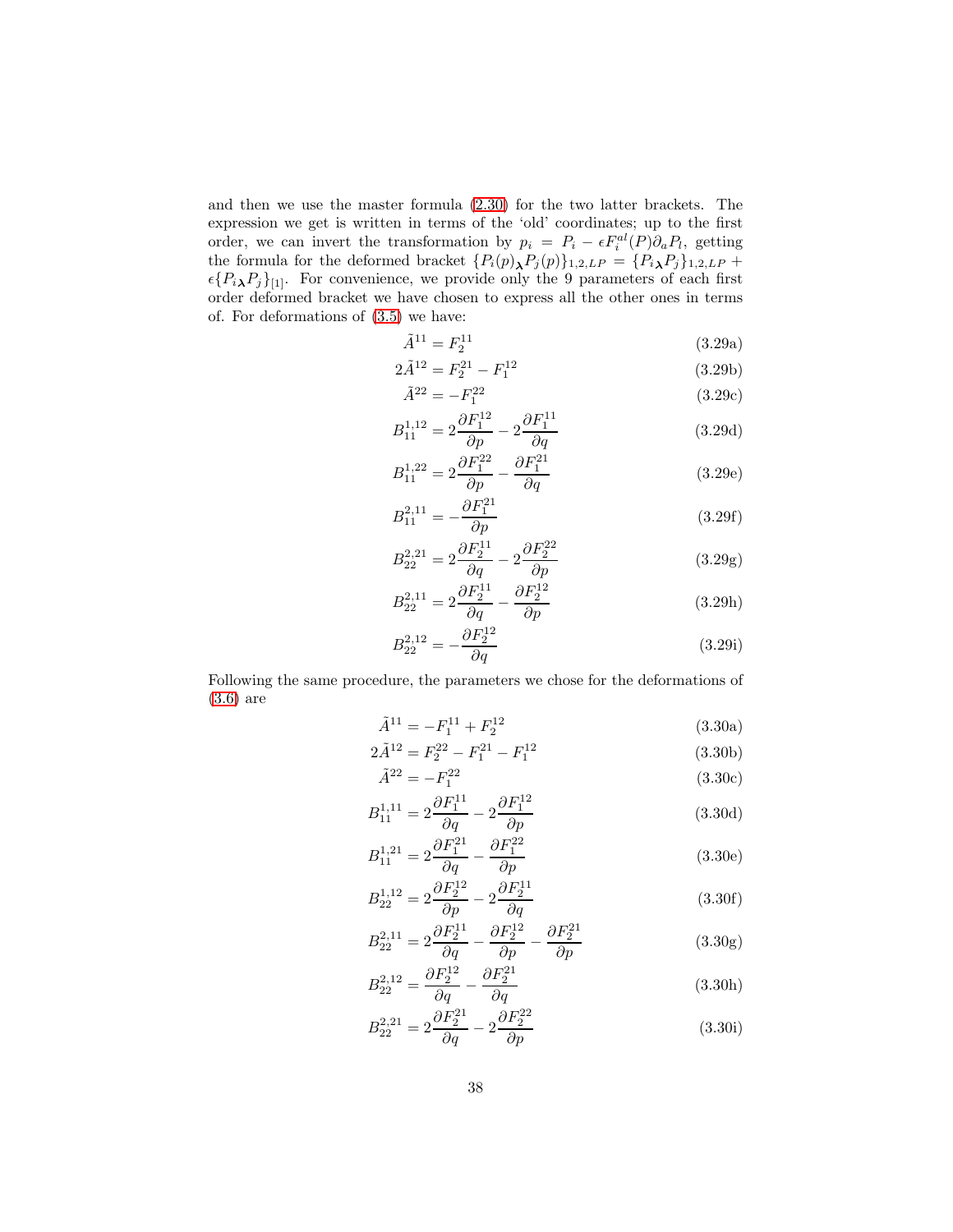and then we use the master formula (2.30) for the two latter brackets. The expression we get is written in terms of the 'old' coordinates; up to the first order, we can invert the transformation by $p_i = P_i - \epsilon F_i^{al}(P)\partial_a P_l$, getting the formula for the deformed bracket $\{P_i(p)_{\boldsymbol{\lambda}} P_j(p)\}_{1,2,LP} = \{P_{i\boldsymbol{\lambda}} P_j\}_{1,2,LP} + \epsilon\{P_{i\boldsymbol{\lambda}} P_j\}_{[1]}$. For convenience, we provide only the 9 parameters of each first order deformed bracket we have chosen to express all the other ones in terms of. For deformations of (3.5) we have:

$$\tilde{A}^{11} = F_2^{11} \tag{3.29a}$$

$$2\tilde{A}^{12} = F_2^{21} - F_1^{12} \tag{3.29b}$$

$$\tilde{A}^{22} = -F_1^{22} \tag{3.29c}$$

$$B_{11}^{1,12} = 2\frac{\partial F_1^{12}}{\partial p} - 2\frac{\partial F_1^{11}}{\partial q} \tag{3.29d}$$

$$B_{11}^{1,22} = 2\frac{\partial F_1^{22}}{\partial p} - \frac{\partial F_1^{21}}{\partial q} \tag{3.29e}$$

$$B_{11}^{2,11} = -\frac{\partial F_1^{21}}{\partial p} \tag{3.29f}$$

$$B_{22}^{2,21} = 2\frac{\partial F_2^{11}}{\partial q} - 2\frac{\partial F_2^{22}}{\partial p} \tag{3.29g}$$

$$B_{22}^{2,11} = 2\frac{\partial F_2^{11}}{\partial q} - \frac{\partial F_2^{12}}{\partial p} \tag{3.29h}$$

$$B_{22}^{2,12} = -\frac{\partial F_2^{12}}{\partial q} \tag{3.29i}$$

Following the same procedure, the parameters we chose for the deformations of (3.6) are

$$\tilde{A}^{11} = -F_1^{11} + F_2^{12} \tag{3.30a}$$

$$2\tilde{A}^{12} = F_2^{22} - F_1^{21} - F_1^{12} \tag{3.30b}$$

$$\tilde{A}^{22} = -F_1^{22} \tag{3.30c}$$

$$B_{11}^{1,11} = 2\frac{\partial F_1^{11}}{\partial q} - 2\frac{\partial F_1^{12}}{\partial p} \tag{3.30d}$$

$$B_{11}^{1,21} = 2\frac{\partial F_1^{21}}{\partial q} - \frac{\partial F_1^{22}}{\partial p} \tag{3.30e}$$

$$B_{22}^{1,12} = 2\frac{\partial F_2^{12}}{\partial p} - 2\frac{\partial F_2^{11}}{\partial q} \tag{3.30f}$$

$$B_{22}^{2,11} = 2\frac{\partial F_2^{11}}{\partial q} - \frac{\partial F_2^{12}}{\partial p} - \frac{\partial F_2^{21}}{\partial p} \tag{3.30g}$$

$$B_{22}^{2,12} = \frac{\partial F_2^{12}}{\partial q} - \frac{\partial F_2^{21}}{\partial q} \tag{3.30h}$$

$$B_{22}^{2,21} = 2\frac{\partial F_2^{21}}{\partial q} - 2\frac{\partial F_2^{22}}{\partial p} \tag{3.30i}$$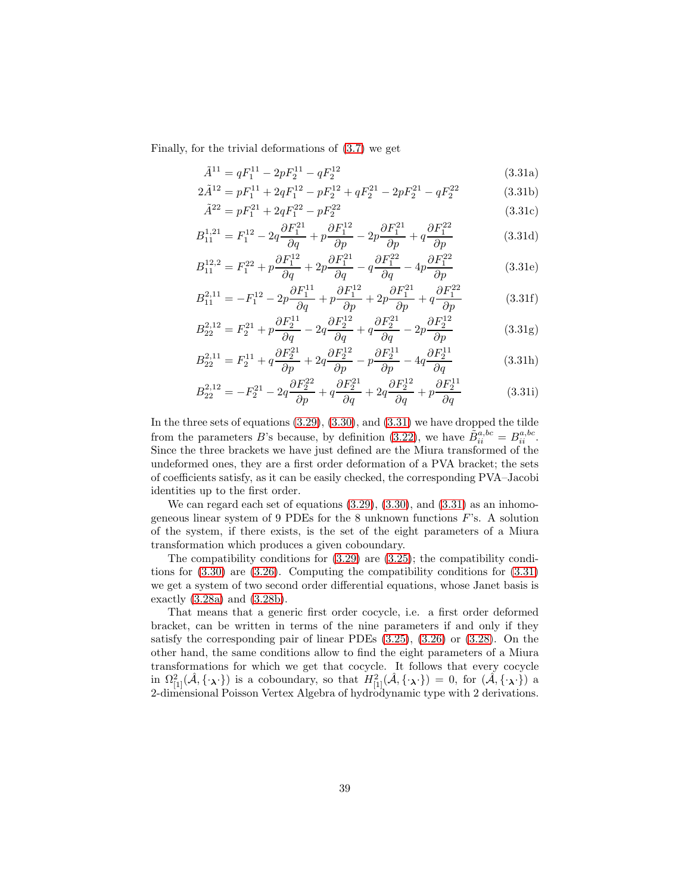Finally, for the trivial deformations of (3.7) we get

$$\tilde{A}^{11} = qF_1^{11} - 2pF_2^{11} - qF_2^{12} \tag{3.31a}$$

$$2\tilde{A}^{12} = pF_1^{11} + 2qF_1^{12} - pF_2^{12} + qF_2^{21} - 2pF_2^{21} - qF_2^{22} \tag{3.31b}$$

$$\tilde{A}^{22} = pF_1^{21} + 2qF_1^{22} - pF_2^{22} \tag{3.31c}$$

$$B_{11}^{1,21} = F_1^{12} - 2q\frac{\partial F_1^{21}}{\partial q} + p\frac{\partial F_1^{12}}{\partial p} - 2p\frac{\partial F_1^{21}}{\partial p} + q\frac{\partial F_1^{22}}{\partial p} \tag{3.31d}$$

$$B_{11}^{12,2} = F_1^{22} + p\frac{\partial F_1^{12}}{\partial q} + 2p\frac{\partial F_1^{21}}{\partial q} - q\frac{\partial F_1^{22}}{\partial q} - 4p\frac{\partial F_1^{22}}{\partial p} \tag{3.31e}$$

$$B_{11}^{2,11} = -F_1^{12} - 2p\frac{\partial F_1^{11}}{\partial q} + p\frac{\partial F_1^{12}}{\partial p} + 2p\frac{\partial F_1^{21}}{\partial p} + q\frac{\partial F_1^{22}}{\partial p} \tag{3.31f}$$

$$B_{22}^{2,12} = F_2^{21} + p\frac{\partial F_2^{11}}{\partial q} - 2q\frac{\partial F_2^{12}}{\partial q} + q\frac{\partial F_2^{21}}{\partial q} - 2p\frac{\partial F_2^{12}}{\partial p} \tag{3.31g}$$

$$B_{22}^{2,11} = F_2^{11} + q\frac{\partial F_2^{21}}{\partial p} + 2q\frac{\partial F_2^{12}}{\partial p} - p\frac{\partial F_2^{11}}{\partial p} - 4q\frac{\partial F_2^{11}}{\partial q} \tag{3.31h}$$

$$B_{22}^{2,12} = -F_2^{21} - 2q\frac{\partial F_2^{22}}{\partial p} + q\frac{\partial F_2^{21}}{\partial q} + 2q\frac{\partial F_2^{12}}{\partial q} + p\frac{\partial F_2^{11}}{\partial q} \tag{3.31i}$$

In the three sets of equations (3.29), (3.30), and (3.31) we have dropped the tilde from the parameters $B$'s because, by definition (3.22), we have $\tilde{B}_{ii}^{a,bc} = B_{ii}^{a,bc}$. Since the three brackets we have just defined are the Miura transformed of the undeformed ones, they are a first order deformation of a PVA bracket; the sets of coefficients satisfy, as it can be easily checked, the corresponding PVA–Jacobi identities up to the first order.

We can regard each set of equations (3.29), (3.30), and (3.31) as an inhomogeneous linear system of 9 PDEs for the 8 unknown functions $F$'s. A solution of the system, if there exists, is the set of the eight parameters of a Miura transformation which produces a given coboundary.

The compatibility conditions for (3.29) are (3.25); the compatibility conditions for (3.30) are (3.26). Computing the compatibility conditions for (3.31) we get a system of two second order differential equations, whose Janet basis is exactly (3.28a) and (3.28b).

That means that a generic first order cocycle, i.e. a first order deformed bracket, can be written in terms of the nine parameters if and only if they satisfy the corresponding pair of linear PDEs (3.25), (3.26) or (3.28). On the other hand, the same conditions allow to find the eight parameters of a Miura transformations for which we get that cocycle. It follows that every cocycle in $\Omega^2_{[1]}(\hat{\mathcal{A}}, \{\cdot_{\boldsymbol{\lambda}}\cdot\})$ is a coboundary, so that $H^2_{[1]}(\hat{\mathcal{A}}, \{\cdot_{\boldsymbol{\lambda}}\cdot\}) = 0$, for $(\hat{\mathcal{A}}, \{\cdot_{\boldsymbol{\lambda}}\cdot\})$ a 2-dimensional Poisson Vertex Algebra of hydrodynamic type with 2 derivations.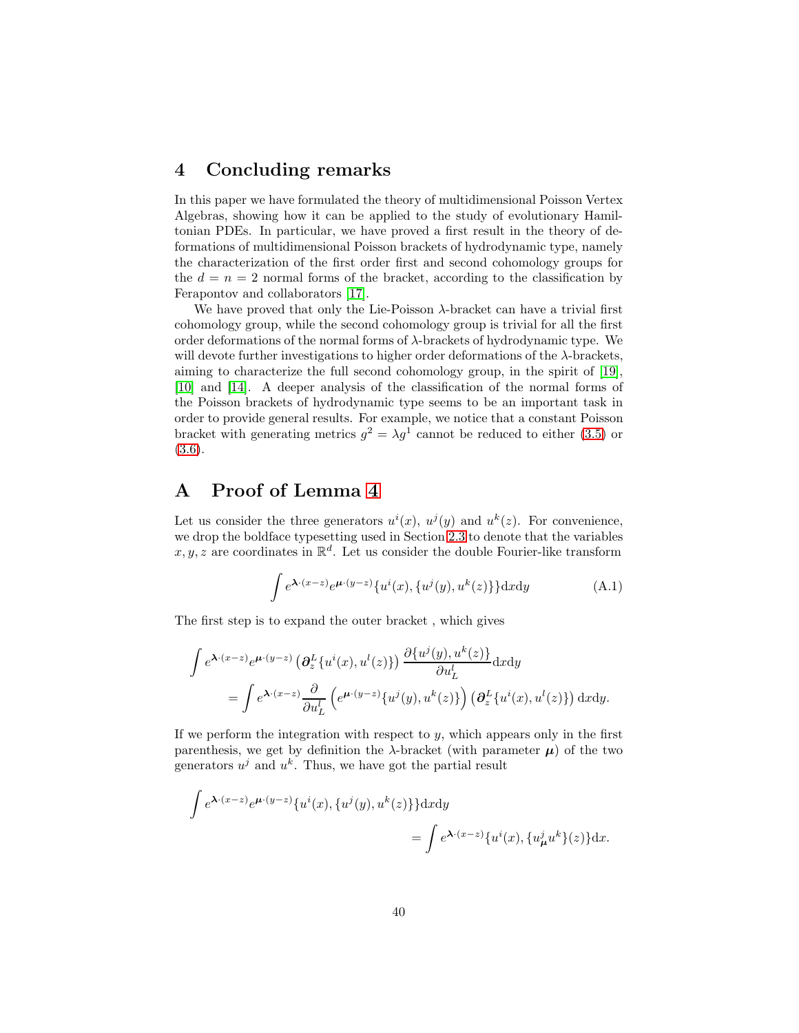## 4 Concluding remarks

In this paper we have formulated the theory of multidimensional Poisson Vertex Algebras, showing how it can be applied to the study of evolutionary Hamiltonian PDEs. In particular, we have proved a first result in the theory of deformations of multidimensional Poisson brackets of hydrodynamic type, namely the characterization of the first order first and second cohomology groups for the $d = n = 2$ normal forms of the bracket, according to the classification by Ferapontov and collaborators [17].

We have proved that only the Lie-Poisson $\lambda$-bracket can have a trivial first cohomology group, while the second cohomology group is trivial for all the first order deformations of the normal forms of $\lambda$-brackets of hydrodynamic type. We will devote further investigations to higher order deformations of the $\lambda$-brackets, aiming to characterize the full second cohomology group, in the spirit of [19], [10] and [14]. A deeper analysis of the classification of the normal forms of the Poisson brackets of hydrodynamic type seems to be an important task in order to provide general results. For example, we notice that a constant Poisson bracket with generating metrics $g^2 = \lambda g^1$ cannot be reduced to either (3.5) or (3.6).

## A Proof of Lemma 4

Let us consider the three generators $u^i(x)$, $u^j(y)$ and $u^k(z)$. For convenience, we drop the boldface typesetting used in Section 2.3 to denote that the variables $x, y, z$ are coordinates in $\mathbb{R}^d$. Let us consider the double Fourier-like transform

$$\int e^{\boldsymbol{\lambda}\cdot(x-z)} e^{\boldsymbol{\mu}\cdot(y-z)} \{u^i(x), \{u^j(y), u^k(z)\}\} \mathrm{d}x\mathrm{d}y \tag{A.1}$$

The first step is to expand the outer bracket , which gives

$$\begin{aligned}\int e^{\boldsymbol{\lambda}\cdot(x-z)} e^{\boldsymbol{\mu}\cdot(y-z)} \left(\boldsymbol{\partial}_z^L \{u^i(x), u^l(z)\}\right) \frac{\partial \{u^j(y), u^k(z)\}}{\partial u^l_L} \mathrm{d}x\mathrm{d}y \\ = \int e^{\boldsymbol{\lambda}\cdot(x-z)} \frac{\partial}{\partial u^l_L} \left(e^{\boldsymbol{\mu}\cdot(y-z)} \{u^j(y), u^k(z)\}\right) \left(\boldsymbol{\partial}_z^L \{u^i(x), u^l(z)\}\right) \mathrm{d}x\mathrm{d}y.\end{aligned}$$

If we perform the integration with respect to $y$, which appears only in the first parenthesis, we get by definition the $\lambda$-bracket (with parameter $\boldsymbol{\mu}$) of the two generators $u^j$ and $u^k$. Thus, we have got the partial result

$$\begin{aligned}\int e^{\boldsymbol{\lambda}\cdot(x-z)} e^{\boldsymbol{\mu}\cdot(y-z)} \{u^i(x), \{u^j(y), u^k(z)\}\} \mathrm{d}x\mathrm{d}y \\ = \int e^{\boldsymbol{\lambda}\cdot(x-z)} \{u^i(x), \{u^j{}_{\boldsymbol{\mu}} u^k\}(z)\} \mathrm{d}x.\end{aligned}$$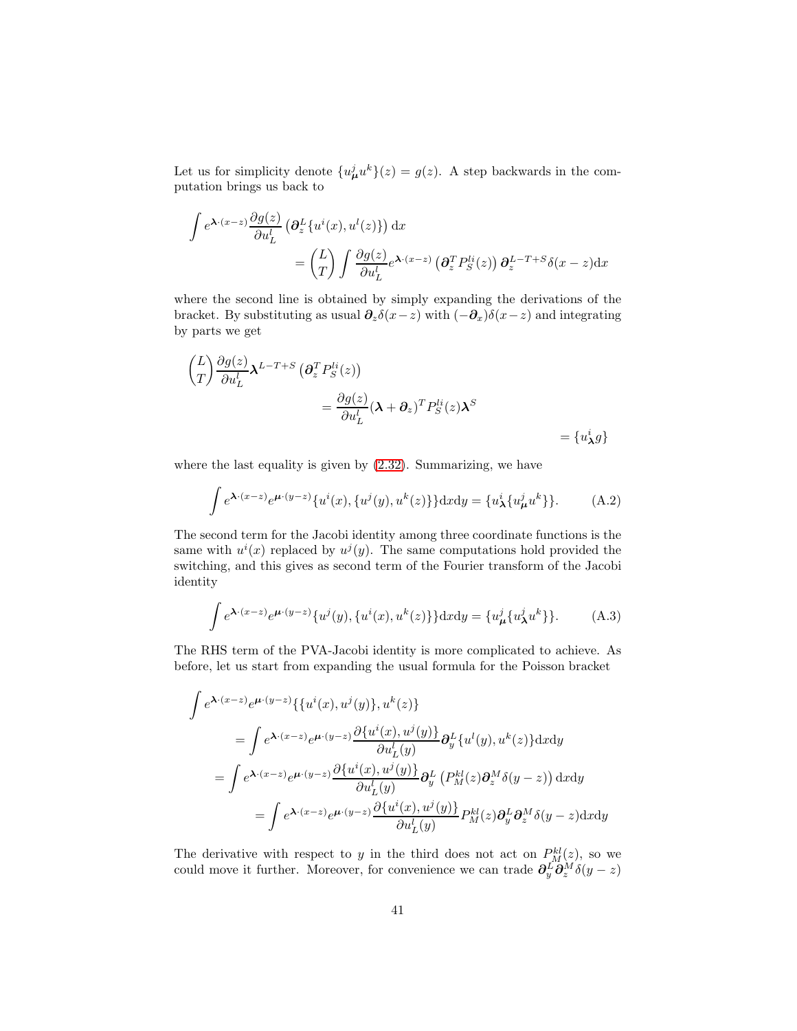Let us for simplicity denote $\{u^j_{\boldsymbol{\mu}} u^k\}(z) = g(z)$. A step backwards in the computation brings us back to

$$
\begin{aligned}
\int e^{\boldsymbol{\lambda}\cdot(x-z)} \frac{\partial g(z)}{\partial u^l_L} \left( \boldsymbol{\partial}^L_z \{u^i(x), u^l(z)\} \right) \mathrm{d}x& \\
&= \binom{L}{T} \int \frac{\partial g(z)}{\partial u^l_L} e^{\boldsymbol{\lambda}\cdot(x-z)} \left( \boldsymbol{\partial}^T_z P^{li}_S(z) \right) \boldsymbol{\partial}^{L-T+S}_z \delta(x-z) \mathrm{d}x
\end{aligned}
$$

where the second line is obtained by simply expanding the derivations of the bracket. By substituting as usual $\boldsymbol{\partial}_z \delta(x-z)$ with $(-\boldsymbol{\partial}_x)\delta(x-z)$ and integrating by parts we get

$$
\begin{aligned}
\binom{L}{T} \frac{\partial g(z)}{\partial u^l_L} \boldsymbol{\lambda}^{L-T+S} \left( \boldsymbol{\partial}^T_z P^{li}_S(z) \right)& \\
&= \frac{\partial g(z)}{\partial u^l_L} (\boldsymbol{\lambda} + \boldsymbol{\partial}_z)^T P^{li}_S(z) \boldsymbol{\lambda}^S \\
&= \{u^i_{\boldsymbol{\lambda}} g\}
\end{aligned}
$$

where the last equality is given by (2.32). Summarizing, we have

$$
\int e^{\boldsymbol{\lambda}\cdot(x-z)} e^{\boldsymbol{\mu}\cdot(y-z)} \{u^i(x), \{u^j(y), u^k(z)\}\} \mathrm{d}x\mathrm{d}y = \{u^i_{\boldsymbol{\lambda}} \{u^j_{\boldsymbol{\mu}} u^k\}\}. \tag{A.2}
$$

The second term for the Jacobi identity among three coordinate functions is the same with $u^i(x)$ replaced by $u^j(y)$. The same computations hold provided the switching, and this gives as second term of the Fourier transform of the Jacobi identity

$$
\int e^{\boldsymbol{\lambda}\cdot(x-z)} e^{\boldsymbol{\mu}\cdot(y-z)} \{u^j(y), \{u^i(x), u^k(z)\}\} \mathrm{d}x\mathrm{d}y = \{u^j_{\boldsymbol{\mu}} \{u^j_{\boldsymbol{\lambda}} u^k\}\}. \tag{A.3}
$$

The RHS term of the PVA-Jacobi identity is more complicated to achieve. As before, let us start from expanding the usual formula for the Poisson bracket

$$
\begin{aligned}
\int e^{\boldsymbol{\lambda}\cdot(x-z)} & e^{\boldsymbol{\mu}\cdot(y-z)} \{\{u^i(x), u^j(y)\}, u^k(z)\} \\
&= \int e^{\boldsymbol{\lambda}\cdot(x-z)} e^{\boldsymbol{\mu}\cdot(y-z)} \frac{\partial \{u^i(x), u^j(y)\}}{\partial u^l_L(y)} \boldsymbol{\partial}^L_y \{u^l(y), u^k(z)\} \mathrm{d}x\mathrm{d}y \\
&= \int e^{\boldsymbol{\lambda}\cdot(x-z)} e^{\boldsymbol{\mu}\cdot(y-z)} \frac{\partial \{u^i(x), u^j(y)\}}{\partial u^l_L(y)} \boldsymbol{\partial}^L_y \left( P^{kl}_M(z) \boldsymbol{\partial}^M_z \delta(y-z) \right) \mathrm{d}x\mathrm{d}y \\
&= \int e^{\boldsymbol{\lambda}\cdot(x-z)} e^{\boldsymbol{\mu}\cdot(y-z)} \frac{\partial \{u^i(x), u^j(y)\}}{\partial u^l_L(y)} P^{kl}_M(z) \boldsymbol{\partial}^L_y \boldsymbol{\partial}^M_z \delta(y-z) \mathrm{d}x\mathrm{d}y
\end{aligned}
$$

The derivative with respect to $y$ in the third does not act on $P^{kl}_M(z)$, so we could move it further. Moreover, for convenience we can trade $\boldsymbol{\partial}^L_y \boldsymbol{\partial}^M_z \delta(y-z)$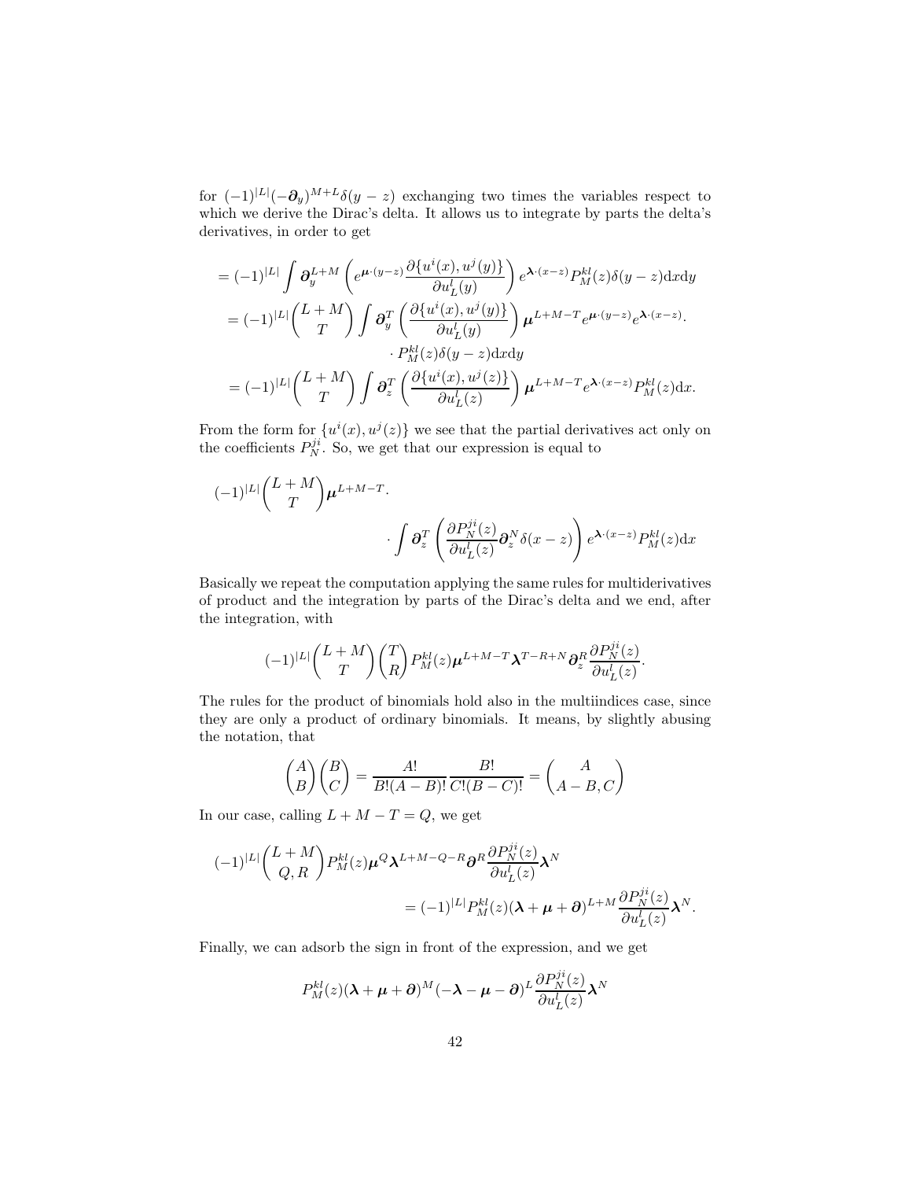for $(-1)^{|L|}(-\boldsymbol{\partial}_y)^{M+L}\delta(y-z)$ exchanging two times the variables respect to which we derive the Dirac's delta. It allows us to integrate by parts the delta's derivatives, in order to get

$$
\begin{aligned}
&= (-1)^{|L|} \int \boldsymbol{\partial}_y^{L+M} \left( e^{\boldsymbol{\mu}\cdot(y-z)} \frac{\partial\{u^i(x), u^j(y)\}}{\partial u_L^l(y)} \right) e^{\boldsymbol{\lambda}\cdot(x-z)} P_M^{kl}(z)\delta(y-z)\mathrm{d}x\mathrm{d}y \\
&= (-1)^{|L|} \binom{L+M}{T} \int \boldsymbol{\partial}_y^T \left( \frac{\partial\{u^i(x), u^j(y)\}}{\partial u_L^l(y)} \right) \boldsymbol{\mu}^{L+M-T} e^{\boldsymbol{\mu}\cdot(y-z)} e^{\boldsymbol{\lambda}\cdot(x-z)} \cdot \\
&\qquad\qquad \cdot P_M^{kl}(z)\delta(y-z)\mathrm{d}x\mathrm{d}y \\
&= (-1)^{|L|} \binom{L+M}{T} \int \boldsymbol{\partial}_z^T \left( \frac{\partial\{u^i(x), u^j(z)\}}{\partial u_L^l(z)} \right) \boldsymbol{\mu}^{L+M-T} e^{\boldsymbol{\lambda}\cdot(x-z)} P_M^{kl}(z)\mathrm{d}x.
\end{aligned}
$$

From the form for $\{u^i(x), u^j(z)\}$ we see that the partial derivatives act only on the coefficients $P_N^{ji}$. So, we get that our expression is equal to

$$
(-1)^{|L|} \binom{L+M}{T} \boldsymbol{\mu}^{L+M-T} \cdot \int \boldsymbol{\partial}_z^T \left( \frac{\partial P_N^{ji}(z)}{\partial u_L^l(z)} \boldsymbol{\partial}_z^N \delta(x-z) \right) e^{\boldsymbol{\lambda}\cdot(x-z)} P_M^{kl}(z)\mathrm{d}x
$$

Basically we repeat the computation applying the same rules for multiderivatives of product and the integration by parts of the Dirac's delta and we end, after the integration, with

$$
(-1)^{|L|} \binom{L+M}{T} \binom{T}{R} P_M^{kl}(z) \boldsymbol{\mu}^{L+M-T} \boldsymbol{\lambda}^{T-R+N} \boldsymbol{\partial}_z^R \frac{\partial P_N^{ji}(z)}{\partial u_L^l(z)}.
$$

The rules for the product of binomials hold also in the multiindices case, since they are only a product of ordinary binomials. It means, by slightly abusing the notation, that

$$
\binom{A}{B}\binom{B}{C} = \frac{A!}{B!(A-B)!} \frac{B!}{C!(B-C)!} = \binom{A}{A-B, C}
$$

In our case, calling $L + M - T = Q$, we get

$$
\begin{aligned}
&(-1)^{|L|} \binom{L+M}{Q, R} P_M^{kl}(z) \boldsymbol{\mu}^Q \boldsymbol{\lambda}^{L+M-Q-R} \boldsymbol{\partial}^R \frac{\partial P_N^{ji}(z)}{\partial u_L^l(z)} \boldsymbol{\lambda}^N \\
&\qquad\qquad = (-1)^{|L|} P_M^{kl}(z) (\boldsymbol{\lambda} + \boldsymbol{\mu} + \boldsymbol{\partial})^{L+M} \frac{\partial P_N^{ji}(z)}{\partial u_L^l(z)} \boldsymbol{\lambda}^N.
\end{aligned}
$$

Finally, we can adsorb the sign in front of the expression, and we get

$$
P_M^{kl}(z)(\boldsymbol{\lambda} + \boldsymbol{\mu} + \boldsymbol{\partial})^M (-\boldsymbol{\lambda} - \boldsymbol{\mu} - \boldsymbol{\partial})^L \frac{\partial P_N^{ji}(z)}{\partial u_L^l(z)} \boldsymbol{\lambda}^N
$$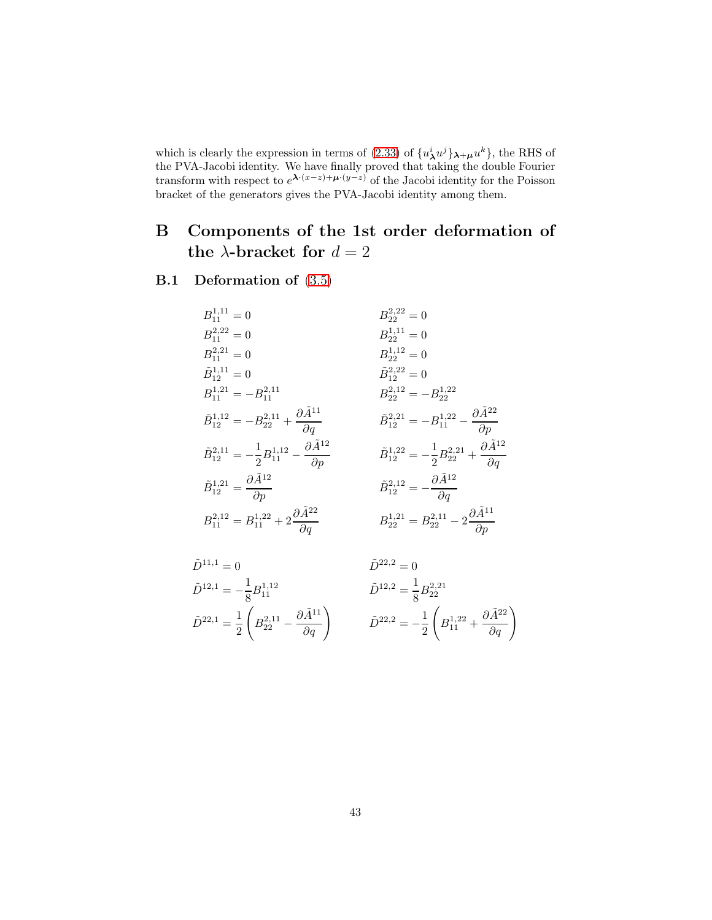which is clearly the expression in terms of (2.33) of $\{u^i_{\boldsymbol{\lambda}} u^j\}_{\boldsymbol{\lambda}+\boldsymbol{\mu}} u^k\}$, the RHS of the PVA-Jacobi identity. We have finally proved that taking the double Fourier transform with respect to $e^{\boldsymbol{\lambda}\cdot(x-z)+\boldsymbol{\mu}\cdot(y-z)}$ of the Jacobi identity for the Poisson bracket of the generators gives the PVA-Jacobi identity among them.

# B Components of the 1st order deformation of the $\lambda$-bracket for $d = 2$

## B.1 Deformation of (3.5)

$$
\begin{aligned}
&B^{1,11}_{11} = 0 && B^{2,22}_{22} = 0 \\
&B^{2,22}_{11} = 0 && B^{1,11}_{22} = 0 \\
&B^{2,21}_{11} = 0 && B^{1,12}_{22} = 0 \\
&\tilde{B}^{1,11}_{12} = 0 && \tilde{B}^{2,22}_{12} = 0 \\
&B^{1,21}_{11} = -B^{2,11}_{11} && B^{2,12}_{22} = -B^{1,22}_{22} \\
&\tilde{B}^{1,12}_{12} = -B^{2,11}_{22} + \frac{\partial \tilde{A}^{11}}{\partial q} && \tilde{B}^{2,21}_{12} = -B^{1,22}_{11} - \frac{\partial \tilde{A}^{22}}{\partial p} \\
&\tilde{B}^{2,11}_{12} = -\frac{1}{2}B^{1,12}_{11} - \frac{\partial \tilde{A}^{12}}{\partial p} && \tilde{B}^{1,22}_{12} = -\frac{1}{2}B^{2,21}_{22} + \frac{\partial \tilde{A}^{12}}{\partial q} \\
&\tilde{B}^{1,21}_{12} = \frac{\partial \tilde{A}^{12}}{\partial p} && \tilde{B}^{2,12}_{12} = -\frac{\partial \tilde{A}^{12}}{\partial q} \\
&B^{2,12}_{11} = B^{1,22}_{11} + 2\frac{\partial \tilde{A}^{22}}{\partial q} && B^{1,21}_{22} = B^{2,11}_{22} - 2\frac{\partial \tilde{A}^{11}}{\partial p}
\end{aligned}
$$

$$
\begin{aligned}
&\tilde{D}^{11,1} = 0 && \tilde{D}^{22,2} = 0 \\
&\tilde{D}^{12,1} = -\frac{1}{8}B^{1,12}_{11} && \tilde{D}^{12,2} = \frac{1}{8}B^{2,21}_{22} \\
&\tilde{D}^{22,1} = \frac{1}{2}\left(B^{2,11}_{22} - \frac{\partial \tilde{A}^{11}}{\partial q}\right) && \tilde{D}^{22,2} = -\frac{1}{2}\left(B^{1,22}_{11} + \frac{\partial \tilde{A}^{22}}{\partial q}\right)
\end{aligned}
$$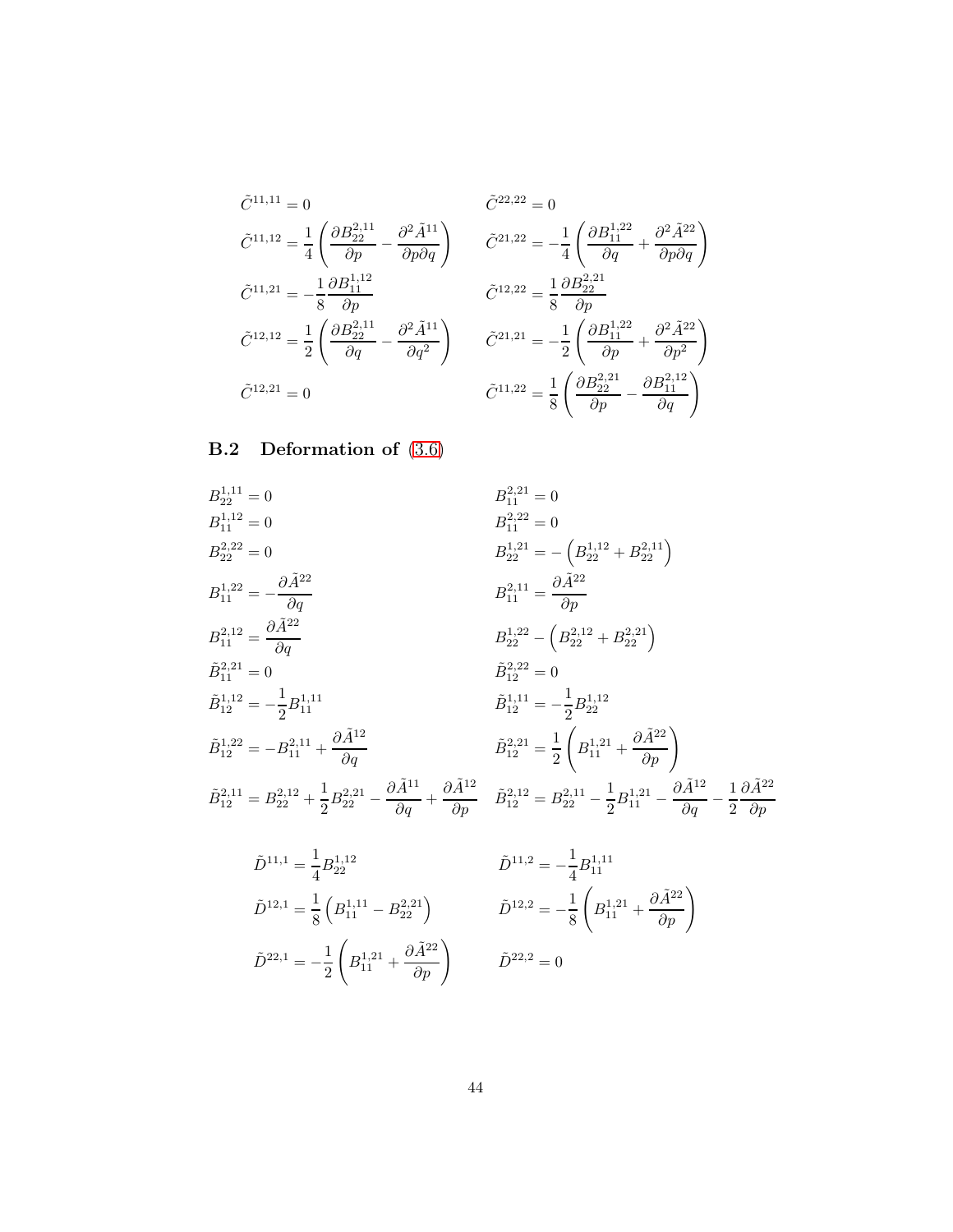$$\tilde{C}^{11,11} = 0 \qquad \tilde{C}^{22,22} = 0$$

$$\tilde{C}^{11,12} = \frac{1}{4}\left(\frac{\partial B_{22}^{2,11}}{\partial p} - \frac{\partial^2 \tilde{A}^{11}}{\partial p \partial q}\right) \qquad \tilde{C}^{21,22} = -\frac{1}{4}\left(\frac{\partial B_{11}^{1,22}}{\partial q} + \frac{\partial^2 \tilde{A}^{22}}{\partial p \partial q}\right)$$

$$\tilde{C}^{11,21} = -\frac{1}{8}\frac{\partial B_{11}^{1,12}}{\partial p} \qquad \tilde{C}^{12,22} = \frac{1}{8}\frac{\partial B_{22}^{2,21}}{\partial p}$$

$$\tilde{C}^{12,12} = \frac{1}{2}\left(\frac{\partial B_{22}^{2,11}}{\partial q} - \frac{\partial^2 \tilde{A}^{11}}{\partial q^2}\right) \qquad \tilde{C}^{21,21} = -\frac{1}{2}\left(\frac{\partial B_{11}^{1,22}}{\partial p} + \frac{\partial^2 \tilde{A}^{22}}{\partial p^2}\right)$$

$$\tilde{C}^{12,21} = 0 \qquad \tilde{C}^{11,22} = \frac{1}{8}\left(\frac{\partial B_{22}^{2,21}}{\partial p} - \frac{\partial B_{11}^{2,12}}{\partial q}\right)$$

## B.2 Deformation of (3.6)

$$B_{22}^{1,11} = 0 \qquad B_{11}^{2,21} = 0$$

$$B_{11}^{1,12} = 0 \qquad B_{11}^{2,22} = 0$$

$$B_{22}^{2,22} = 0 \qquad B_{22}^{1,21} = -\left(B_{22}^{1,12} + B_{22}^{2,11}\right)$$

$$B_{11}^{1,22} = -\frac{\partial \tilde{A}^{22}}{\partial q} \qquad B_{11}^{2,11} = \frac{\partial \tilde{A}^{22}}{\partial p}$$

$$B_{11}^{2,12} = \frac{\partial \tilde{A}^{22}}{\partial q} \qquad B_{22}^{1,22} - \left(B_{22}^{2,12} + B_{22}^{2,21}\right)$$

$$\tilde{B}_{11}^{2,21} = 0 \qquad \tilde{B}_{12}^{2,22} = 0$$

$$\tilde{B}_{12}^{1,12} = -\frac{1}{2}B_{11}^{1,11} \qquad \tilde{B}_{12}^{1,11} = -\frac{1}{2}B_{22}^{1,12}$$

$$\tilde{B}_{12}^{1,22} = -B_{11}^{2,11} + \frac{\partial \tilde{A}^{12}}{\partial q} \qquad \tilde{B}_{12}^{2,21} = \frac{1}{2}\left(B_{11}^{1,21} + \frac{\partial \tilde{A}^{22}}{\partial p}\right)$$

$$\tilde{B}_{12}^{2,11} = B_{22}^{2,12} + \frac{1}{2}B_{22}^{2,21} - \frac{\partial \tilde{A}^{11}}{\partial q} + \frac{\partial \tilde{A}^{12}}{\partial p} \qquad \tilde{B}_{12}^{2,12} = B_{22}^{2,11} - \frac{1}{2}B_{11}^{1,21} - \frac{\partial \tilde{A}^{12}}{\partial q} - \frac{1}{2}\frac{\partial \tilde{A}^{22}}{\partial p}$$

$$\tilde{D}^{11,1} = \frac{1}{4}B_{22}^{1,12} \qquad \tilde{D}^{11,2} = -\frac{1}{4}B_{11}^{1,11}$$

$$\tilde{D}^{12,1} = \frac{1}{8}\left(B_{11}^{1,11} - B_{22}^{2,21}\right) \qquad \tilde{D}^{12,2} = -\frac{1}{8}\left(B_{11}^{1,21} + \frac{\partial \tilde{A}^{22}}{\partial p}\right)$$

$$\tilde{D}^{22,1} = -\frac{1}{2}\left(B_{11}^{1,21} + \frac{\partial \tilde{A}^{22}}{\partial p}\right) \qquad \tilde{D}^{22,2} = 0$$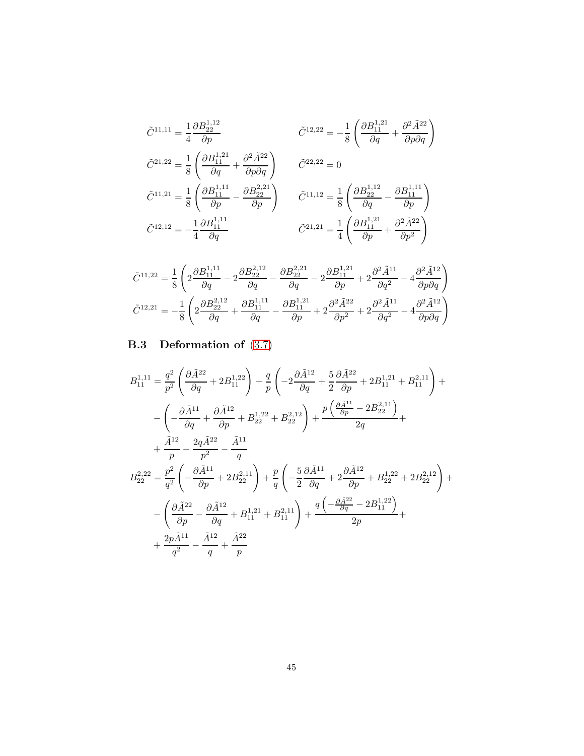$$\tilde{C}^{11,11} = \frac{1}{4}\frac{\partial B_{22}^{1,12}}{\partial p} \qquad \tilde{C}^{12,22} = -\frac{1}{8}\left(\frac{\partial B_{11}^{1,21}}{\partial q} + \frac{\partial^2 \tilde{A}^{22}}{\partial p \partial q}\right)$$

$$\tilde{C}^{21,22} = \frac{1}{8}\left(\frac{\partial B_{11}^{1,21}}{\partial q} + \frac{\partial^2 \tilde{A}^{22}}{\partial p \partial q}\right) \qquad \tilde{C}^{22,22} = 0$$

$$\tilde{C}^{11,21} = \frac{1}{8}\left(\frac{\partial B_{11}^{1,11}}{\partial p} - \frac{\partial B_{22}^{2,21}}{\partial p}\right) \qquad \tilde{C}^{11,12} = \frac{1}{8}\left(\frac{\partial B_{22}^{1,12}}{\partial q} - \frac{\partial B_{11}^{1,11}}{\partial p}\right)$$

$$\tilde{C}^{12,12} = -\frac{1}{4}\frac{\partial B_{11}^{1,11}}{\partial q} \qquad \tilde{C}^{21,21} = \frac{1}{4}\left(\frac{\partial B_{11}^{1,21}}{\partial p} + \frac{\partial^2 \tilde{A}^{22}}{\partial p^2}\right)$$

$$\tilde{C}^{11,22} = \frac{1}{8}\left(2\frac{\partial B_{11}^{1,11}}{\partial q} - 2\frac{\partial B_{22}^{2,12}}{\partial q} - \frac{\partial B_{22}^{2,21}}{\partial q} - 2\frac{\partial B_{11}^{1,21}}{\partial p} + 2\frac{\partial^2 \tilde{A}^{11}}{\partial q^2} - 4\frac{\partial^2 \tilde{A}^{12}}{\partial p \partial q}\right)$$

$$\tilde{C}^{12,21} = -\frac{1}{8}\left(2\frac{\partial B_{22}^{2,12}}{\partial q} + \frac{\partial B_{11}^{1,11}}{\partial q} - \frac{\partial B_{11}^{1,21}}{\partial p} + 2\frac{\partial^2 \tilde{A}^{22}}{\partial p^2} + 2\frac{\partial^2 \tilde{A}^{11}}{\partial q^2} - 4\frac{\partial^2 \tilde{A}^{12}}{\partial p \partial q}\right)$$

### B.3 Deformation of (3.7)

$$\begin{aligned}
B_{11}^{1,11} = &\frac{q^2}{p^2}\left(\frac{\partial \tilde{A}^{22}}{\partial q} + 2B_{11}^{1,22}\right) + \frac{q}{p}\left(-2\frac{\partial \tilde{A}^{12}}{\partial q} + \frac{5}{2}\frac{\partial \tilde{A}^{22}}{\partial p} + 2B_{11}^{1,21} + B_{11}^{2,11}\right) + \\
&-\left(-\frac{\partial \tilde{A}^{11}}{\partial q} + \frac{\partial \tilde{A}^{12}}{\partial p} + B_{22}^{1,22} + B_{22}^{2,12}\right) + \frac{p\left(\frac{\partial \tilde{A}^{11}}{\partial p} - 2B_{22}^{2,11}\right)}{2q} + \\
&+\frac{\tilde{A}^{12}}{p} - \frac{2q\tilde{A}^{22}}{p^2} - \frac{\tilde{A}^{11}}{q} \\
B_{22}^{2,22} = &\frac{p^2}{q^2}\left(-\frac{\partial \tilde{A}^{11}}{\partial p} + 2B_{22}^{2,11}\right) + \frac{p}{q}\left(-\frac{5}{2}\frac{\partial \tilde{A}^{11}}{\partial q} + 2\frac{\partial \tilde{A}^{12}}{\partial p} + B_{22}^{1,22} + 2B_{22}^{2,12}\right) + \\
&-\left(\frac{\partial \tilde{A}^{22}}{\partial p} - \frac{\partial \tilde{A}^{12}}{\partial q} + B_{11}^{1,21} + B_{11}^{2,11}\right) + \frac{q\left(-\frac{\partial \tilde{A}^{22}}{\partial q} - 2B_{11}^{1,22}\right)}{2p} + \\
&+\frac{2p\tilde{A}^{11}}{q^2} - \frac{\tilde{A}^{12}}{q} + \frac{\tilde{A}^{22}}{p}
\end{aligned}$$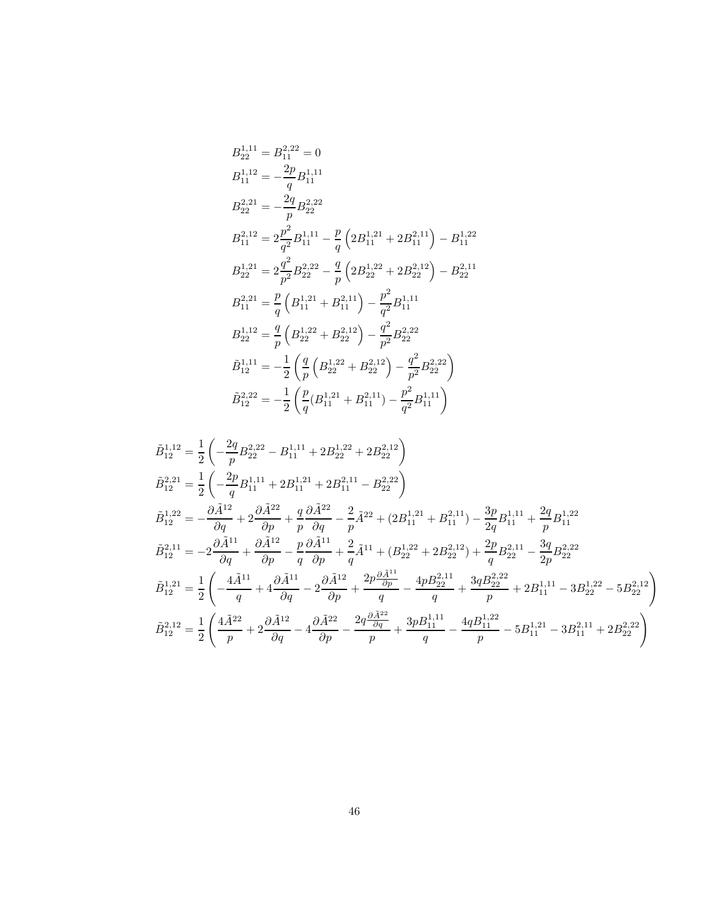$$B_{22}^{1,11} = B_{11}^{2,22} = 0$$

$$B_{11}^{1,12} = -\frac{2p}{q} B_{11}^{1,11}$$

$$B_{22}^{2,21} = -\frac{2q}{p} B_{22}^{2,22}$$

$$B_{11}^{2,12} = 2\frac{p^2}{q^2} B_{11}^{1,11} - \frac{p}{q}\left(2B_{11}^{1,21} + 2B_{11}^{2,11}\right) - B_{11}^{1,22}$$

$$B_{22}^{1,21} = 2\frac{q^2}{p^2} B_{22}^{2,22} - \frac{q}{p}\left(2B_{22}^{1,22} + 2B_{22}^{2,12}\right) - B_{22}^{2,11}$$

$$B_{11}^{2,21} = \frac{p}{q}\left(B_{11}^{1,21} + B_{11}^{2,11}\right) - \frac{p^2}{q^2} B_{11}^{1,11}$$

$$B_{22}^{1,12} = \frac{q}{p}\left(B_{22}^{1,22} + B_{22}^{2,12}\right) - \frac{q^2}{p^2} B_{22}^{2,22}$$

$$\tilde{B}_{12}^{1,11} = -\frac{1}{2}\left(\frac{q}{p}\left(B_{22}^{1,22} + B_{22}^{2,12}\right) - \frac{q^2}{p^2} B_{22}^{2,22}\right)$$

$$\tilde{B}_{12}^{2,22} = -\frac{1}{2}\left(\frac{p}{q}(B_{11}^{1,21} + B_{11}^{2,11}) - \frac{p^2}{q^2} B_{11}^{1,11}\right)$$

$$\tilde{B}_{12}^{1,12} = \frac{1}{2}\left(-\frac{2q}{p} B_{22}^{2,22} - B_{11}^{1,11} + 2B_{22}^{1,22} + 2B_{22}^{2,12}\right)$$

$$\tilde{B}_{12}^{2,21} = \frac{1}{2}\left(-\frac{2p}{q} B_{11}^{1,11} + 2B_{11}^{1,21} + 2B_{11}^{2,11} - B_{22}^{2,22}\right)$$

$$\tilde{B}_{12}^{1,22} = -\frac{\partial \tilde{A}^{12}}{\partial q} + 2\frac{\partial \tilde{A}^{22}}{\partial p} + \frac{q}{p}\frac{\partial \tilde{A}^{22}}{\partial q} - \frac{2}{p}\tilde{A}^{22} + (2B_{11}^{1,21} + B_{11}^{2,11}) - \frac{3p}{2q} B_{11}^{1,11} + \frac{2q}{p} B_{11}^{1,22}$$

$$\tilde{B}_{12}^{2,11} = -2\frac{\partial \tilde{A}^{11}}{\partial q} + \frac{\partial \tilde{A}^{12}}{\partial p} - \frac{p}{q}\frac{\partial \tilde{A}^{11}}{\partial p} + \frac{2}{q}\tilde{A}^{11} + (B_{22}^{1,22} + 2B_{22}^{2,12}) + \frac{2p}{q} B_{22}^{2,11} - \frac{3q}{2p} B_{22}^{2,22}$$

$$\tilde{B}_{12}^{1,21} = \frac{1}{2}\left(-\frac{4\tilde{A}^{11}}{q} + 4\frac{\partial \tilde{A}^{11}}{\partial q} - 2\frac{\partial \tilde{A}^{12}}{\partial p} + \frac{2p\frac{\partial \tilde{A}^{11}}{\partial p}}{q} - \frac{4pB_{22}^{2,11}}{q} + \frac{3qB_{22}^{2,22}}{p} + 2B_{11}^{1,11} - 3B_{22}^{1,22} - 5B_{22}^{2,12}\right)$$

$$\tilde{B}_{12}^{2,12} = \frac{1}{2}\left(\frac{4\tilde{A}^{22}}{p} + 2\frac{\partial \tilde{A}^{12}}{\partial q} - 4\frac{\partial \tilde{A}^{22}}{\partial p} - \frac{2q\frac{\partial \tilde{A}^{22}}{\partial q}}{p} + \frac{3pB_{11}^{1,11}}{q} - \frac{4qB_{11}^{1,22}}{p} - 5B_{11}^{1,21} - 3B_{11}^{2,11} + 2B_{22}^{2,22}\right)$$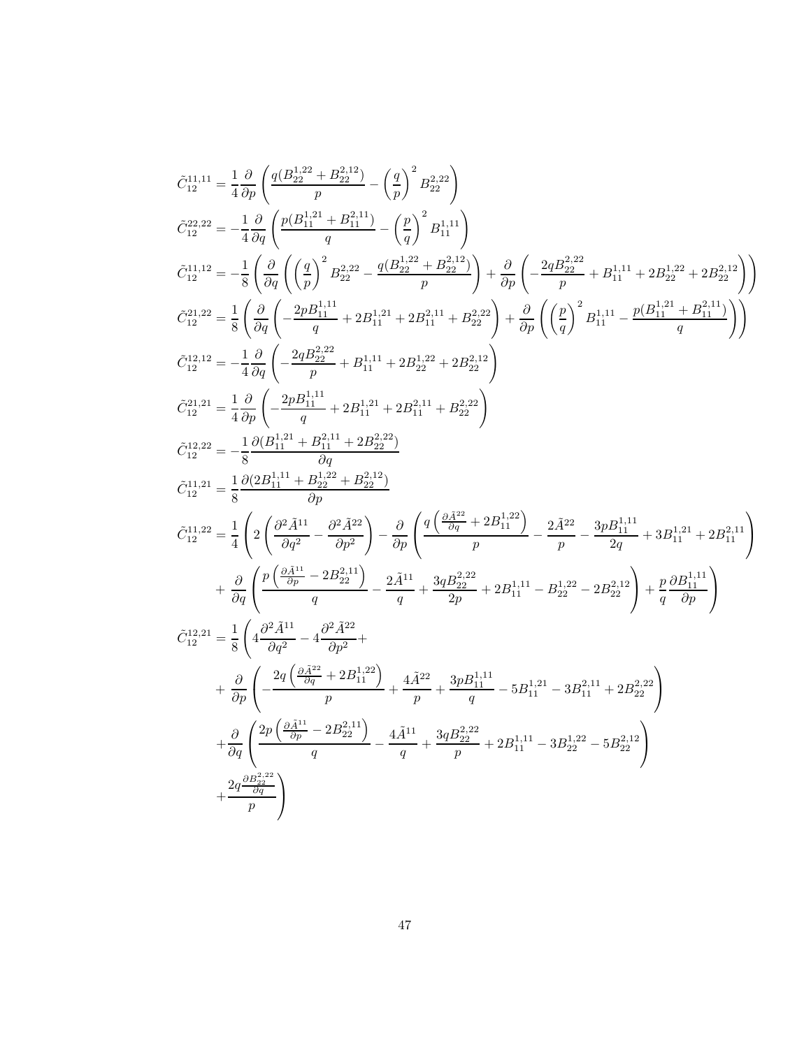$$\tilde{C}_{12}^{11,11} = \frac{1}{4}\frac{\partial}{\partial p}\left(\frac{q(B_{22}^{1,22}+B_{22}^{2,12})}{p} - \left(\frac{q}{p}\right)^2 B_{22}^{2,22}\right)$$

$$\tilde{C}_{12}^{22,22} = -\frac{1}{4}\frac{\partial}{\partial q}\left(\frac{p(B_{11}^{1,21}+B_{11}^{2,11})}{q} - \left(\frac{p}{q}\right)^2 B_{11}^{1,11}\right)$$

$$\tilde{C}_{12}^{11,12} = -\frac{1}{8}\left(\frac{\partial}{\partial q}\left(\left(\frac{q}{p}\right)^2 B_{22}^{2,22} - \frac{q(B_{22}^{1,22}+B_{22}^{2,12})}{p}\right) + \frac{\partial}{\partial p}\left(-\frac{2qB_{22}^{2,22}}{p} + B_{11}^{1,11} + 2B_{22}^{1,22} + 2B_{22}^{2,12}\right)\right)$$

$$\tilde{C}_{12}^{21,22} = \frac{1}{8}\left(\frac{\partial}{\partial q}\left(-\frac{2pB_{11}^{1,11}}{q} + 2B_{11}^{1,21} + 2B_{11}^{2,11} + B_{22}^{2,22}\right) + \frac{\partial}{\partial p}\left(\left(\frac{p}{q}\right)^2 B_{11}^{1,11} - \frac{p(B_{11}^{1,21}+B_{11}^{2,11})}{q}\right)\right)$$

$$\tilde{C}_{12}^{12,12} = -\frac{1}{4}\frac{\partial}{\partial q}\left(-\frac{2qB_{22}^{2,22}}{p} + B_{11}^{1,11} + 2B_{22}^{1,22} + 2B_{22}^{2,12}\right)$$

$$\tilde{C}_{12}^{21,21} = \frac{1}{4}\frac{\partial}{\partial p}\left(-\frac{2pB_{11}^{1,11}}{q} + 2B_{11}^{1,21} + 2B_{11}^{2,11} + B_{22}^{2,22}\right)$$

$$\tilde{C}_{12}^{12,22} = -\frac{1}{8}\frac{\partial(B_{11}^{1,21} + B_{11}^{2,11} + 2B_{22}^{2,22})}{\partial q}$$

$$\tilde{C}_{12}^{11,21} = \frac{1}{8}\frac{\partial(2B_{11}^{1,11} + B_{22}^{1,22} + B_{22}^{2,12})}{\partial p}$$

$$\begin{aligned}\tilde{C}_{12}^{11,22} = \frac{1}{4}\Bigg(& 2\left(\frac{\partial^2\tilde{A}^{11}}{\partial q^2} - \frac{\partial^2\tilde{A}^{22}}{\partial p^2}\right) - \frac{\partial}{\partial p}\left(\frac{q\left(\frac{\partial\tilde{A}^{22}}{\partial q} + 2B_{11}^{1,22}\right)}{p} - \frac{2\tilde{A}^{22}}{p} - \frac{3pB_{11}^{1,11}}{2q} + 3B_{11}^{1,21} + 2B_{11}^{2,11}\right)\\
&+ \frac{\partial}{\partial q}\left(\frac{p\left(\frac{\partial\tilde{A}^{11}}{\partial p} - 2B_{22}^{2,11}\right)}{q} - \frac{2\tilde{A}^{11}}{q} + \frac{3qB_{22}^{2,22}}{2p} + 2B_{11}^{1,11} - B_{22}^{1,22} - 2B_{22}^{2,12}\right) + \frac{p}{q}\frac{\partial B_{11}^{1,11}}{\partial p}\Bigg)\end{aligned}$$

$$\begin{aligned}\tilde{C}_{12}^{12,21} = \frac{1}{8}\Bigg(& 4\frac{\partial^2\tilde{A}^{11}}{\partial q^2} - 4\frac{\partial^2\tilde{A}^{22}}{\partial p^2} +\\
&+ \frac{\partial}{\partial p}\left(-\frac{2q\left(\frac{\partial\tilde{A}^{22}}{\partial q} + 2B_{11}^{1,22}\right)}{p} + \frac{4\tilde{A}^{22}}{p} + \frac{3pB_{11}^{1,11}}{q} - 5B_{11}^{1,21} - 3B_{11}^{2,11} + 2B_{22}^{2,22}\right)\\
&+ \frac{\partial}{\partial q}\left(\frac{2p\left(\frac{\partial\tilde{A}^{11}}{\partial p} - 2B_{22}^{2,11}\right)}{q} - \frac{4\tilde{A}^{11}}{q} + \frac{3qB_{22}^{2,22}}{p} + 2B_{11}^{1,11} - 3B_{22}^{1,22} - 5B_{22}^{2,12}\right)\\
&+ \frac{2q\frac{\partial B_{22}^{2,22}}{\partial q}}{p}\Bigg)\end{aligned}$$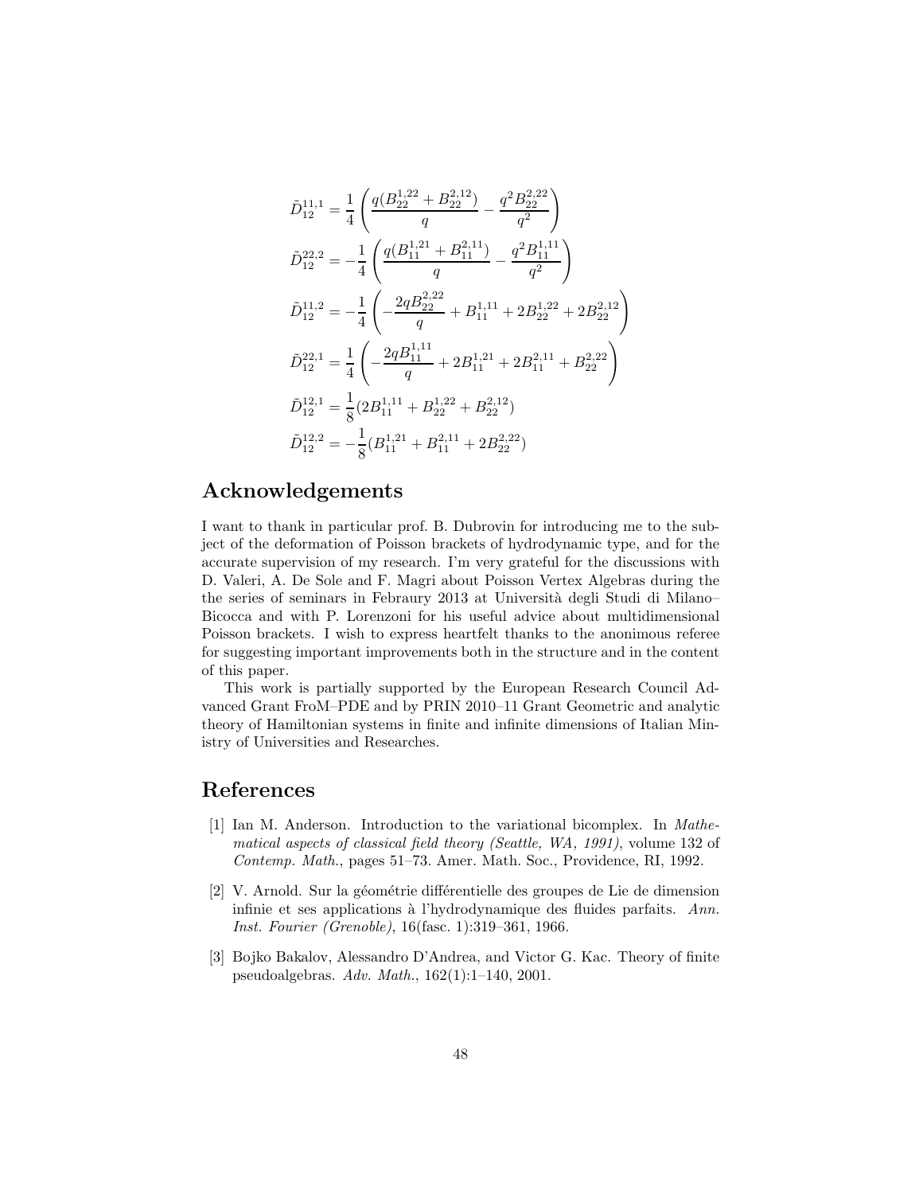$$\tilde{D}_{12}^{11,1} = \frac{1}{4}\left(\frac{q(B_{22}^{1,22}+B_{22}^{2,12})}{q} - \frac{q^2 B_{22}^{2,22}}{q^2}\right)$$

$$\tilde{D}_{12}^{22,2} = -\frac{1}{4}\left(\frac{q(B_{11}^{1,21}+B_{11}^{2,11})}{q} - \frac{q^2 B_{11}^{1,11}}{q^2}\right)$$

$$\tilde{D}_{12}^{11,2} = -\frac{1}{4}\left(-\frac{2qB_{22}^{2,22}}{q} + B_{11}^{1,11} + 2B_{22}^{1,22} + 2B_{22}^{2,12}\right)$$

$$\tilde{D}_{12}^{22,1} = \frac{1}{4}\left(-\frac{2qB_{11}^{1,11}}{q} + 2B_{11}^{1,21} + 2B_{11}^{2,11} + B_{22}^{2,22}\right)$$

$$\tilde{D}_{12}^{12,1} = \frac{1}{8}(2B_{11}^{1,11} + B_{22}^{1,22} + B_{22}^{2,12})$$

$$\tilde{D}_{12}^{12,2} = -\frac{1}{8}(B_{11}^{1,21} + B_{11}^{2,11} + 2B_{22}^{2,22})$$

## Acknowledgements

I want to thank in particular prof. B. Dubrovin for introducing me to the subject of the deformation of Poisson brackets of hydrodynamic type, and for the accurate supervision of my research. I'm very grateful for the discussions with D. Valeri, A. De Sole and F. Magri about Poisson Vertex Algebras during the the series of seminars in Febraury 2013 at Università degli Studi di Milano–Bicocca and with P. Lorenzoni for his useful advice about multidimensional Poisson brackets. I wish to express heartfelt thanks to the anonimous referee for suggesting important improvements both in the structure and in the content of this paper.

This work is partially supported by the European Research Council Advanced Grant FroM–PDE and by PRIN 2010–11 Grant Geometric and analytic theory of Hamiltonian systems in finite and infinite dimensions of Italian Ministry of Universities and Researches.

## References

[1] Ian M. Anderson. Introduction to the variational bicomplex. In *Mathematical aspects of classical field theory (Seattle, WA, 1991)*, volume 132 of *Contemp. Math.*, pages 51–73. Amer. Math. Soc., Providence, RI, 1992.

[2] V. Arnold. Sur la géométrie différentielle des groupes de Lie de dimension infinie et ses applications à l'hydrodynamique des fluides parfaits. *Ann. Inst. Fourier (Grenoble)*, 16(fasc. 1):319–361, 1966.

[3] Bojko Bakalov, Alessandro D'Andrea, and Victor G. Kac. Theory of finite pseudoalgebras. *Adv. Math.*, 162(1):1–140, 2001.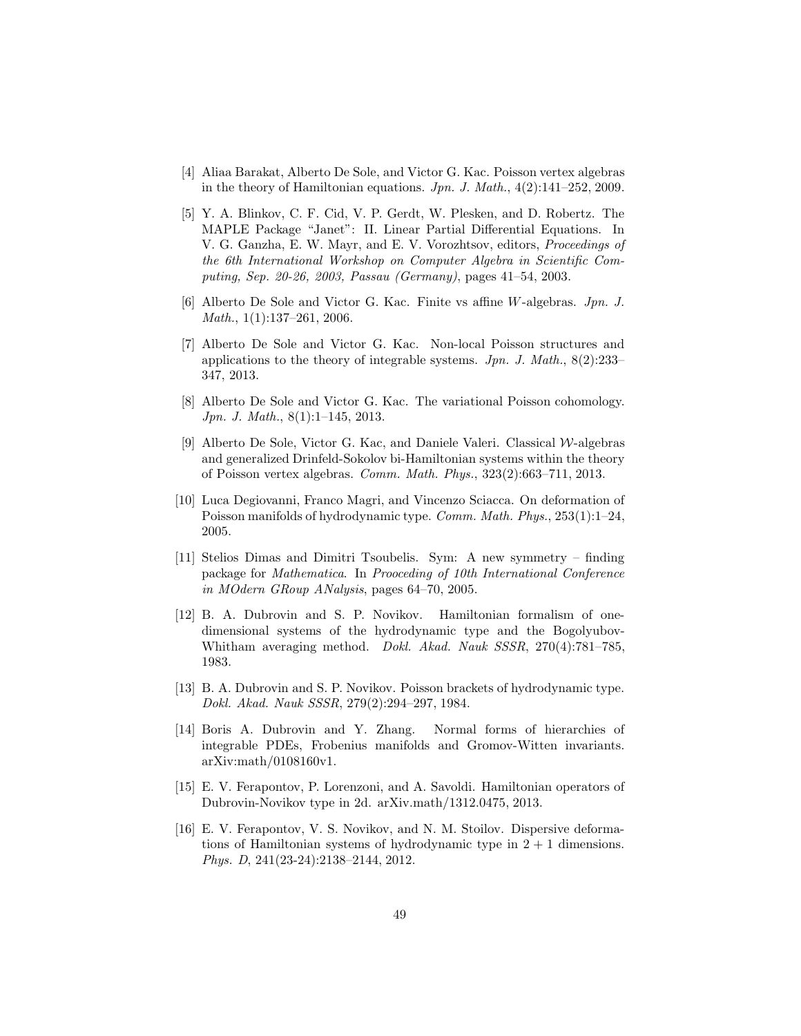[4] Aliaa Barakat, Alberto De Sole, and Victor G. Kac. Poisson vertex algebras in the theory of Hamiltonian equations. *Jpn. J. Math.*, 4(2):141–252, 2009.

[5] Y. A. Blinkov, C. F. Cid, V. P. Gerdt, W. Plesken, and D. Robertz. The MAPLE Package "Janet": II. Linear Partial Differential Equations. In V. G. Ganzha, E. W. Mayr, and E. V. Vorozhtsov, editors, *Proceedings of the 6th International Workshop on Computer Algebra in Scientific Computing, Sep. 20-26, 2003, Passau (Germany)*, pages 41–54, 2003.

[6] Alberto De Sole and Victor G. Kac. Finite vs affine $W$-algebras. *Jpn. J. Math.*, 1(1):137–261, 2006.

[7] Alberto De Sole and Victor G. Kac. Non-local Poisson structures and applications to the theory of integrable systems. *Jpn. J. Math.*, 8(2):233–347, 2013.

[8] Alberto De Sole and Victor G. Kac. The variational Poisson cohomology. *Jpn. J. Math.*, 8(1):1–145, 2013.

[9] Alberto De Sole, Victor G. Kac, and Daniele Valeri. Classical $\mathcal{W}$-algebras and generalized Drinfeld-Sokolov bi-Hamiltonian systems within the theory of Poisson vertex algebras. *Comm. Math. Phys.*, 323(2):663–711, 2013.

[10] Luca Degiovanni, Franco Magri, and Vincenzo Sciacca. On deformation of Poisson manifolds of hydrodynamic type. *Comm. Math. Phys.*, 253(1):1–24, 2005.

[11] Stelios Dimas and Dimitri Tsoubelis. Sym: A new symmetry – finding package for *Mathematica*. In *Prooceding of 10th International Conference in MOdern GRoup ANalysis*, pages 64–70, 2005.

[12] B. A. Dubrovin and S. P. Novikov. Hamiltonian formalism of one-dimensional systems of the hydrodynamic type and the Bogolyubov-Whitham averaging method. *Dokl. Akad. Nauk SSSR*, 270(4):781–785, 1983.

[13] B. A. Dubrovin and S. P. Novikov. Poisson brackets of hydrodynamic type. *Dokl. Akad. Nauk SSSR*, 279(2):294–297, 1984.

[14] Boris A. Dubrovin and Y. Zhang. Normal forms of hierarchies of integrable PDEs, Frobenius manifolds and Gromov-Witten invariants. arXiv:math/0108160v1.

[15] E. V. Ferapontov, P. Lorenzoni, and A. Savoldi. Hamiltonian operators of Dubrovin-Novikov type in 2d. arXiv.math/1312.0475, 2013.

[16] E. V. Ferapontov, V. S. Novikov, and N. M. Stoilov. Dispersive deformations of Hamiltonian systems of hydrodynamic type in $2 + 1$ dimensions. *Phys. D*, 241(23-24):2138–2144, 2012.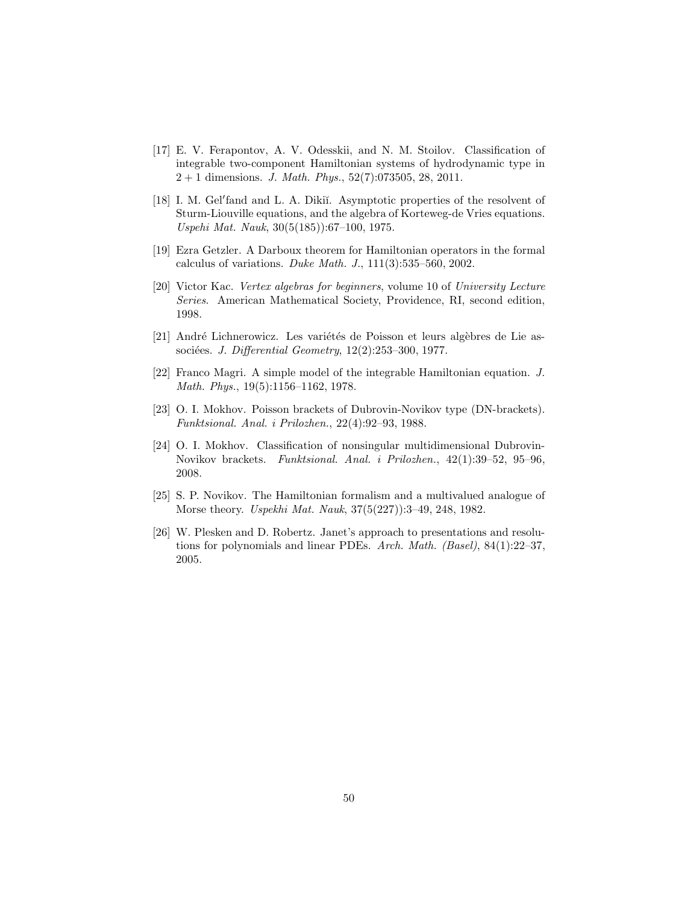[17] E. V. Ferapontov, A. V. Odesskii, and N. M. Stoilov. Classification of integrable two-component Hamiltonian systems of hydrodynamic type in $2+1$ dimensions. *J. Math. Phys.*, 52(7):073505, 28, 2011.

[18] I. M. Gel′fand and L. A. Dikiĭ. Asymptotic properties of the resolvent of Sturm-Liouville equations, and the algebra of Korteweg-de Vries equations. *Uspehi Mat. Nauk*, 30(5(185)):67–100, 1975.

[19] Ezra Getzler. A Darboux theorem for Hamiltonian operators in the formal calculus of variations. *Duke Math. J.*, 111(3):535–560, 2002.

[20] Victor Kac. *Vertex algebras for beginners*, volume 10 of *University Lecture Series*. American Mathematical Society, Providence, RI, second edition, 1998.

[21] André Lichnerowicz. Les variétés de Poisson et leurs algèbres de Lie associées. *J. Differential Geometry*, 12(2):253–300, 1977.

[22] Franco Magri. A simple model of the integrable Hamiltonian equation. *J. Math. Phys.*, 19(5):1156–1162, 1978.

[23] O. I. Mokhov. Poisson brackets of Dubrovin-Novikov type (DN-brackets). *Funktsional. Anal. i Prilozhen.*, 22(4):92–93, 1988.

[24] O. I. Mokhov. Classification of nonsingular multidimensional Dubrovin-Novikov brackets. *Funktsional. Anal. i Prilozhen.*, 42(1):39–52, 95–96, 2008.

[25] S. P. Novikov. The Hamiltonian formalism and a multivalued analogue of Morse theory. *Uspekhi Mat. Nauk*, 37(5(227)):3–49, 248, 1982.

[26] W. Plesken and D. Robertz. Janet's approach to presentations and resolutions for polynomials and linear PDEs. *Arch. Math. (Basel)*, 84(1):22–37, 2005.